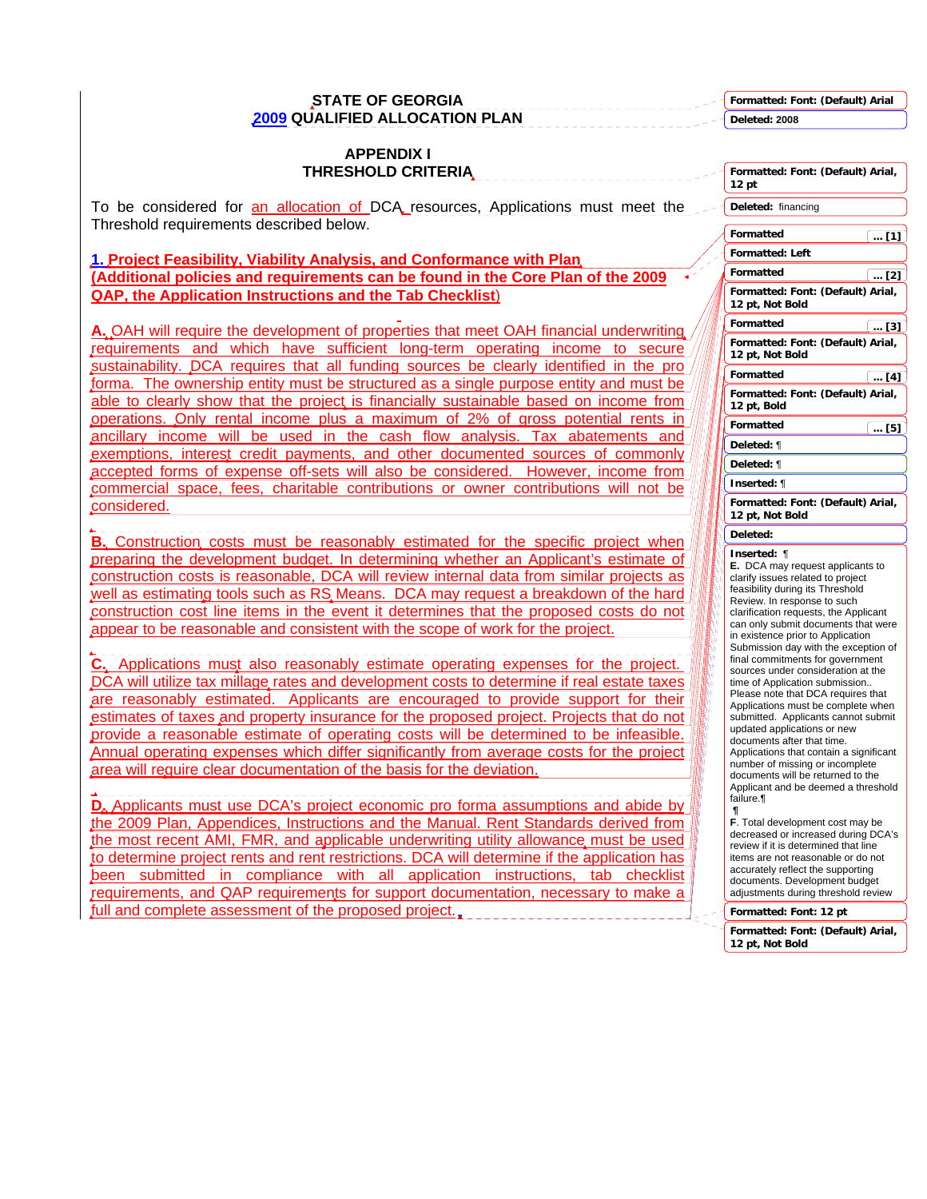# STATE OF GEORGIA
# 2009 QUALIFIED ALLOCATION PLAN

## APPENDIX I
## THRESHOLD CRITERIA

To be considered for an allocation of DCA resources, Applications must meet the Threshold requirements described below.

### 1. Project Feasibility, Viability Analysis, and Conformance with Plan (Additional policies and requirements can be found in the Core Plan of the 2009 QAP, the Application Instructions and the Tab Checklist)

**A.** OAH will require the development of properties that meet OAH financial underwriting requirements and which have sufficient long-term operating income to secure sustainability. DCA requires that all funding sources be clearly identified in the pro forma. The ownership entity must be structured as a single purpose entity and must be able to clearly show that the project is financially sustainable based on income from operations. Only rental income plus a maximum of 2% of gross potential rents in ancillary income will be used in the cash flow analysis. Tax abatements and exemptions, interest credit payments, and other documented sources of commonly accepted forms of expense off-sets will also be considered. However, income from commercial space, fees, charitable contributions or owner contributions will not be considered.

**B.** Construction costs must be reasonably estimated for the specific project when preparing the development budget. In determining whether an Applicant's estimate of construction costs is reasonable, DCA will review internal data from similar projects as well as estimating tools such as RS Means. DCA may request a breakdown of the hard construction cost line items in the event it determines that the proposed costs do not appear to be reasonable and consistent with the scope of work for the project.

**C.** Applicants must also reasonably estimate operating expenses for the project. DCA will utilize tax millage rates and development costs to determine if real estate taxes are reasonably estimated. Applicants are encouraged to provide support for their estimates of taxes and property insurance for the proposed project. Projects that do not provide a reasonable estimate of operating costs will be determined to be infeasible. Annual operating expenses which differ significantly from average costs for the project area will require clear documentation of the basis for the deviation.

**D.** Applicants must use DCA's project economic pro forma assumptions and abide by the 2009 Plan, Appendices, Instructions and the Manual. Rent Standards derived from the most recent AMI, FMR, and applicable underwriting utility allowance must be used to determine project rents and rent restrictions. DCA will determine if the application has been submitted in compliance with all application instructions, tab checklist requirements, and QAP requirements for support documentation, necessary to make a full and complete assessment of the proposed project.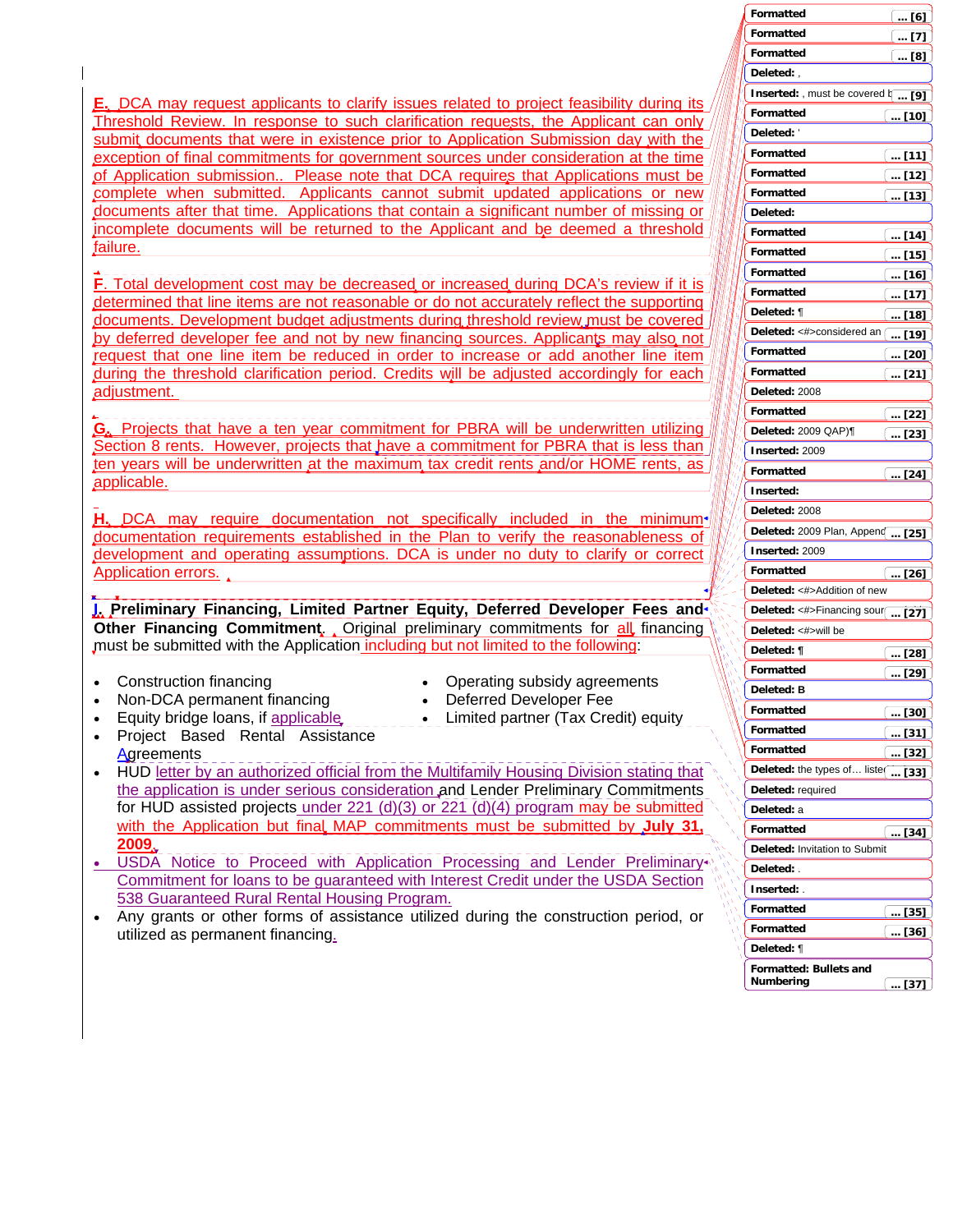E. DCA may request applicants to clarify issues related to project feasibility during its Threshold Review. In response to such clarification requests, the Applicant can only submit documents that were in existence prior to Application Submission day with the exception of final commitments for government sources under consideration at the time of Application submission.. Please note that DCA requires that Applications must be complete when submitted. Applicants cannot submit updated applications or new documents after that time. Applications that contain a significant number of missing or incomplete documents will be returned to the Applicant and be deemed a threshold failure.

F. Total development cost may be decreased or increased during DCA's review if it is determined that line items are not reasonable or do not accurately reflect the supporting documents. Development budget adjustments during threshold review must be covered by deferred developer fee and not by new financing sources. Applicants may also not request that one line item be reduced in order to increase or add another line item during the threshold clarification period. Credits will be adjusted accordingly for each adjustment.

G. Projects that have a ten year commitment for PBRA will be underwritten utilizing Section 8 rents. However, projects that have a commitment for PBRA that is less than ten years will be underwritten at the maximum tax credit rents and/or HOME rents, as applicable.

H. DCA may require documentation not specifically included in the minimum documentation requirements established in the Plan to verify the reasonableness of development and operating assumptions. DCA is under no duty to clarify or correct Application errors.

**I. Preliminary Financing, Limited Partner Equity, Deferred Developer Fees and Other Financing Commitment.** Original preliminary commitments for all financing must be submitted with the Application including but not limited to the following:

- Construction financing
- Non-DCA permanent financing
- Equity bridge loans, if applicable
- Project Based Rental Assistance Agreements
- Operating subsidy agreements
- Deferred Developer Fee
- Limited partner (Tax Credit) equity
- HUD letter by an authorized official from the Multifamily Housing Division stating that the application is under serious consideration and Lender Preliminary Commitments for HUD assisted projects under 221 (d)(3) or 221 (d)(4) program may be submitted with the Application but final MAP commitments must be submitted by **July 31, 2009**.
- USDA Notice to Proceed with Application Processing and Lender Preliminary Commitment for loans to be guaranteed with Interest Credit under the USDA Section 538 Guaranteed Rural Rental Housing Program.
- Any grants or other forms of assistance utilized during the construction period, or utilized as permanent financing.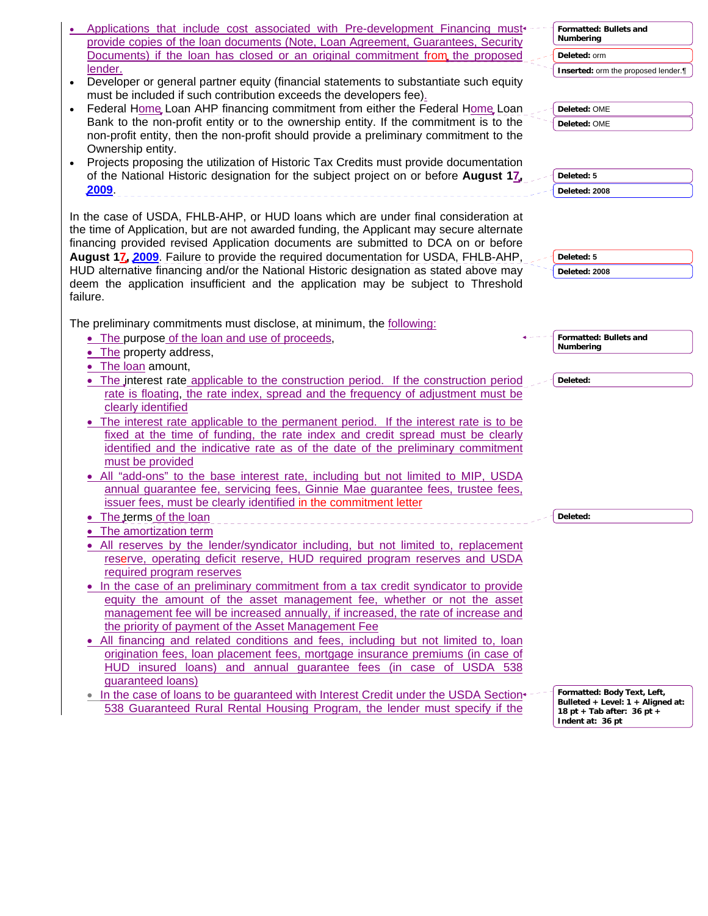- Applications that include cost associated with Pre-development Financing must provide copies of the loan documents (Note, Loan Agreement, Guarantees, Security Documents) if the loan has closed or an original commitment from the proposed lender.
- Developer or general partner equity (financial statements to substantiate such equity must be included if such contribution exceeds the developers fee).
- Federal Home Loan AHP financing commitment from either the Federal Home Loan Bank to the non-profit entity or to the ownership entity. If the commitment is to the non-profit entity, then the non-profit should provide a preliminary commitment to the Ownership entity.
- Projects proposing the utilization of Historic Tax Credits must provide documentation of the National Historic designation for the subject project on or before **August 17, 2009**.

In the case of USDA, FHLB-AHP, or HUD loans which are under final consideration at the time of Application, but are not awarded funding, the Applicant may secure alternate financing provided revised Application documents are submitted to DCA on or before **August 17, 2009**. Failure to provide the required documentation for USDA, FHLB-AHP, HUD alternative financing and/or the National Historic designation as stated above may deem the application insufficient and the application may be subject to Threshold failure.

The preliminary commitments must disclose, at minimum, the following:

- The purpose of the loan and use of proceeds,
- The property address,
- The loan amount,
- The interest rate applicable to the construction period. If the construction period rate is floating, the rate index, spread and the frequency of adjustment must be clearly identified
- The interest rate applicable to the permanent period. If the interest rate is to be fixed at the time of funding, the rate index and credit spread must be clearly identified and the indicative rate as of the date of the preliminary commitment must be provided
- All "add-ons" to the base interest rate, including but not limited to MIP, USDA annual guarantee fee, servicing fees, Ginnie Mae guarantee fees, trustee fees, issuer fees, must be clearly identified in the commitment letter
- The terms of the loan
- The amortization term
- All reserves by the lender/syndicator including, but not limited to, replacement reserve, operating deficit reserve, HUD required program reserves and USDA required program reserves
- In the case of an preliminary commitment from a tax credit syndicator to provide equity the amount of the asset management fee, whether or not the asset management fee will be increased annually, if increased, the rate of increase and the priority of payment of the Asset Management Fee
- All financing and related conditions and fees, including but not limited to, loan origination fees, loan placement fees, mortgage insurance premiums (in case of HUD insured loans) and annual guarantee fees (in case of USDA 538 guaranteed loans)
- In the case of loans to be guaranteed with Interest Credit under the USDA Section 538 Guaranteed Rural Rental Housing Program, the lender must specify if the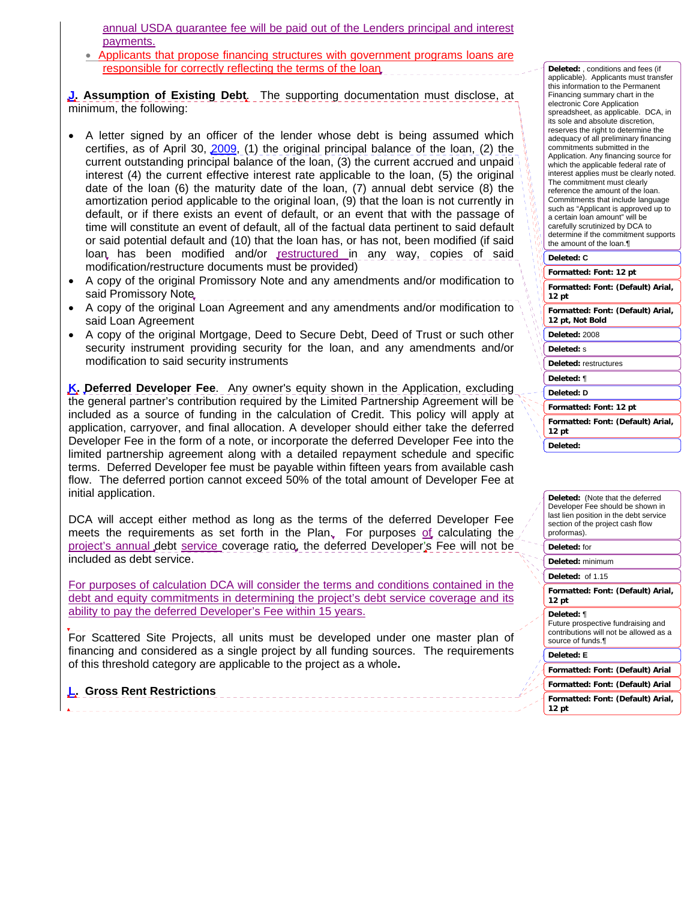annual USDA guarantee fee will be paid out of the Lenders principal and interest payments.

- Applicants that propose financing structures with government programs loans are responsible for correctly reflecting the terms of the loan.

**J. Assumption of Existing Debt**. The supporting documentation must disclose, at minimum, the following:

- A letter signed by an officer of the lender whose debt is being assumed which certifies, as of April 30, 2009, (1) the original principal balance of the loan, (2) the current outstanding principal balance of the loan, (3) the current accrued and unpaid interest (4) the current effective interest rate applicable to the loan, (5) the original date of the loan (6) the maturity date of the loan, (7) annual debt service (8) the amortization period applicable to the original loan, (9) that the loan is not currently in default, or if there exists an event of default, or an event that with the passage of time will constitute an event of default, all of the factual data pertinent to said default or said potential default and (10) that the loan has, or has not, been modified (if said loan has been modified and/or restructured in any way, copies of said modification/restructure documents must be provided)
- A copy of the original Promissory Note and any amendments and/or modification to said Promissory Note
- A copy of the original Loan Agreement and any amendments and/or modification to said Loan Agreement
- A copy of the original Mortgage, Deed to Secure Debt, Deed of Trust or such other security instrument providing security for the loan, and any amendments and/or modification to said security instruments

**K. Deferred Developer Fee**. Any owner's equity shown in the Application, excluding the general partner's contribution required by the Limited Partnership Agreement will be included as a source of funding in the calculation of Credit. This policy will apply at application, carryover, and final allocation. A developer should either take the deferred Developer Fee in the form of a note, or incorporate the deferred Developer Fee into the limited partnership agreement along with a detailed repayment schedule and specific terms. Deferred Developer fee must be payable within fifteen years from available cash flow. The deferred portion cannot exceed 50% of the total amount of Developer Fee at initial application.

DCA will accept either method as long as the terms of the deferred Developer Fee meets the requirements as set forth in the Plan. For purposes of calculating the project's annual debt service coverage ratio, the deferred Developer's Fee will not be included as debt service.

For purposes of calculation DCA will consider the terms and conditions contained in the debt and equity commitments in determining the project's debt service coverage and its ability to pay the deferred Developer's Fee within 15 years.

For Scattered Site Projects, all units must be developed under one master plan of financing and considered as a single project by all funding sources. The requirements of this threshold category are applicable to the project as a whole.

**L. Gross Rent Restrictions**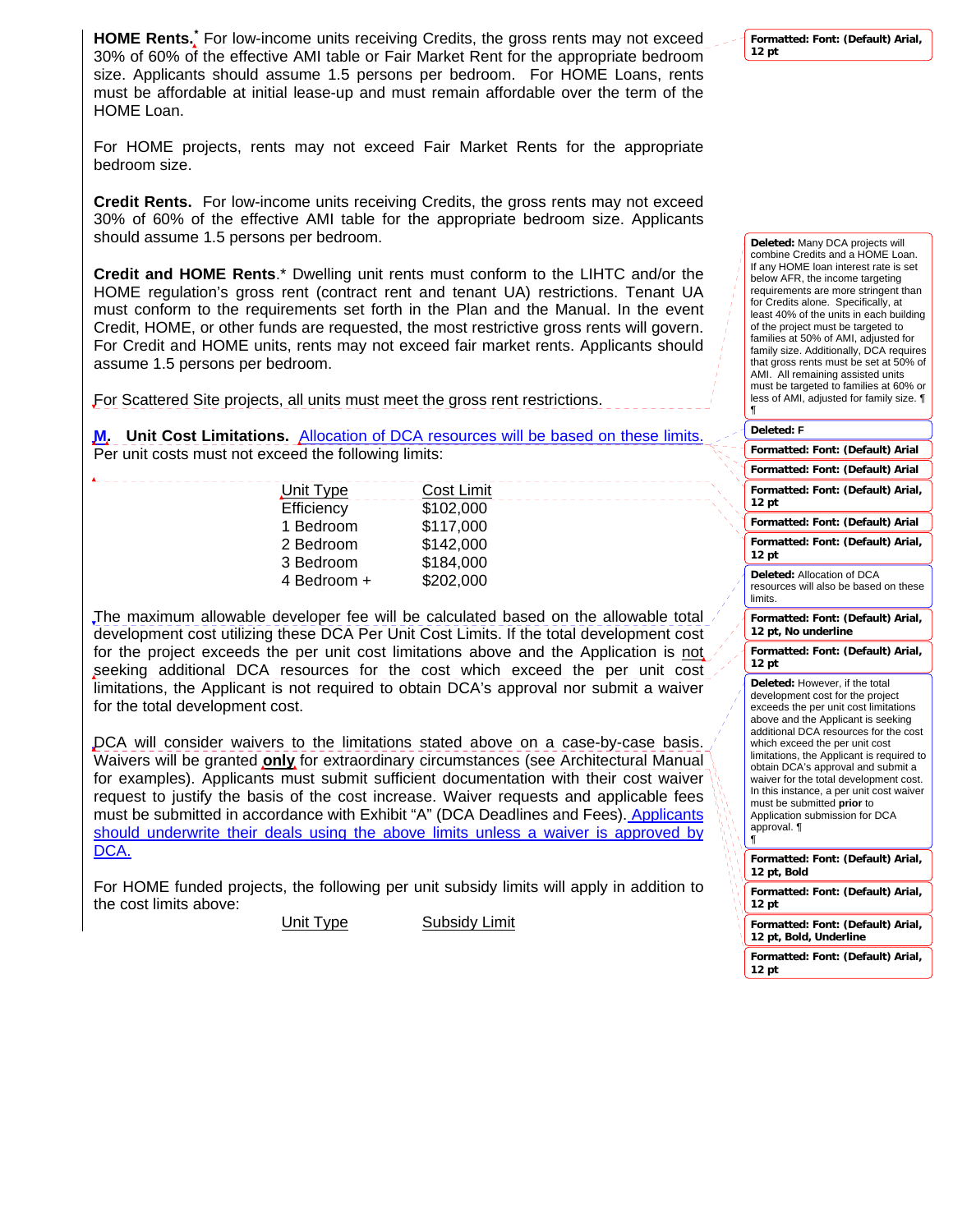**HOME Rents.*** For low-income units receiving Credits, the gross rents may not exceed 30% of 60% of the effective AMI table or Fair Market Rent for the appropriate bedroom size. Applicants should assume 1.5 persons per bedroom. For HOME Loans, rents must be affordable at initial lease-up and must remain affordable over the term of the HOME Loan.

For HOME projects, rents may not exceed Fair Market Rents for the appropriate bedroom size.

**Credit Rents.** For low-income units receiving Credits, the gross rents may not exceed 30% of 60% of the effective AMI table for the appropriate bedroom size. Applicants should assume 1.5 persons per bedroom.

**Credit and HOME Rents**.* Dwelling unit rents must conform to the LIHTC and/or the HOME regulation's gross rent (contract rent and tenant UA) restrictions. Tenant UA must conform to the requirements set forth in the Plan and the Manual. In the event Credit, HOME, or other funds are requested, the most restrictive gross rents will govern. For Credit and HOME units, rents may not exceed fair market rents. Applicants should assume 1.5 persons per bedroom.

For Scattered Site projects, all units must meet the gross rent restrictions.

**M. Unit Cost Limitations.** Allocation of DCA resources will be based on these limits. Per unit costs must not exceed the following limits:

| Unit Type | Cost Limit |
|---|---|
| Efficiency | $102,000 |
| 1 Bedroom | $117,000 |
| 2 Bedroom | $142,000 |
| 3 Bedroom | $184,000 |
| 4 Bedroom + | $202,000 |

The maximum allowable developer fee will be calculated based on the allowable total development cost utilizing these DCA Per Unit Cost Limits. If the total development cost for the project exceeds the per unit cost limitations above and the Application is not seeking additional DCA resources for the cost which exceed the per unit cost limitations, the Applicant is not required to obtain DCA's approval nor submit a waiver for the total development cost.

DCA will consider waivers to the limitations stated above on a case-by-case basis. Waivers will be granted **only** for extraordinary circumstances (see Architectural Manual for examples). Applicants must submit sufficient documentation with their cost waiver request to justify the basis of the cost increase. Waiver requests and applicable fees must be submitted in accordance with Exhibit "A" (DCA Deadlines and Fees). Applicants should underwrite their deals using the above limits unless a waiver is approved by DCA.

For HOME funded projects, the following per unit subsidy limits will apply in addition to the cost limits above:

| Unit Type | Subsidy Limit |
|---|---|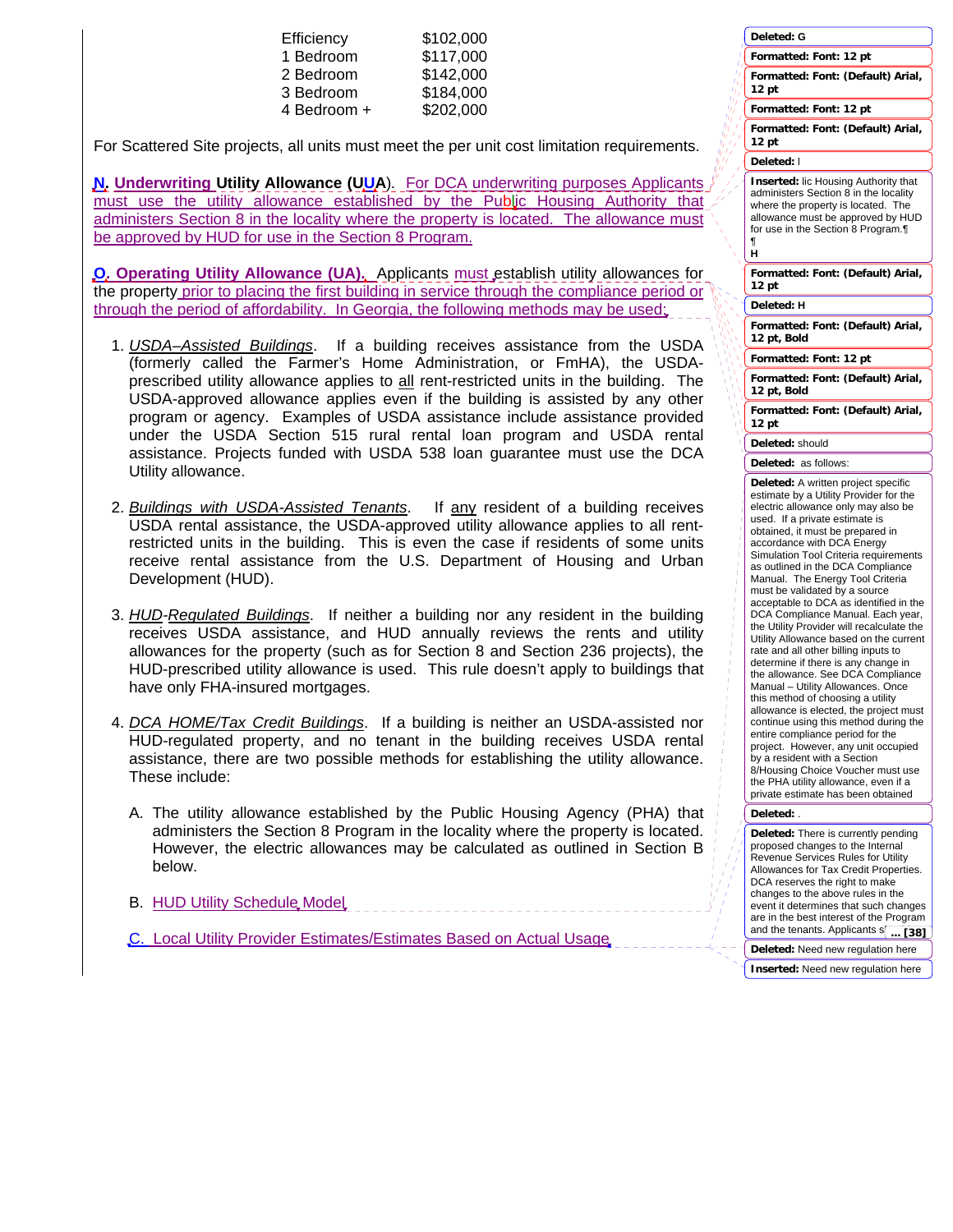| | |
|---|---|
| Efficiency | $102,000 |
| 1 Bedroom | $117,000 |
| 2 Bedroom | $142,000 |
| 3 Bedroom | $184,000 |
| 4 Bedroom + | $202,000 |

For Scattered Site projects, all units must meet the per unit cost limitation requirements.

**N. Underwriting Utility Allowance (UUA).** For DCA underwriting purposes Applicants must use the utility allowance established by the Public Housing Authority that administers Section 8 in the locality where the property is located. The allowance must be approved by HUD for use in the Section 8 Program.

**O. Operating Utility Allowance (UA).** Applicants must establish utility allowances for the property prior to placing the first building in service through the compliance period or through the period of affordability. In Georgia, the following methods may be used:

1. *USDA–Assisted Buildings*. If a building receives assistance from the USDA (formerly called the Farmer's Home Administration, or FmHA), the USDA-prescribed utility allowance applies to all rent-restricted units in the building. The USDA-approved allowance applies even if the building is assisted by any other program or agency. Examples of USDA assistance include assistance provided under the USDA Section 515 rural rental loan program and USDA rental assistance. Projects funded with USDA 538 loan guarantee must use the DCA Utility allowance.

2. *Buildings with USDA-Assisted Tenants*. If any resident of a building receives USDA rental assistance, the USDA-approved utility allowance applies to all rent-restricted units in the building. This is even the case if residents of some units receive rental assistance from the U.S. Department of Housing and Urban Development (HUD).

3. *HUD-Regulated Buildings*. If neither a building nor any resident in the building receives USDA assistance, and HUD annually reviews the rents and utility allowances for the property (such as for Section 8 and Section 236 projects), the HUD-prescribed utility allowance is used. This rule doesn't apply to buildings that have only FHA-insured mortgages.

4. *DCA HOME/Tax Credit Buildings*. If a building is neither an USDA-assisted nor HUD-regulated property, and no tenant in the building receives USDA rental assistance, there are two possible methods for establishing the utility allowance. These include:

   A. The utility allowance established by the Public Housing Agency (PHA) that administers the Section 8 Program in the locality where the property is located. However, the electric allowances may be calculated as outlined in Section B below.

   B. HUD Utility Schedule Model

   C. Local Utility Provider Estimates/Estimates Based on Actual Usage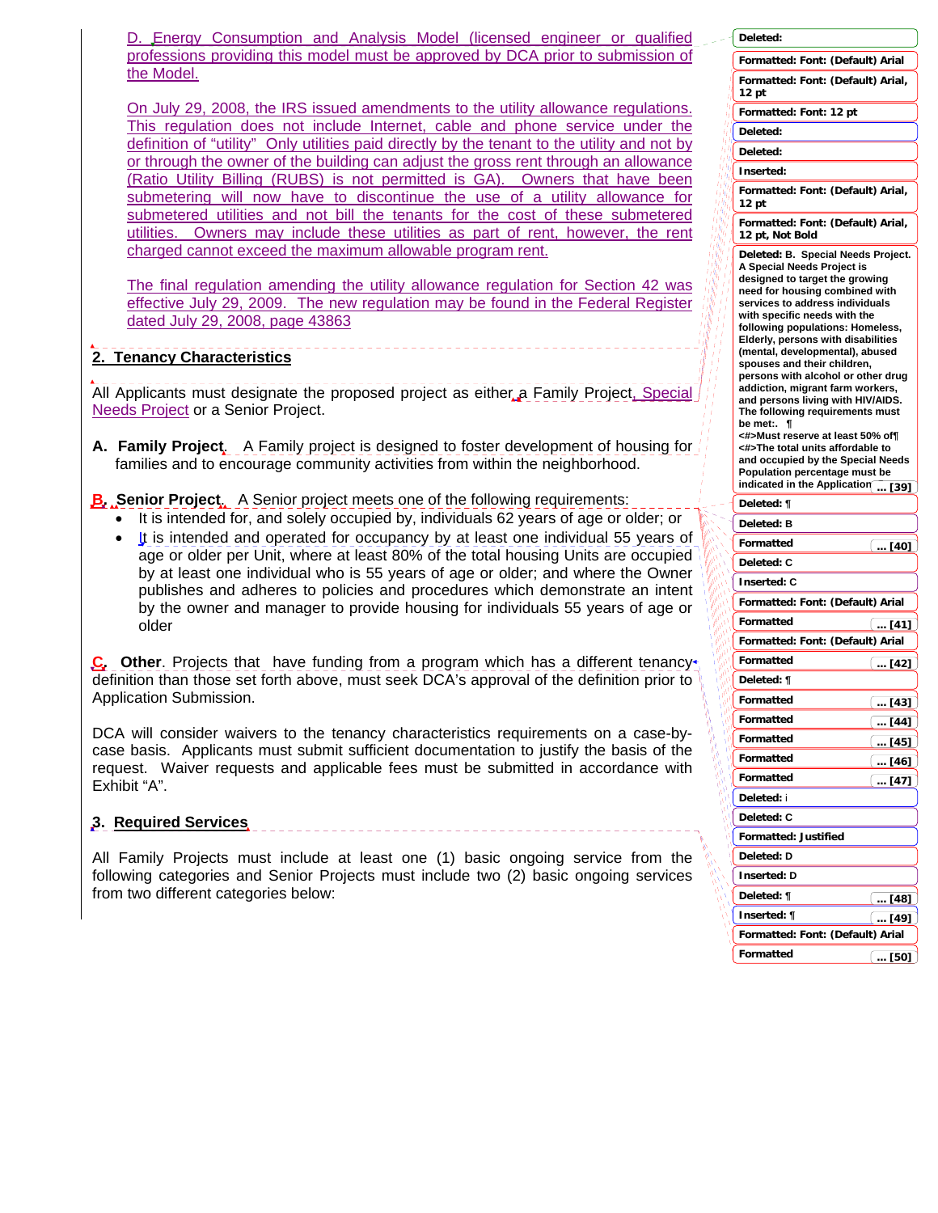D. Energy Consumption and Analysis Model (licensed engineer or qualified professions providing this model must be approved by DCA prior to submission of the Model.

On July 29, 2008, the IRS issued amendments to the utility allowance regulations. This regulation does not include Internet, cable and phone service under the definition of "utility" Only utilities paid directly by the tenant to the utility and not by or through the owner of the building can adjust the gross rent through an allowance (Ratio Utility Billing (RUBS) is not permitted is GA). Owners that have been submetering will now have to discontinue the use of a utility allowance for submetered utilities and not bill the tenants for the cost of these submetered utilities. Owners may include these utilities as part of rent, however, the rent charged cannot exceed the maximum allowable program rent.

The final regulation amending the utility allowance regulation for Section 42 was effective July 29, 2009. The new regulation may be found in the Federal Register dated July 29, 2008, page 43863

## 2. Tenancy Characteristics

All Applicants must designate the proposed project as either a Family Project, Special Needs Project or a Senior Project.

**A. Family Project**. A Family project is designed to foster development of housing for families and to encourage community activities from within the neighborhood.

**B. Senior Project**. A Senior project meets one of the following requirements:

- It is intended for, and solely occupied by, individuals 62 years of age or older; or
- It is intended and operated for occupancy by at least one individual 55 years of age or older per Unit, where at least 80% of the total housing Units are occupied by at least one individual who is 55 years of age or older; and where the Owner publishes and adheres to policies and procedures which demonstrate an intent by the owner and manager to provide housing for individuals 55 years of age or older

**C. Other**. Projects that have funding from a program which has a different tenancy definition than those set forth above, must seek DCA's approval of the definition prior to Application Submission.

DCA will consider waivers to the tenancy characteristics requirements on a case-by-case basis. Applicants must submit sufficient documentation to justify the basis of the request. Waiver requests and applicable fees must be submitted in accordance with Exhibit "A".

## 3. Required Services

All Family Projects must include at least one (1) basic ongoing service from the following categories and Senior Projects must include two (2) basic ongoing services from two different categories below: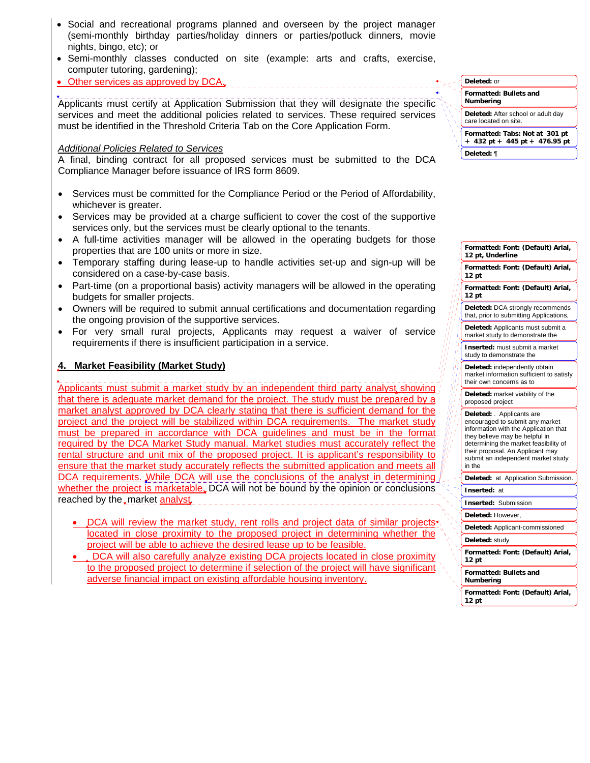- Social and recreational programs planned and overseen by the project manager (semi-monthly birthday parties/holiday dinners or parties/potluck dinners, movie nights, bingo, etc); or
- Semi-monthly classes conducted on site (example: arts and crafts, exercise, computer tutoring, gardening);
- Other services as approved by DCA.

Applicants must certify at Application Submission that they will designate the specific services and meet the additional policies related to services. These required services must be identified in the Threshold Criteria Tab on the Core Application Form.

*Additional Policies Related to Services*

A final, binding contract for all proposed services must be submitted to the DCA Compliance Manager before issuance of IRS form 8609.

- Services must be committed for the Compliance Period or the Period of Affordability, whichever is greater.
- Services may be provided at a charge sufficient to cover the cost of the supportive services only, but the services must be clearly optional to the tenants.
- A full-time activities manager will be allowed in the operating budgets for those properties that are 100 units or more in size.
- Temporary staffing during lease-up to handle activities set-up and sign-up will be considered on a case-by-case basis.
- Part-time (on a proportional basis) activity managers will be allowed in the operating budgets for smaller projects.
- Owners will be required to submit annual certifications and documentation regarding the ongoing provision of the supportive services.
- For very small rural projects, Applicants may request a waiver of service requirements if there is insufficient participation in a service.

## 4. Market Feasibility (Market Study)

Applicants must submit a market study by an independent third party analyst showing that there is adequate market demand for the project. The study must be prepared by a market analyst approved by DCA clearly stating that there is sufficient demand for the project and the project will be stabilized within DCA requirements. The market study must be prepared in accordance with DCA guidelines and must be in the format required by the DCA Market Study manual. Market studies must accurately reflect the rental structure and unit mix of the proposed project. It is applicant's responsibility to ensure that the market study accurately reflects the submitted application and meets all DCA requirements. While DCA will use the conclusions of the analyst in determining whether the project is marketable, DCA will not be bound by the opinion or conclusions reached by the market analyst.

- DCA will review the market study, rent rolls and project data of similar projects located in close proximity to the proposed project in determining whether the project will be able to achieve the desired lease up to be feasible.
- DCA will also carefully analyze existing DCA projects located in close proximity to the proposed project to determine if selection of the project will have significant adverse financial impact on existing affordable housing inventory.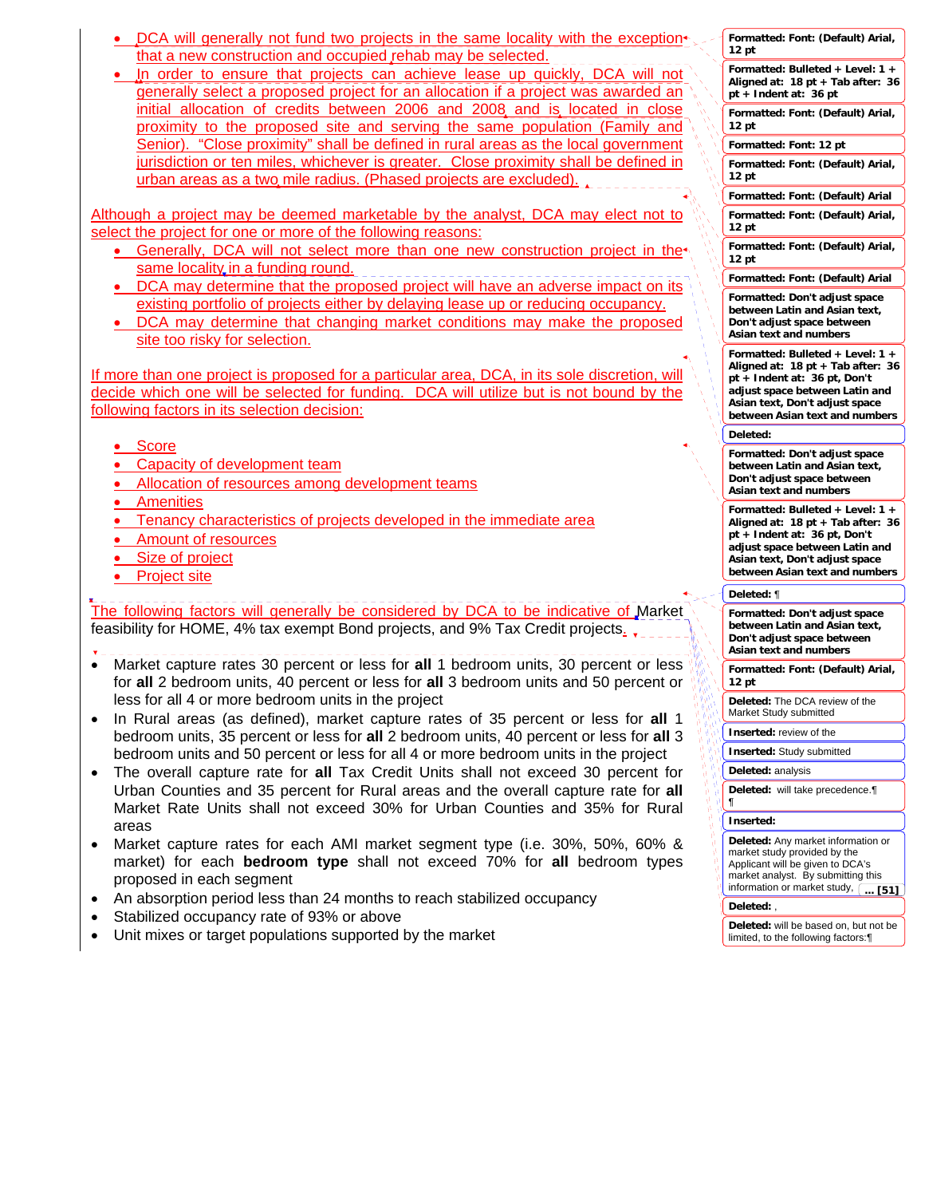- DCA will generally not fund two projects in the same locality with the exception that a new construction and occupied rehab may be selected.
- In order to ensure that projects can achieve lease up quickly, DCA will not generally select a proposed project for an allocation if a project was awarded an initial allocation of credits between 2006 and 2008 and is located in close proximity to the proposed site and serving the same population (Family and Senior). "Close proximity" shall be defined in rural areas as the local government jurisdiction or ten miles, whichever is greater. Close proximity shall be defined in urban areas as a two mile radius. (Phased projects are excluded).

Although a project may be deemed marketable by the analyst, DCA may elect not to select the project for one or more of the following reasons:

- Generally, DCA will not select more than one new construction project in the same locality in a funding round.
- DCA may determine that the proposed project will have an adverse impact on its existing portfolio of projects either by delaying lease up or reducing occupancy.
- DCA may determine that changing market conditions may make the proposed site too risky for selection.

If more than one project is proposed for a particular area, DCA, in its sole discretion, will decide which one will be selected for funding. DCA will utilize but is not bound by the following factors in its selection decision:

- Score
- Capacity of development team
- Allocation of resources among development teams
- Amenities
- Tenancy characteristics of projects developed in the immediate area
- Amount of resources
- Size of project
- Project site

The following factors will generally be considered by DCA to be indicative of Market feasibility for HOME, 4% tax exempt Bond projects, and 9% Tax Credit projects.

- Market capture rates 30 percent or less for **all** 1 bedroom units, 30 percent or less for **all** 2 bedroom units, 40 percent or less for **all** 3 bedroom units and 50 percent or less for all 4 or more bedroom units in the project
- In Rural areas (as defined), market capture rates of 35 percent or less for **all** 1 bedroom units, 35 percent or less for **all** 2 bedroom units, 40 percent or less for **all** 3 bedroom units and 50 percent or less for all 4 or more bedroom units in the project
- The overall capture rate for **all** Tax Credit Units shall not exceed 30 percent for Urban Counties and 35 percent for Rural areas and the overall capture rate for **all** Market Rate Units shall not exceed 30% for Urban Counties and 35% for Rural areas
- Market capture rates for each AMI market segment type (i.e. 30%, 50%, 60% & market) for each **bedroom type** shall not exceed 70% for **all** bedroom types proposed in each segment
- An absorption period less than 24 months to reach stabilized occupancy
- Stabilized occupancy rate of 93% or above
- Unit mixes or target populations supported by the market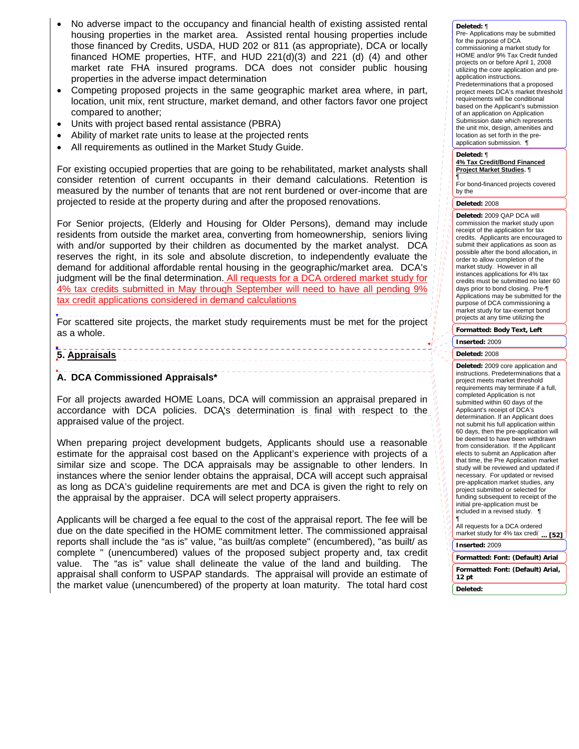- No adverse impact to the occupancy and financial health of existing assisted rental housing properties in the market area. Assisted rental housing properties include those financed by Credits, USDA, HUD 202 or 811 (as appropriate), DCA or locally financed HOME properties, HTF, and HUD 221(d)(3) and 221 (d) (4) and other market rate FHA insured programs. DCA does not consider public housing properties in the adverse impact determination
- Competing proposed projects in the same geographic market area where, in part, location, unit mix, rent structure, market demand, and other factors favor one project compared to another;
- Units with project based rental assistance (PBRA)
- Ability of market rate units to lease at the projected rents
- All requirements as outlined in the Market Study Guide.

For existing occupied properties that are going to be rehabilitated, market analysts shall consider retention of current occupants in their demand calculations. Retention is measured by the number of tenants that are not rent burdened or over-income that are projected to reside at the property during and after the proposed renovations.

For Senior projects, (Elderly and Housing for Older Persons), demand may include residents from outside the market area, converting from homeownership, seniors living with and/or supported by their children as documented by the market analyst. DCA reserves the right, in its sole and absolute discretion, to independently evaluate the demand for additional affordable rental housing in the geographic/market area. DCA's judgment will be the final determination. All requests for a DCA ordered market study for 4% tax credits submitted in May through September will need to have all pending 9% tax credit applications considered in demand calculations

For scattered site projects, the market study requirements must be met for the project as a whole.

## 5. Appraisals

### A. DCA Commissioned Appraisals*

For all projects awarded HOME Loans, DCA will commission an appraisal prepared in accordance with DCA policies. DCA's determination is final with respect to the appraised value of the project.

When preparing project development budgets, Applicants should use a reasonable estimate for the appraisal cost based on the Applicant's experience with projects of a similar size and scope. The DCA appraisals may be assignable to other lenders. In instances where the senior lender obtains the appraisal, DCA will accept such appraisal as long as DCA's guideline requirements are met and DCA is given the right to rely on the appraisal by the appraiser. DCA will select property appraisers.

Applicants will be charged a fee equal to the cost of the appraisal report. The fee will be due on the date specified in the HOME commitment letter. The commissioned appraisal reports shall include the "as is" value, "as built/as complete" (encumbered), "as built/ as complete " (unencumbered) values of the proposed subject property and, tax credit value. The "as is" value shall delineate the value of the land and building. The appraisal shall conform to USPAP standards. The appraisal will provide an estimate of the market value (unencumbered) of the property at loan maturity. The total hard cost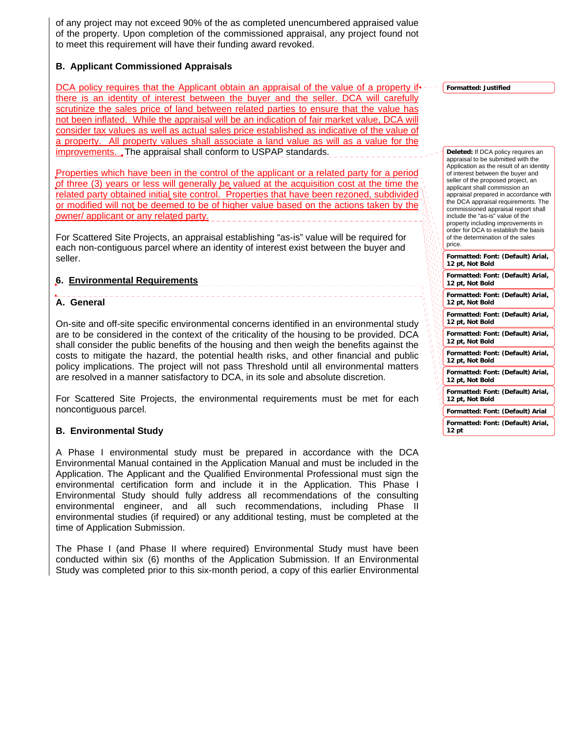of any project may not exceed 90% of the as completed unencumbered appraised value of the property. Upon completion of the commissioned appraisal, any project found not to meet this requirement will have their funding award revoked.

**B. Applicant Commissioned Appraisals**

DCA policy requires that the Applicant obtain an appraisal of the value of a property if there is an identity of interest between the buyer and the seller. DCA will carefully scrutinize the sales price of land between related parties to ensure that the value has not been inflated. While the appraisal will be an indication of fair market value, DCA will consider tax values as well as actual sales price established as indicative of the value of a property. All property values shall associate a land value as will as a value for the improvements. The appraisal shall conform to USPAP standards.

Properties which have been in the control of the applicant or a related party for a period of three (3) years or less will generally be valued at the acquisition cost at the time the related party obtained initial site control. Properties that have been rezoned, subdivided or modified will not be deemed to be of higher value based on the actions taken by the owner/ applicant or any related party.

For Scattered Site Projects, an appraisal establishing "as-is" value will be required for each non-contiguous parcel where an identity of interest exist between the buyer and seller.

## 6. Environmental Requirements

**A. General**

On-site and off-site specific environmental concerns identified in an environmental study are to be considered in the context of the criticality of the housing to be provided. DCA shall consider the public benefits of the housing and then weigh the benefits against the costs to mitigate the hazard, the potential health risks, and other financial and public policy implications. The project will not pass Threshold until all environmental matters are resolved in a manner satisfactory to DCA, in its sole and absolute discretion.

For Scattered Site Projects, the environmental requirements must be met for each noncontiguous parcel.

**B. Environmental Study**

A Phase I environmental study must be prepared in accordance with the DCA Environmental Manual contained in the Application Manual and must be included in the Application. The Applicant and the Qualified Environmental Professional must sign the environmental certification form and include it in the Application. This Phase I Environmental Study should fully address all recommendations of the consulting environmental engineer, and all such recommendations, including Phase II environmental studies (if required) or any additional testing, must be completed at the time of Application Submission.

The Phase I (and Phase II where required) Environmental Study must have been conducted within six (6) months of the Application Submission. If an Environmental Study was completed prior to this six-month period, a copy of this earlier Environmental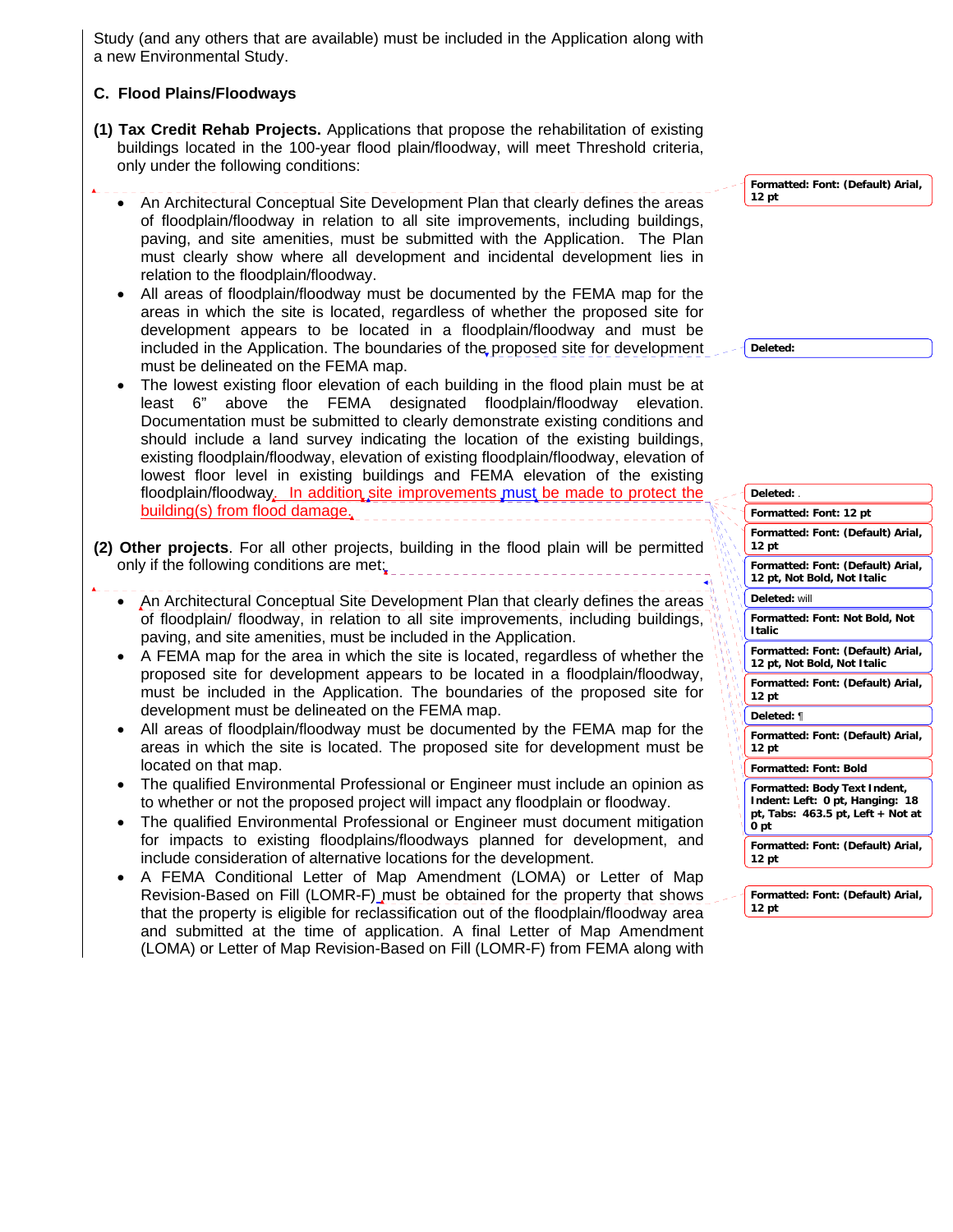Study (and any others that are available) must be included in the Application along with a new Environmental Study.

### C. Flood Plains/Floodways

**(1) Tax Credit Rehab Projects.** Applications that propose the rehabilitation of existing buildings located in the 100-year flood plain/floodway, will meet Threshold criteria, only under the following conditions:

- An Architectural Conceptual Site Development Plan that clearly defines the areas of floodplain/floodway in relation to all site improvements, including buildings, paving, and site amenities, must be submitted with the Application. The Plan must clearly show where all development and incidental development lies in relation to the floodplain/floodway.
- All areas of floodplain/floodway must be documented by the FEMA map for the areas in which the site is located, regardless of whether the proposed site for development appears to be located in a floodplain/floodway and must be included in the Application. The boundaries of the proposed site for development must be delineated on the FEMA map.
- The lowest existing floor elevation of each building in the flood plain must be at least 6" above the FEMA designated floodplain/floodway elevation. Documentation must be submitted to clearly demonstrate existing conditions and should include a land survey indicating the location of the existing buildings, existing floodplain/floodway, elevation of existing floodplain/floodway, elevation of lowest floor level in existing buildings and FEMA elevation of the existing floodplain/floodway. In addition site improvements must be made to protect the building(s) from flood damage.

**(2) Other projects**. For all other projects, building in the flood plain will be permitted only if the following conditions are met:

- An Architectural Conceptual Site Development Plan that clearly defines the areas of floodplain/ floodway, in relation to all site improvements, including buildings, paving, and site amenities, must be included in the Application.
- A FEMA map for the area in which the site is located, regardless of whether the proposed site for development appears to be located in a floodplain/floodway, must be included in the Application. The boundaries of the proposed site for development must be delineated on the FEMA map.
- All areas of floodplain/floodway must be documented by the FEMA map for the areas in which the site is located. The proposed site for development must be located on that map.
- The qualified Environmental Professional or Engineer must include an opinion as to whether or not the proposed project will impact any floodplain or floodway.
- The qualified Environmental Professional or Engineer must document mitigation for impacts to existing floodplains/floodways planned for development, and include consideration of alternative locations for the development.
- A FEMA Conditional Letter of Map Amendment (LOMA) or Letter of Map Revision-Based on Fill (LOMR-F) must be obtained for the property that shows that the property is eligible for reclassification out of the floodplain/floodway area and submitted at the time of application. A final Letter of Map Amendment (LOMA) or Letter of Map Revision-Based on Fill (LOMR-F) from FEMA along with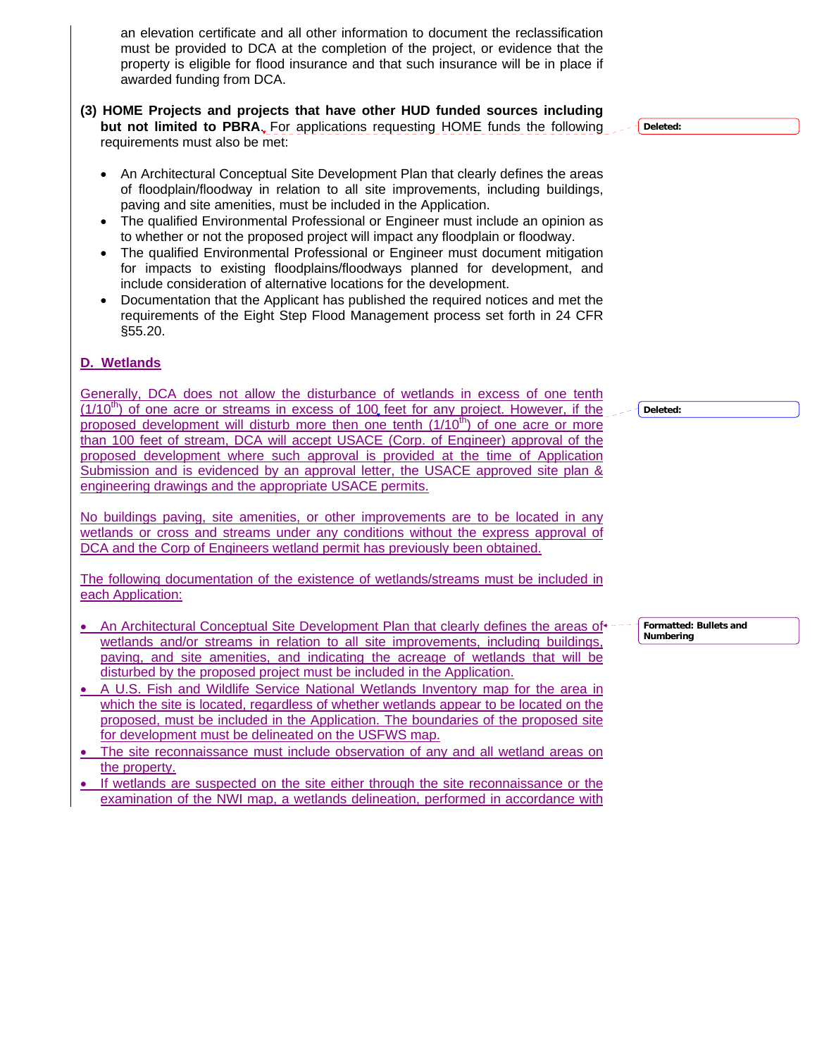an elevation certificate and all other information to document the reclassification must be provided to DCA at the completion of the project, or evidence that the property is eligible for flood insurance and that such insurance will be in place if awarded funding from DCA.

**(3) HOME Projects and projects that have other HUD funded sources including but not limited to PBRA.** For applications requesting HOME funds the following requirements must also be met:

- An Architectural Conceptual Site Development Plan that clearly defines the areas of floodplain/floodway in relation to all site improvements, including buildings, paving and site amenities, must be included in the Application.
- The qualified Environmental Professional or Engineer must include an opinion as to whether or not the proposed project will impact any floodplain or floodway.
- The qualified Environmental Professional or Engineer must document mitigation for impacts to existing floodplains/floodways planned for development, and include consideration of alternative locations for the development.
- Documentation that the Applicant has published the required notices and met the requirements of the Eight Step Flood Management process set forth in 24 CFR §55.20.

## D. Wetlands

Generally, DCA does not allow the disturbance of wetlands in excess of one tenth (1/10th) of one acre or streams in excess of 100 feet for any project. However, if the proposed development will disturb more then one tenth (1/10th) of one acre or more than 100 feet of stream, DCA will accept USACE (Corp. of Engineer) approval of the proposed development where such approval is provided at the time of Application Submission and is evidenced by an approval letter, the USACE approved site plan & engineering drawings and the appropriate USACE permits.

No buildings paving, site amenities, or other improvements are to be located in any wetlands or cross and streams under any conditions without the express approval of DCA and the Corp of Engineers wetland permit has previously been obtained.

The following documentation of the existence of wetlands/streams must be included in each Application:

- An Architectural Conceptual Site Development Plan that clearly defines the areas of wetlands and/or streams in relation to all site improvements, including buildings, paving, and site amenities, and indicating the acreage of wetlands that will be disturbed by the proposed project must be included in the Application.
- A U.S. Fish and Wildlife Service National Wetlands Inventory map for the area in which the site is located, regardless of whether wetlands appear to be located on the proposed, must be included in the Application. The boundaries of the proposed site for development must be delineated on the USFWS map.
- The site reconnaissance must include observation of any and all wetland areas on the property.
- If wetlands are suspected on the site either through the site reconnaissance or the examination of the NWI map, a wetlands delineation, performed in accordance with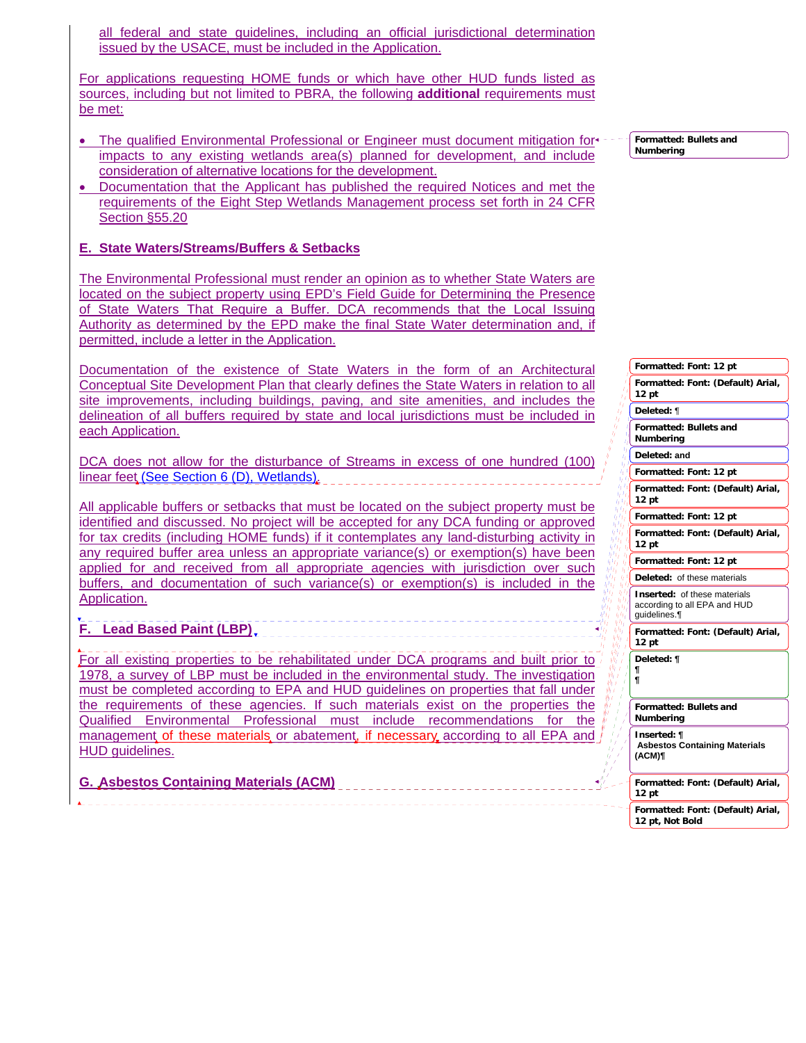all federal and state guidelines, including an official jurisdictional determination issued by the USACE, must be included in the Application.

For applications requesting HOME funds or which have other HUD funds listed as sources, including but not limited to PBRA, the following **additional** requirements must be met:

- The qualified Environmental Professional or Engineer must document mitigation for impacts to any existing wetlands area(s) planned for development, and include consideration of alternative locations for the development.
- Documentation that the Applicant has published the required Notices and met the requirements of the Eight Step Wetlands Management process set forth in 24 CFR Section §55.20

## E. State Waters/Streams/Buffers & Setbacks

The Environmental Professional must render an opinion as to whether State Waters are located on the subject property using EPD's Field Guide for Determining the Presence of State Waters That Require a Buffer. DCA recommends that the Local Issuing Authority as determined by the EPD make the final State Water determination and, if permitted, include a letter in the Application.

Documentation of the existence of State Waters in the form of an Architectural Conceptual Site Development Plan that clearly defines the State Waters in relation to all site improvements, including buildings, paving, and site amenities, and includes the delineation of all buffers required by state and local jurisdictions must be included in each Application.

DCA does not allow for the disturbance of Streams in excess of one hundred (100) linear feet (See Section 6 (D), Wetlands).

All applicable buffers or setbacks that must be located on the subject property must be identified and discussed. No project will be accepted for any DCA funding or approved for tax credits (including HOME funds) if it contemplates any land-disturbing activity in any required buffer area unless an appropriate variance(s) or exemption(s) have been applied for and received from all appropriate agencies with jurisdiction over such buffers, and documentation of such variance(s) or exemption(s) is included in the Application.

## F. Lead Based Paint (LBP)

For all existing properties to be rehabilitated under DCA programs and built prior to 1978, a survey of LBP must be included in the environmental study. The investigation must be completed according to EPA and HUD guidelines on properties that fall under the requirements of these agencies. If such materials exist on the properties the Qualified Environmental Professional must include recommendations for the management of these materials or abatement, if necessary according to all EPA and HUD guidelines.

## G. Asbestos Containing Materials (ACM)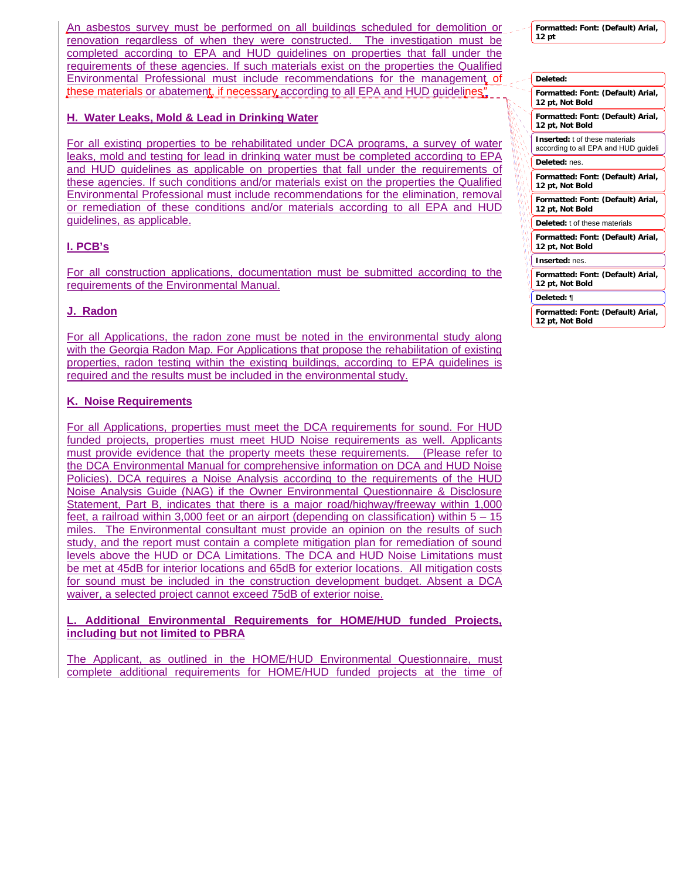An asbestos survey must be performed on all buildings scheduled for demolition or renovation regardless of when they were constructed. The investigation must be completed according to EPA and HUD guidelines on properties that fall under the requirements of these agencies. If such materials exist on the properties the Qualified Environmental Professional must include recommendations for the management of these materials or abatement, if necessary according to all EPA and HUD guidelines.

**H. Water Leaks, Mold & Lead in Drinking Water**

For all existing properties to be rehabilitated under DCA programs, a survey of water leaks, mold and testing for lead in drinking water must be completed according to EPA and HUD guidelines as applicable on properties that fall under the requirements of these agencies. If such conditions and/or materials exist on the properties the Qualified Environmental Professional must include recommendations for the elimination, removal or remediation of these conditions and/or materials according to all EPA and HUD guidelines, as applicable.

**I. PCB's**

For all construction applications, documentation must be submitted according to the requirements of the Environmental Manual.

**J. Radon**

For all Applications, the radon zone must be noted in the environmental study along with the Georgia Radon Map. For Applications that propose the rehabilitation of existing properties, radon testing within the existing buildings, according to EPA guidelines is required and the results must be included in the environmental study.

**K. Noise Requirements**

For all Applications, properties must meet the DCA requirements for sound. For HUD funded projects, properties must meet HUD Noise requirements as well. Applicants must provide evidence that the property meets these requirements. (Please refer to the DCA Environmental Manual for comprehensive information on DCA and HUD Noise Policies). DCA requires a Noise Analysis according to the requirements of the HUD Noise Analysis Guide (NAG) if the Owner Environmental Questionnaire & Disclosure Statement, Part B, indicates that there is a major road/highway/freeway within 1,000 feet, a railroad within 3,000 feet or an airport (depending on classification) within 5 – 15 miles. The Environmental consultant must provide an opinion on the results of such study, and the report must contain a complete mitigation plan for remediation of sound levels above the HUD or DCA Limitations. The DCA and HUD Noise Limitations must be met at 45dB for interior locations and 65dB for exterior locations. All mitigation costs for sound must be included in the construction development budget. Absent a DCA waiver, a selected project cannot exceed 75dB of exterior noise.

**L. Additional Environmental Requirements for HOME/HUD funded Projects, including but not limited to PBRA**

The Applicant, as outlined in the HOME/HUD Environmental Questionnaire, must complete additional requirements for HOME/HUD funded projects at the time of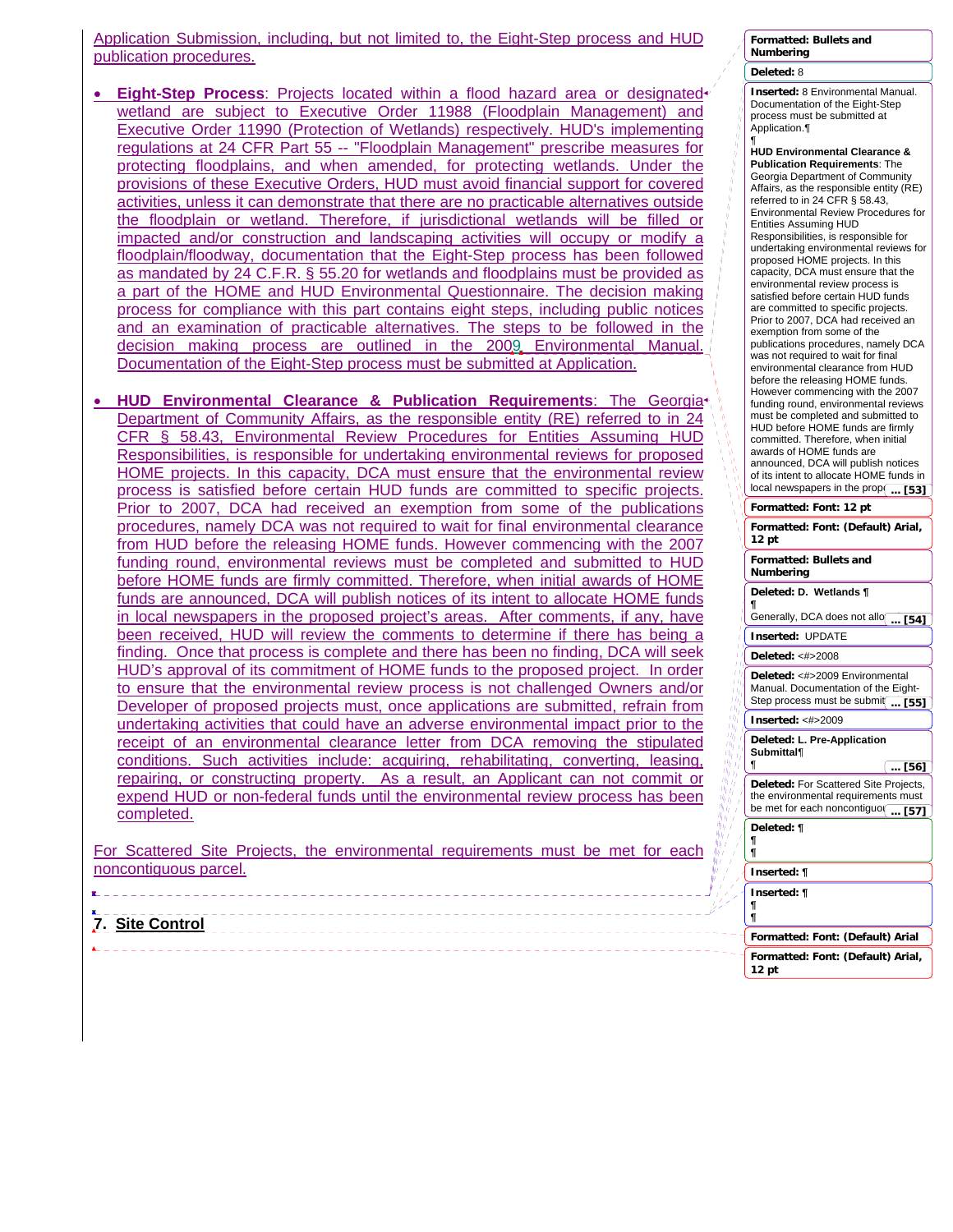Application Submission, including, but not limited to, the Eight-Step process and HUD publication procedures.

- **Eight-Step Process**: Projects located within a flood hazard area or designated wetland are subject to Executive Order 11988 (Floodplain Management) and Executive Order 11990 (Protection of Wetlands) respectively. HUD's implementing regulations at 24 CFR Part 55 -- "Floodplain Management" prescribe measures for protecting floodplains, and when amended, for protecting wetlands. Under the provisions of these Executive Orders, HUD must avoid financial support for covered activities, unless it can demonstrate that there are no practicable alternatives outside the floodplain or wetland. Therefore, if jurisdictional wetlands will be filled or impacted and/or construction and landscaping activities will occupy or modify a floodplain/floodway, documentation that the Eight-Step process has been followed as mandated by 24 C.F.R. § 55.20 for wetlands and floodplains must be provided as a part of the HOME and HUD Environmental Questionnaire. The decision making process for compliance with this part contains eight steps, including public notices and an examination of practicable alternatives. The steps to be followed in the decision making process are outlined in the 2009 Environmental Manual. Documentation of the Eight-Step process must be submitted at Application.

- **HUD Environmental Clearance & Publication Requirements**: The Georgia Department of Community Affairs, as the responsible entity (RE) referred to in 24 CFR § 58.43, Environmental Review Procedures for Entities Assuming HUD Responsibilities, is responsible for undertaking environmental reviews for proposed HOME projects. In this capacity, DCA must ensure that the environmental review process is satisfied before certain HUD funds are committed to specific projects. Prior to 2007, DCA had received an exemption from some of the publications procedures, namely DCA was not required to wait for final environmental clearance from HUD before the releasing HOME funds. However commencing with the 2007 funding round, environmental reviews must be completed and submitted to HUD before HOME funds are firmly committed. Therefore, when initial awards of HOME funds are announced, DCA will publish notices of its intent to allocate HOME funds in local newspapers in the proposed project's areas. After comments, if any, have been received, HUD will review the comments to determine if there has being a finding. Once that process is complete and there has been no finding, DCA will seek HUD's approval of its commitment of HOME funds to the proposed project. In order to ensure that the environmental review process is not challenged Owners and/or Developer of proposed projects must, once applications are submitted, refrain from undertaking activities that could have an adverse environmental impact prior to the receipt of an environmental clearance letter from DCA removing the stipulated conditions. Such activities include: acquiring, rehabilitating, converting, leasing, repairing, or constructing property. As a result, an Applicant can not commit or expend HUD or non-federal funds until the environmental review process has been completed.

For Scattered Site Projects, the environmental requirements must be met for each noncontiguous parcel.

## 7. Site Control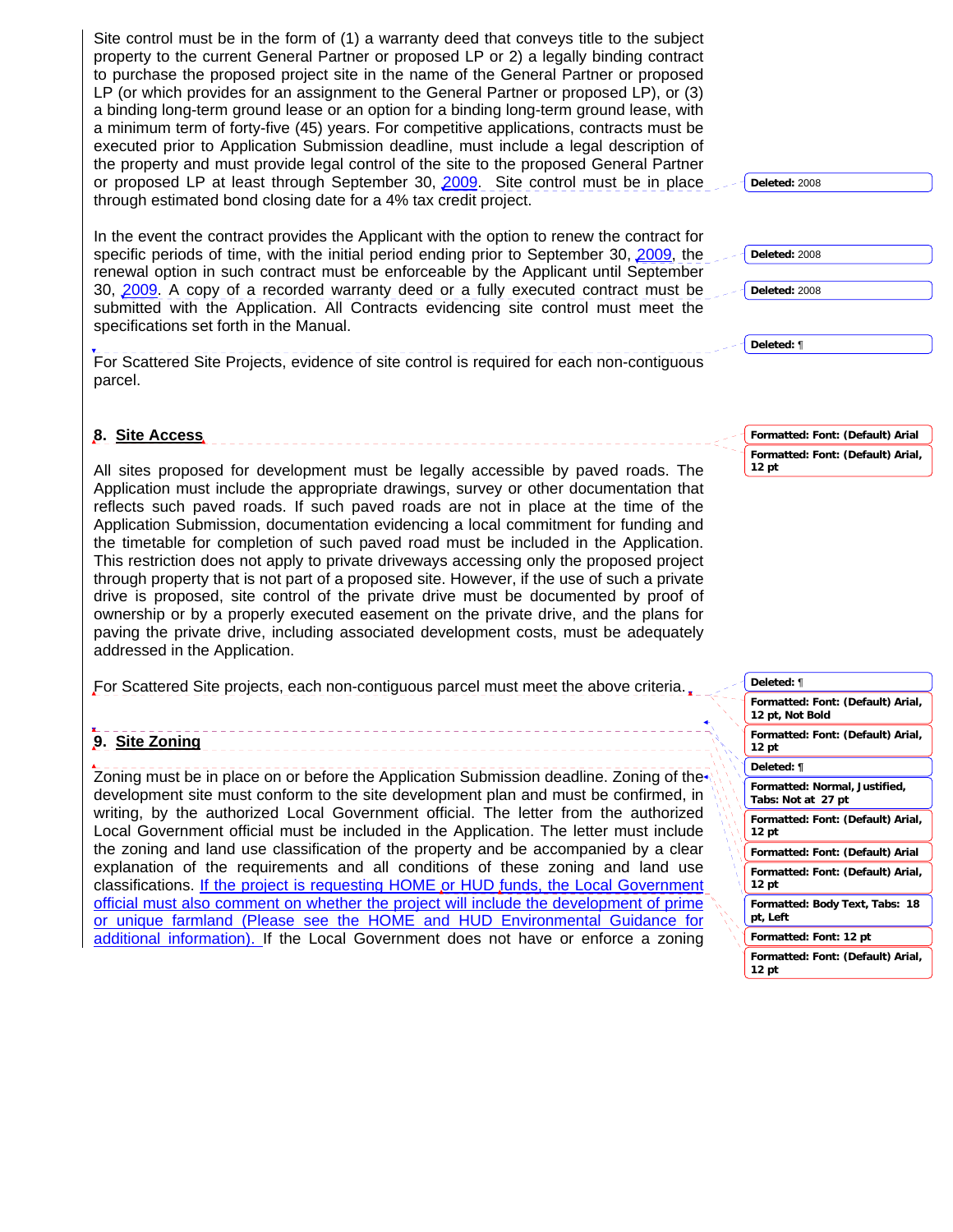Site control must be in the form of (1) a warranty deed that conveys title to the subject property to the current General Partner or proposed LP or 2) a legally binding contract to purchase the proposed project site in the name of the General Partner or proposed LP (or which provides for an assignment to the General Partner or proposed LP), or (3) a binding long-term ground lease or an option for a binding long-term ground lease, with a minimum term of forty-five (45) years. For competitive applications, contracts must be executed prior to Application Submission deadline, must include a legal description of the property and must provide legal control of the site to the proposed General Partner or proposed LP at least through September 30, 2009. Site control must be in place through estimated bond closing date for a 4% tax credit project.

In the event the contract provides the Applicant with the option to renew the contract for specific periods of time, with the initial period ending prior to September 30, 2009, the renewal option in such contract must be enforceable by the Applicant until September 30, 2009. A copy of a recorded warranty deed or a fully executed contract must be submitted with the Application. All Contracts evidencing site control must meet the specifications set forth in the Manual.

For Scattered Site Projects, evidence of site control is required for each non-contiguous parcel.

## 8. Site Access

All sites proposed for development must be legally accessible by paved roads. The Application must include the appropriate drawings, survey or other documentation that reflects such paved roads. If such paved roads are not in place at the time of the Application Submission, documentation evidencing a local commitment for funding and the timetable for completion of such paved road must be included in the Application. This restriction does not apply to private driveways accessing only the proposed project through property that is not part of a proposed site. However, if the use of such a private drive is proposed, site control of the private drive must be documented by proof of ownership or by a properly executed easement on the private drive, and the plans for paving the private drive, including associated development costs, must be adequately addressed in the Application.

For Scattered Site projects, each non-contiguous parcel must meet the above criteria.

## 9. Site Zoning

Zoning must be in place on or before the Application Submission deadline. Zoning of the development site must conform to the site development plan and must be confirmed, in writing, by the authorized Local Government official. The letter from the authorized Local Government official must be included in the Application. The letter must include the zoning and land use classification of the property and be accompanied by a clear explanation of the requirements and all conditions of these zoning and land use classifications. If the project is requesting HOME or HUD funds, the Local Government official must also comment on whether the project will include the development of prime or unique farmland (Please see the HOME and HUD Environmental Guidance for additional information). If the Local Government does not have or enforce a zoning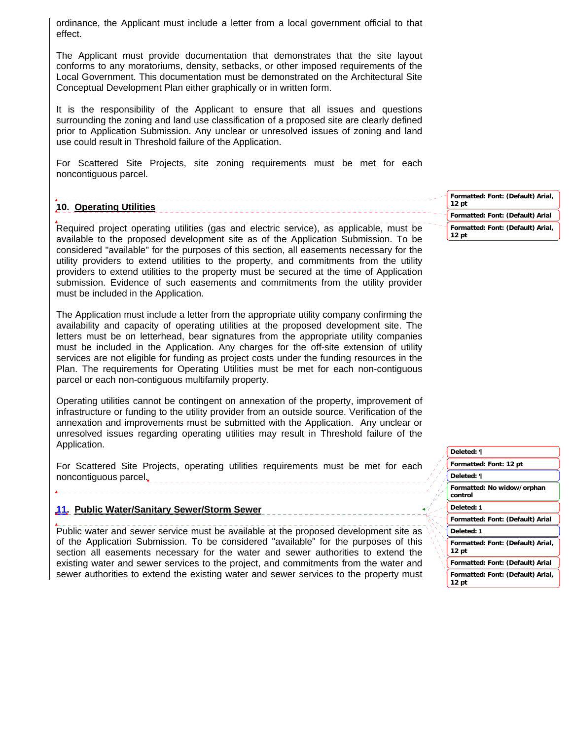ordinance, the Applicant must include a letter from a local government official to that effect.

The Applicant must provide documentation that demonstrates that the site layout conforms to any moratoriums, density, setbacks, or other imposed requirements of the Local Government. This documentation must be demonstrated on the Architectural Site Conceptual Development Plan either graphically or in written form.

It is the responsibility of the Applicant to ensure that all issues and questions surrounding the zoning and land use classification of a proposed site are clearly defined prior to Application Submission. Any unclear or unresolved issues of zoning and land use could result in Threshold failure of the Application.

For Scattered Site Projects, site zoning requirements must be met for each noncontiguous parcel.

## 10. Operating Utilities

Required project operating utilities (gas and electric service), as applicable, must be available to the proposed development site as of the Application Submission. To be considered "available" for the purposes of this section, all easements necessary for the utility providers to extend utilities to the property, and commitments from the utility providers to extend utilities to the property must be secured at the time of Application submission. Evidence of such easements and commitments from the utility provider must be included in the Application.

The Application must include a letter from the appropriate utility company confirming the availability and capacity of operating utilities at the proposed development site. The letters must be on letterhead, bear signatures from the appropriate utility companies must be included in the Application. Any charges for the off-site extension of utility services are not eligible for funding as project costs under the funding resources in the Plan. The requirements for Operating Utilities must be met for each non-contiguous parcel or each non-contiguous multifamily property.

Operating utilities cannot be contingent on annexation of the property, improvement of infrastructure or funding to the utility provider from an outside source. Verification of the annexation and improvements must be submitted with the Application. Any unclear or unresolved issues regarding operating utilities may result in Threshold failure of the Application.

For Scattered Site Projects, operating utilities requirements must be met for each noncontiguous parcel.

## 11. Public Water/Sanitary Sewer/Storm Sewer

Public water and sewer service must be available at the proposed development site as of the Application Submission. To be considered "available" for the purposes of this section all easements necessary for the water and sewer authorities to extend the existing water and sewer services to the project, and commitments from the water and sewer authorities to extend the existing water and sewer services to the property must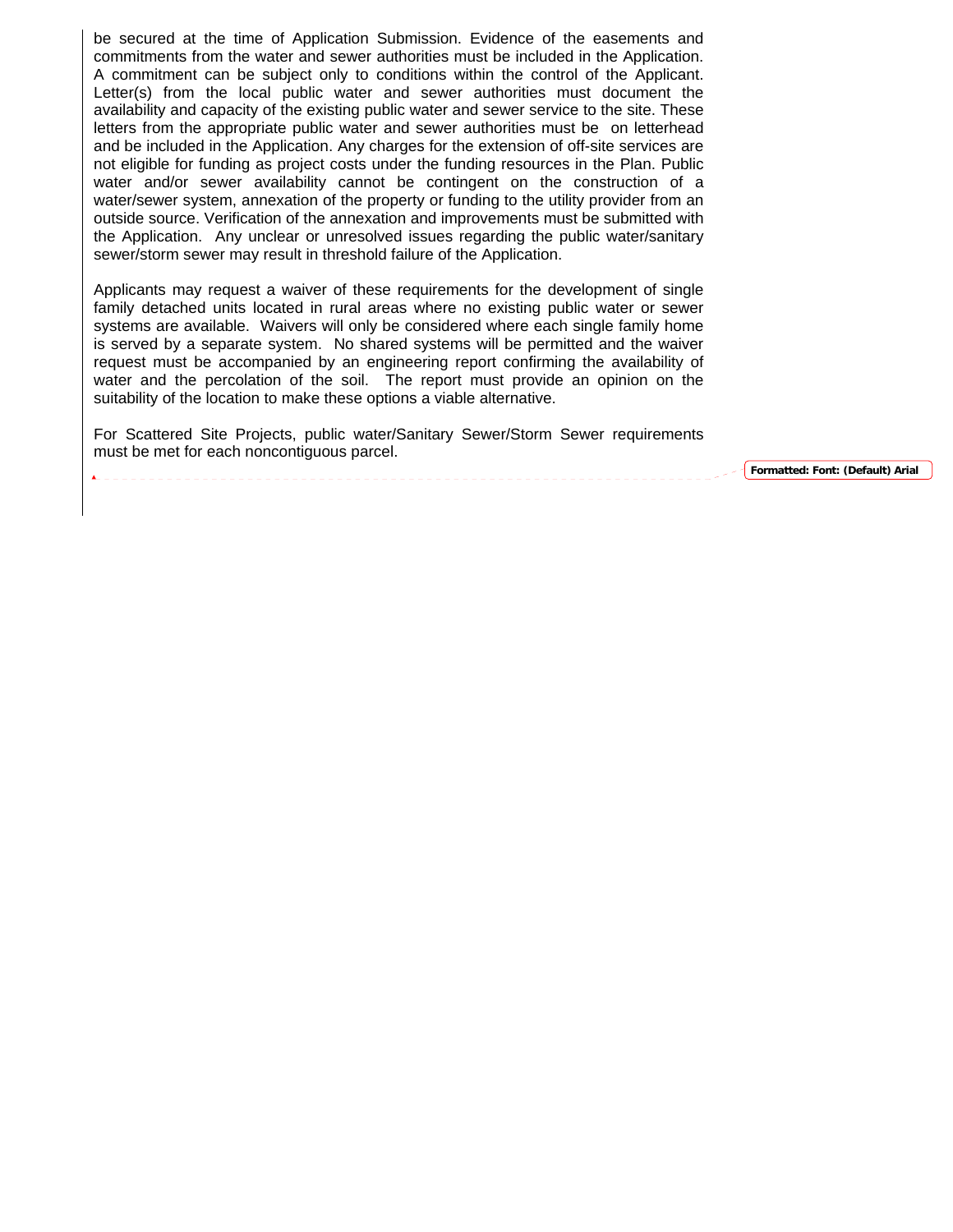be secured at the time of Application Submission. Evidence of the easements and commitments from the water and sewer authorities must be included in the Application. A commitment can be subject only to conditions within the control of the Applicant. Letter(s) from the local public water and sewer authorities must document the availability and capacity of the existing public water and sewer service to the site. These letters from the appropriate public water and sewer authorities must be on letterhead and be included in the Application. Any charges for the extension of off-site services are not eligible for funding as project costs under the funding resources in the Plan. Public water and/or sewer availability cannot be contingent on the construction of a water/sewer system, annexation of the property or funding to the utility provider from an outside source. Verification of the annexation and improvements must be submitted with the Application. Any unclear or unresolved issues regarding the public water/sanitary sewer/storm sewer may result in threshold failure of the Application.

Applicants may request a waiver of these requirements for the development of single family detached units located in rural areas where no existing public water or sewer systems are available. Waivers will only be considered where each single family home is served by a separate system. No shared systems will be permitted and the waiver request must be accompanied by an engineering report confirming the availability of water and the percolation of the soil. The report must provide an opinion on the suitability of the location to make these options a viable alternative.

For Scattered Site Projects, public water/Sanitary Sewer/Storm Sewer requirements must be met for each noncontiguous parcel.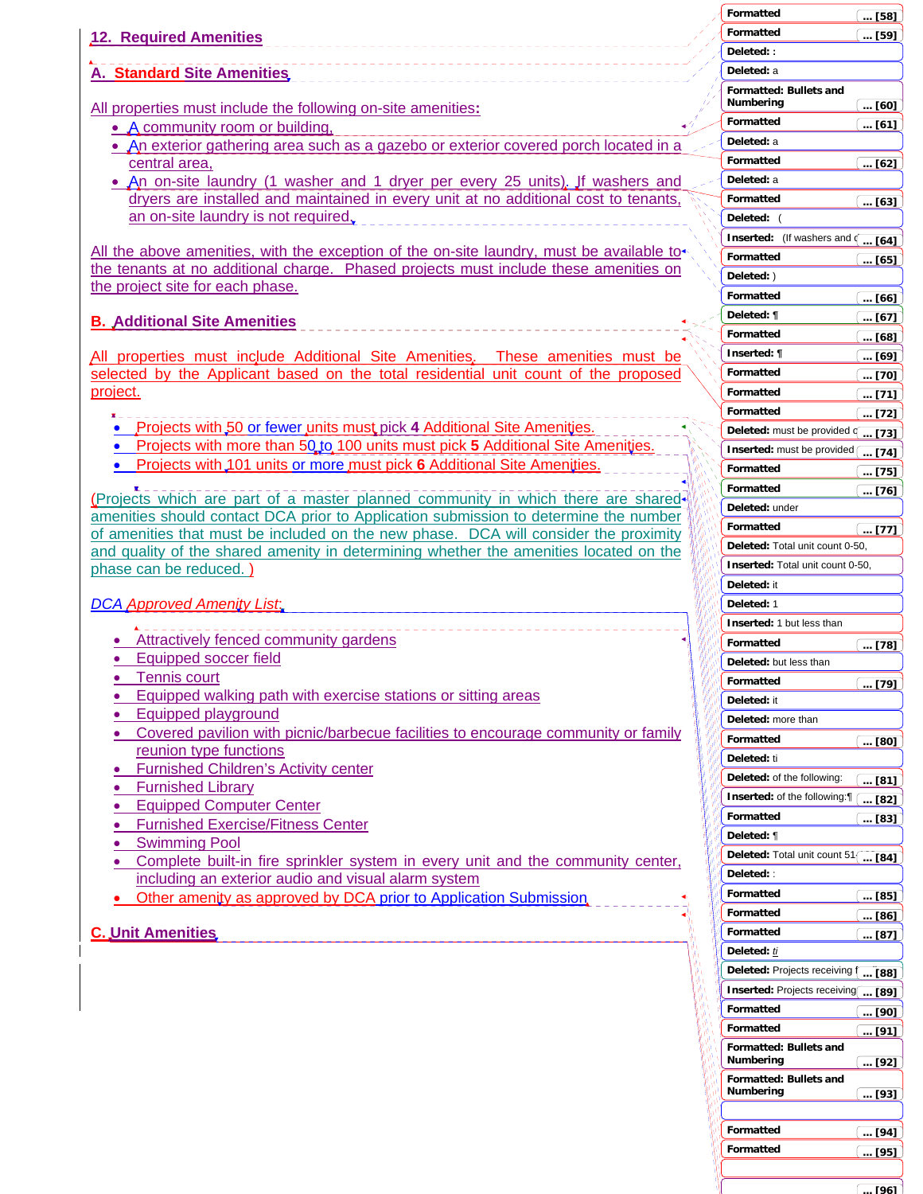## 12. Required Amenities

### A. Standard Site Amenities

All properties must include the following on-site amenities:

- A community room or building,
- An exterior gathering area such as a gazebo or exterior covered porch located in a central area,
- An on-site laundry (1 washer and 1 dryer per every 25 units). If washers and dryers are installed and maintained in every unit at no additional cost to tenants, an on-site laundry is not required.

All the above amenities, with the exception of the on-site laundry, must be available to the tenants at no additional charge. Phased projects must include these amenities on the project site for each phase.

### B. Additional Site Amenities

All properties must include Additional Site Amenities. These amenities must be selected by the Applicant based on the total residential unit count of the proposed project.

- Projects with 50 or fewer units must pick **4** Additional Site Amenities.
- Projects with more than 50 to 100 units must pick **5** Additional Site Amenities.
- Projects with 101 units or more must pick **6** Additional Site Amenities.

(Projects which are part of a master planned community in which there are shared amenities should contact DCA prior to Application submission to determine the number of amenities that must be included on the new phase. DCA will consider the proximity and quality of the shared amenity in determining whether the amenities located on the phase can be reduced. )

*DCA Approved Amenity List:*

- Attractively fenced community gardens
- Equipped soccer field
- Tennis court
- Equipped walking path with exercise stations or sitting areas
- Equipped playground
- Covered pavilion with picnic/barbecue facilities to encourage community or family reunion type functions
- Furnished Children's Activity center
- Furnished Library
- Equipped Computer Center
- Furnished Exercise/Fitness Center
- Swimming Pool
- Complete built-in fire sprinkler system in every unit and the community center, including an exterior audio and visual alarm system
- Other amenity as approved by DCA prior to Application Submission

### C. Unit Amenities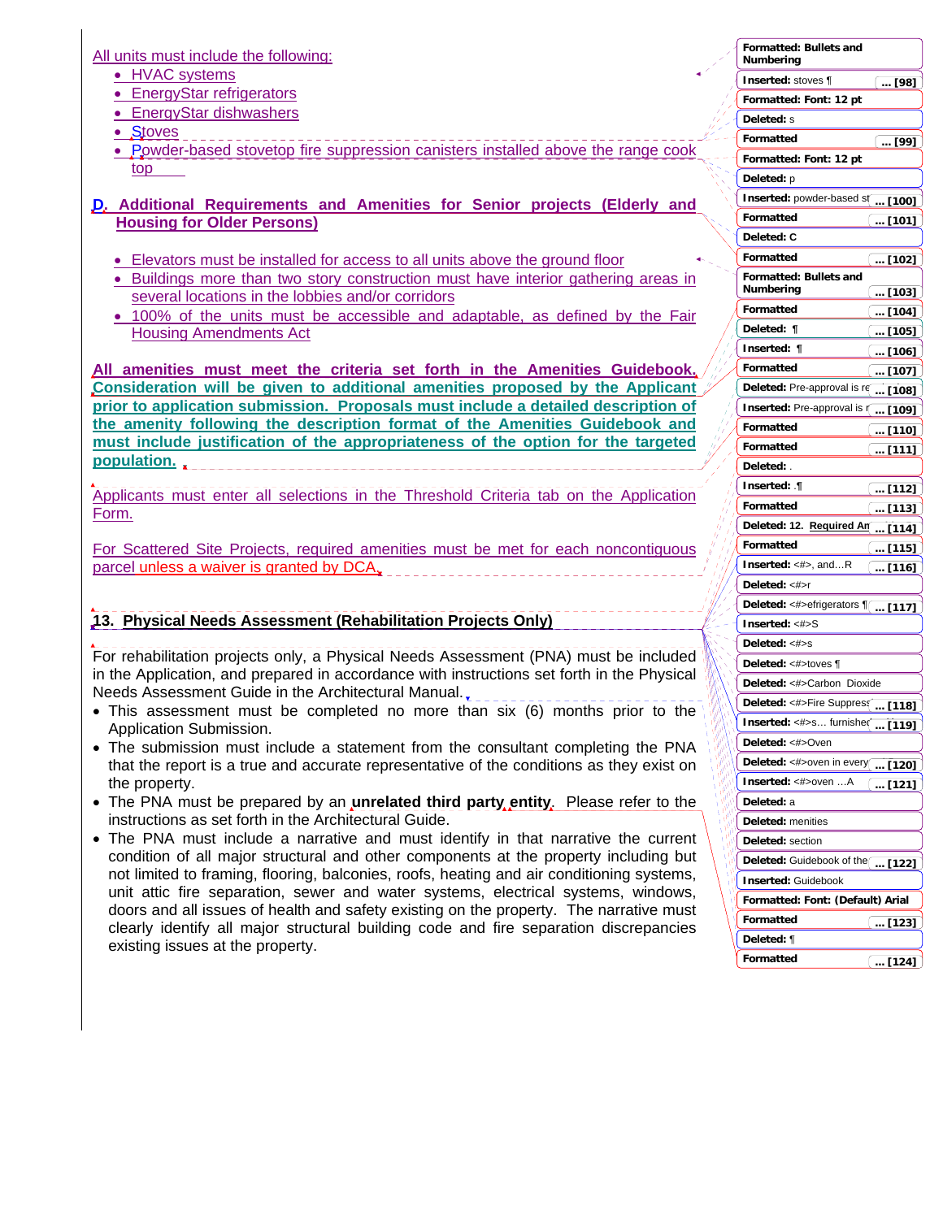All units must include the following:

- HVAC systems
- EnergyStar refrigerators
- EnergyStar dishwashers
- Stoves
- Powder-based stovetop fire suppression canisters installed above the range cook top

**D. Additional Requirements and Amenities for Senior projects (Elderly and Housing for Older Persons)**

- Elevators must be installed for access to all units above the ground floor
- Buildings more than two story construction must have interior gathering areas in several locations in the lobbies and/or corridors
- 100% of the units must be accessible and adaptable, as defined by the Fair Housing Amendments Act

**All amenities must meet the criteria set forth in the Amenities Guidebook. Consideration will be given to additional amenities proposed by the Applicant prior to application submission. Proposals must include a detailed description of the amenity following the description format of the Amenities Guidebook and must include justification of the appropriateness of the option for the targeted population.**

Applicants must enter all selections in the Threshold Criteria tab on the Application Form.

For Scattered Site Projects, required amenities must be met for each noncontiguous parcel unless a waiver is granted by DCA.

## 13. Physical Needs Assessment (Rehabilitation Projects Only)

For rehabilitation projects only, a Physical Needs Assessment (PNA) must be included in the Application, and prepared in accordance with instructions set forth in the Physical Needs Assessment Guide in the Architectural Manual.

- This assessment must be completed no more than six (6) months prior to the Application Submission.
- The submission must include a statement from the consultant completing the PNA that the report is a true and accurate representative of the conditions as they exist on the property.
- The PNA must be prepared by an **unrelated third party entity**. Please refer to the instructions as set forth in the Architectural Guide.
- The PNA must include a narrative and must identify in that narrative the current condition of all major structural and other components at the property including but not limited to framing, flooring, balconies, roofs, heating and air conditioning systems, unit attic fire separation, sewer and water systems, electrical systems, windows, doors and all issues of health and safety existing on the property. The narrative must clearly identify all major structural building code and fire separation discrepancies existing issues at the property.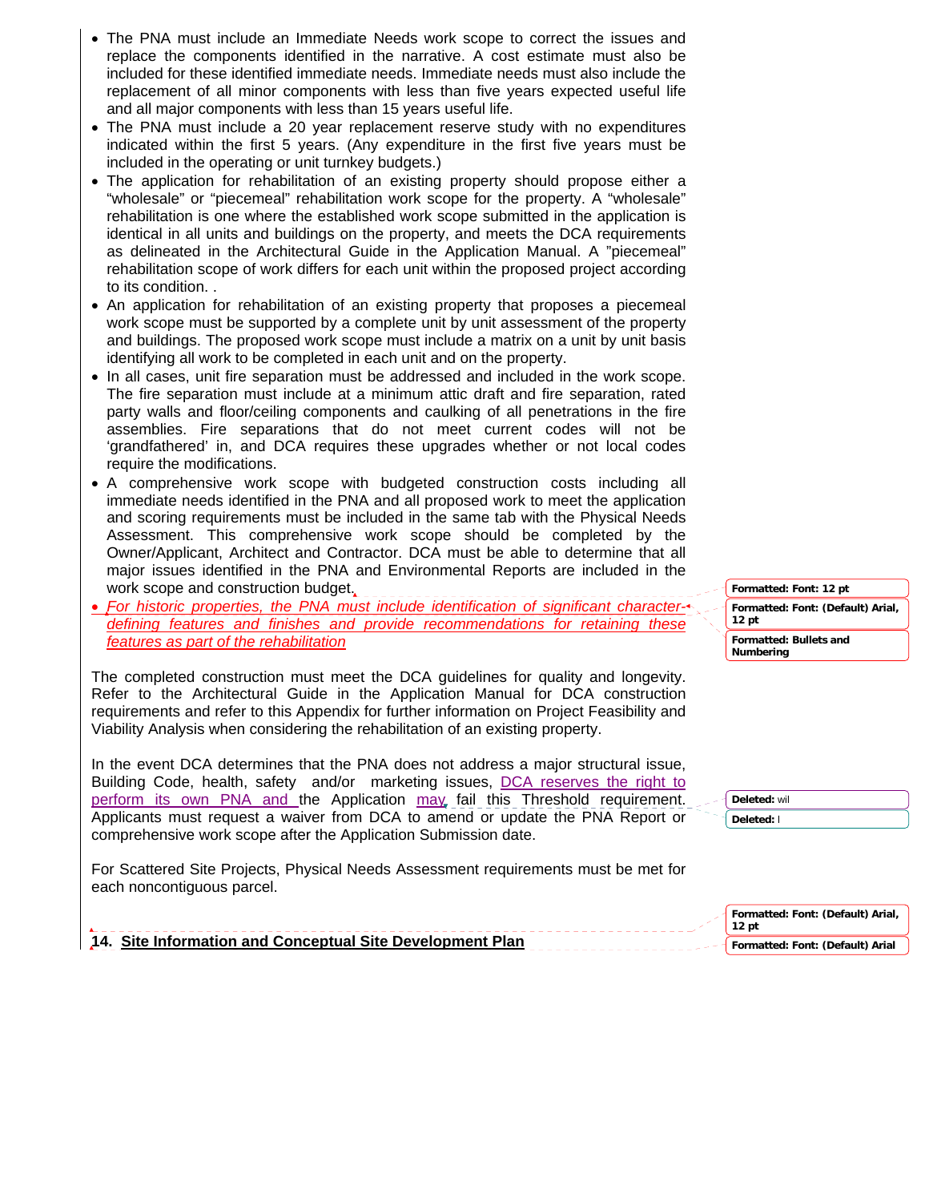- The PNA must include an Immediate Needs work scope to correct the issues and replace the components identified in the narrative. A cost estimate must also be included for these identified immediate needs. Immediate needs must also include the replacement of all minor components with less than five years expected useful life and all major components with less than 15 years useful life.
- The PNA must include a 20 year replacement reserve study with no expenditures indicated within the first 5 years. (Any expenditure in the first five years must be included in the operating or unit turnkey budgets.)
- The application for rehabilitation of an existing property should propose either a "wholesale" or "piecemeal" rehabilitation work scope for the property. A "wholesale" rehabilitation is one where the established work scope submitted in the application is identical in all units and buildings on the property, and meets the DCA requirements as delineated in the Architectural Guide in the Application Manual. A "piecemeal" rehabilitation scope of work differs for each unit within the proposed project according to its condition. .
- An application for rehabilitation of an existing property that proposes a piecemeal work scope must be supported by a complete unit by unit assessment of the property and buildings. The proposed work scope must include a matrix on a unit by unit basis identifying all work to be completed in each unit and on the property.
- In all cases, unit fire separation must be addressed and included in the work scope. The fire separation must include at a minimum attic draft and fire separation, rated party walls and floor/ceiling components and caulking of all penetrations in the fire assemblies. Fire separations that do not meet current codes will not be 'grandfathered' in, and DCA requires these upgrades whether or not local codes require the modifications.
- A comprehensive work scope with budgeted construction costs including all immediate needs identified in the PNA and all proposed work to meet the application and scoring requirements must be included in the same tab with the Physical Needs Assessment. This comprehensive work scope should be completed by the Owner/Applicant, Architect and Contractor. DCA must be able to determine that all major issues identified in the PNA and Environmental Reports are included in the work scope and construction budget.
- *For historic properties, the PNA must include identification of significant character-defining features and finishes and provide recommendations for retaining these features as part of the rehabilitation*

The completed construction must meet the DCA guidelines for quality and longevity. Refer to the Architectural Guide in the Application Manual for DCA construction requirements and refer to this Appendix for further information on Project Feasibility and Viability Analysis when considering the rehabilitation of an existing property.

In the event DCA determines that the PNA does not address a major structural issue, Building Code, health, safety and/or marketing issues, DCA reserves the right to perform its own PNA and the Application may fail this Threshold requirement. Applicants must request a waiver from DCA to amend or update the PNA Report or comprehensive work scope after the Application Submission date.

For Scattered Site Projects, Physical Needs Assessment requirements must be met for each noncontiguous parcel.

**14. Site Information and Conceptual Site Development Plan**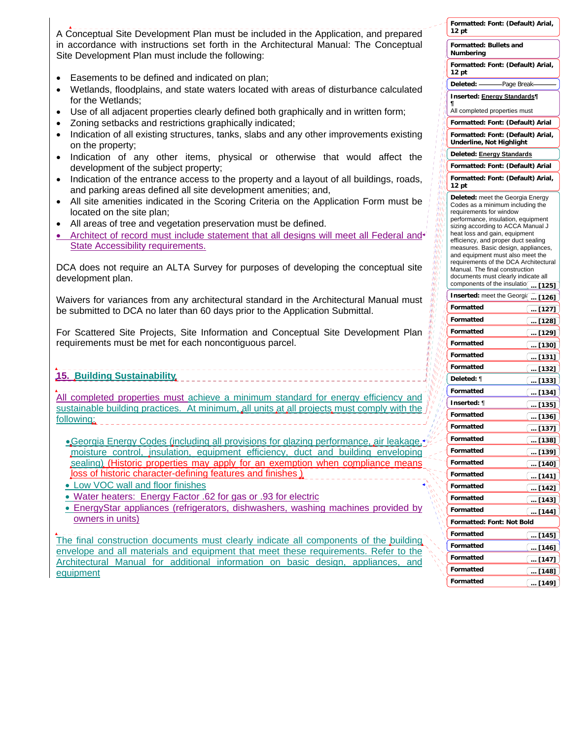A Conceptual Site Development Plan must be included in the Application, and prepared in accordance with instructions set forth in the Architectural Manual: The Conceptual Site Development Plan must include the following:

- Easements to be defined and indicated on plan;
- Wetlands, floodplains, and state waters located with areas of disturbance calculated for the Wetlands;
- Use of all adjacent properties clearly defined both graphically and in written form;
- Zoning setbacks and restrictions graphically indicated;
- Indication of all existing structures, tanks, slabs and any other improvements existing on the property;
- Indication of any other items, physical or otherwise that would affect the development of the subject property;
- Indication of the entrance access to the property and a layout of all buildings, roads, and parking areas defined all site development amenities; and,
- All site amenities indicated in the Scoring Criteria on the Application Form must be located on the site plan;
- All areas of tree and vegetation preservation must be defined.
- Architect of record must include statement that all designs will meet all Federal and State Accessibility requirements.

DCA does not require an ALTA Survey for purposes of developing the conceptual site development plan.

Waivers for variances from any architectural standard in the Architectural Manual must be submitted to DCA no later than 60 days prior to the Application Submittal.

For Scattered Site Projects, Site Information and Conceptual Site Development Plan requirements must be met for each noncontiguous parcel.

## 15. Building Sustainability

All completed properties must achieve a minimum standard for energy efficiency and sustainable building practices. At minimum, all units at all projects must comply with the following:

- Georgia Energy Codes (including all provisions for glazing performance, air leakage, moisture control, insulation, equipment efficiency, duct and building enveloping sealing) (Historic properties may apply for an exemption when compliance means loss of historic character-defining features and finishes )
- Low VOC wall and floor finishes
- Water heaters: Energy Factor .62 for gas or .93 for electric
- EnergyStar appliances (refrigerators, dishwashers, washing machines provided by owners in units)

The final construction documents must clearly indicate all components of the building envelope and all materials and equipment that meet these requirements. Refer to the Architectural Manual for additional information on basic design, appliances, and equipment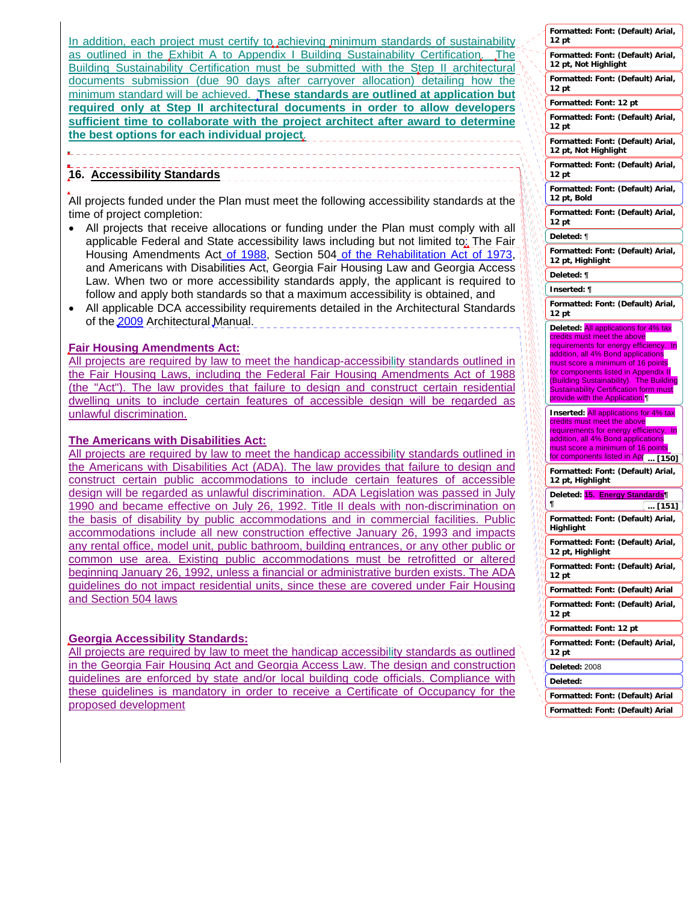In addition, each project must certify to achieving minimum standards of sustainability as outlined in the Exhibit A to Appendix I Building Sustainability Certification. The Building Sustainability Certification must be submitted with the Step II architectural documents submission (due 90 days after carryover allocation) detailing how the minimum standard will be achieved. **These standards are outlined at application but required only at Step II architectural documents in order to allow developers sufficient time to collaborate with the project architect after award to determine the best options for each individual project.**

## 16. Accessibility Standards

All projects funded under the Plan must meet the following accessibility standards at the time of project completion:

- All projects that receive allocations or funding under the Plan must comply with all applicable Federal and State accessibility laws including but not limited to: The Fair Housing Amendments Act of 1988, Section 504 of the Rehabilitation Act of 1973, and Americans with Disabilities Act, Georgia Fair Housing Law and Georgia Access Law. When two or more accessibility standards apply, the applicant is required to follow and apply both standards so that a maximum accessibility is obtained, and
- All applicable DCA accessibility requirements detailed in the Architectural Standards of the 2009 Architectural Manual.

**Fair Housing Amendments Act:**

All projects are required by law to meet the handicap-accessibility standards outlined in the Fair Housing Laws, including the Federal Fair Housing Amendments Act of 1988 (the "Act"). The law provides that failure to design and construct certain residential dwelling units to include certain features of accessible design will be regarded as unlawful discrimination.

**The Americans with Disabilities Act:**

All projects are required by law to meet the handicap accessibility standards outlined in the Americans with Disabilities Act (ADA). The law provides that failure to design and construct certain public accommodations to include certain features of accessible design will be regarded as unlawful discrimination. ADA Legislation was passed in July 1990 and became effective on July 26, 1992. Title II deals with non-discrimination on the basis of disability by public accommodations and in commercial facilities. Public accommodations include all new construction effective January 26, 1993 and impacts any rental office, model unit, public bathroom, building entrances, or any other public or common use area. Existing public accommodations must be retrofitted or altered beginning January 26, 1992, unless a financial or administrative burden exists. The ADA guidelines do not impact residential units, since these are covered under Fair Housing and Section 504 laws

**Georgia Accessibility Standards:**

All projects are required by law to meet the handicap accessibility standards as outlined in the Georgia Fair Housing Act and Georgia Access Law. The design and construction guidelines are enforced by state and/or local building code officials. Compliance with these guidelines is mandatory in order to receive a Certificate of Occupancy for the proposed development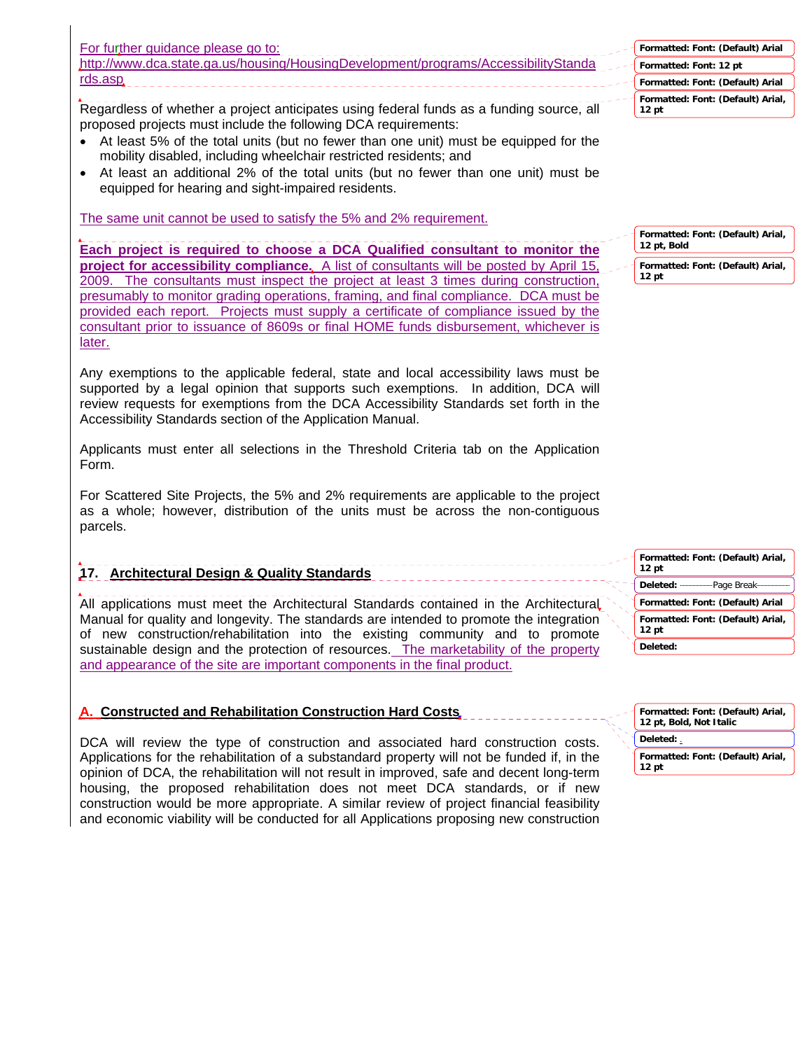For further guidance please go to: http://www.dca.state.ga.us/housing/HousingDevelopment/programs/AccessibilityStandards.asp

Regardless of whether a project anticipates using federal funds as a funding source, all proposed projects must include the following DCA requirements:

- At least 5% of the total units (but no fewer than one unit) must be equipped for the mobility disabled, including wheelchair restricted residents; and
- At least an additional 2% of the total units (but no fewer than one unit) must be equipped for hearing and sight-impaired residents.

The same unit cannot be used to satisfy the 5% and 2% requirement.

**Each project is required to choose a DCA Qualified consultant to monitor the project for accessibility compliance.** A list of consultants will be posted by April 15, 2009. The consultants must inspect the project at least 3 times during construction, presumably to monitor grading operations, framing, and final compliance. DCA must be provided each report. Projects must supply a certificate of compliance issued by the consultant prior to issuance of 8609s or final HOME funds disbursement, whichever is later.

Any exemptions to the applicable federal, state and local accessibility laws must be supported by a legal opinion that supports such exemptions. In addition, DCA will review requests for exemptions from the DCA Accessibility Standards set forth in the Accessibility Standards section of the Application Manual.

Applicants must enter all selections in the Threshold Criteria tab on the Application Form.

For Scattered Site Projects, the 5% and 2% requirements are applicable to the project as a whole; however, distribution of the units must be across the non-contiguous parcels.

## 17. Architectural Design & Quality Standards

All applications must meet the Architectural Standards contained in the Architectural Manual for quality and longevity. The standards are intended to promote the integration of new construction/rehabilitation into the existing community and to promote sustainable design and the protection of resources. The marketability of the property and appearance of the site are important components in the final product.

### A. Constructed and Rehabilitation Construction Hard Costs

DCA will review the type of construction and associated hard construction costs. Applications for the rehabilitation of a substandard property will not be funded if, in the opinion of DCA, the rehabilitation will not result in improved, safe and decent long-term housing, the proposed rehabilitation does not meet DCA standards, or if new construction would be more appropriate. A similar review of project financial feasibility and economic viability will be conducted for all Applications proposing new construction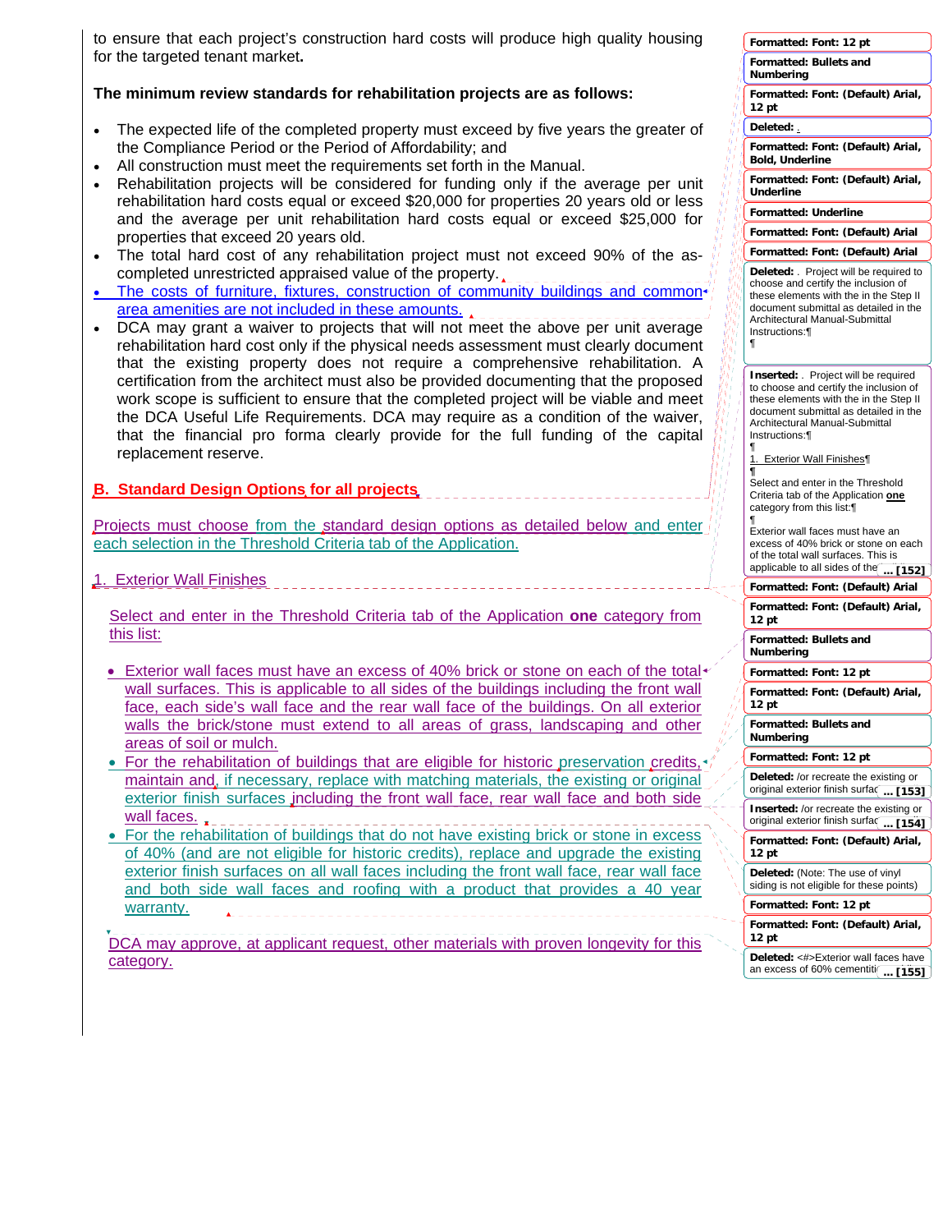to ensure that each project's construction hard costs will produce high quality housing for the targeted tenant market.

**The minimum review standards for rehabilitation projects are as follows:**

- The expected life of the completed property must exceed by five years the greater of the Compliance Period or the Period of Affordability; and
- All construction must meet the requirements set forth in the Manual.
- Rehabilitation projects will be considered for funding only if the average per unit rehabilitation hard costs equal or exceed $20,000 for properties 20 years old or less and the average per unit rehabilitation hard costs equal or exceed $25,000 for properties that exceed 20 years old.
- The total hard cost of any rehabilitation project must not exceed 90% of the as-completed unrestricted appraised value of the property.
- The costs of furniture, fixtures, construction of community buildings and common area amenities are not included in these amounts.
- DCA may grant a waiver to projects that will not meet the above per unit average rehabilitation hard cost only if the physical needs assessment must clearly document that the existing property does not require a comprehensive rehabilitation. A certification from the architect must also be provided documenting that the proposed work scope is sufficient to ensure that the completed project will be viable and meet the DCA Useful Life Requirements. DCA may require as a condition of the waiver, that the financial pro forma clearly provide for the full funding of the capital replacement reserve.

## B. Standard Design Options for all projects

Projects must choose from the standard design options as detailed below and enter each selection in the Threshold Criteria tab of the Application.

### 1. Exterior Wall Finishes

Select and enter in the Threshold Criteria tab of the Application **one** category from this list:

- Exterior wall faces must have an excess of 40% brick or stone on each of the total wall surfaces. This is applicable to all sides of the buildings including the front wall face, each side's wall face and the rear wall face of the buildings. On all exterior walls the brick/stone must extend to all areas of grass, landscaping and other areas of soil or mulch.
- For the rehabilitation of buildings that are eligible for historic preservation credits, maintain and, if necessary, replace with matching materials, the existing or original exterior finish surfaces including the front wall face, rear wall face and both side wall faces.
- For the rehabilitation of buildings that do not have existing brick or stone in excess of 40% (and are not eligible for historic credits), replace and upgrade the existing exterior finish surfaces on all wall faces including the front wall face, rear wall face and both side wall faces and roofing with a product that provides a 40 year warranty.

DCA may approve, at applicant request, other materials with proven longevity for this category.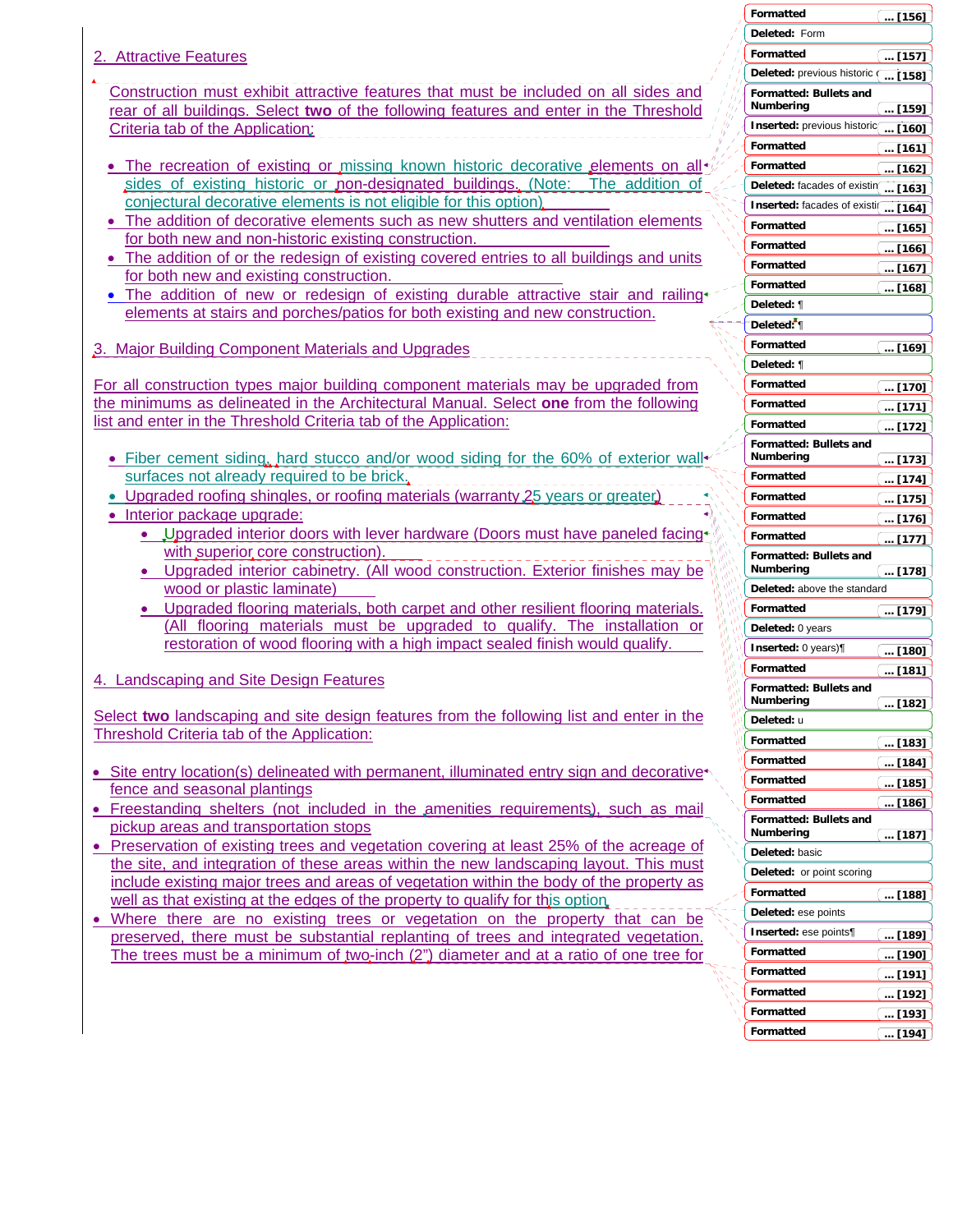## 2. Attractive Features

Construction must exhibit attractive features that must be included on all sides and rear of all buildings. Select **two** of the following features and enter in the Threshold Criteria tab of the Application:

- The recreation of existing or missing known historic decorative elements on all sides of existing historic or non-designated buildings. (Note: The addition of conjectural decorative elements is not eligible for this option)
- The addition of decorative elements such as new shutters and ventilation elements for both new and non-historic existing construction.
- The addition of or the redesign of existing covered entries to all buildings and units for both new and existing construction.
- The addition of new or redesign of existing durable attractive stair and railing elements at stairs and porches/patios for both existing and new construction.

## 3. Major Building Component Materials and Upgrades

For all construction types major building component materials may be upgraded from the minimums as delineated in the Architectural Manual. Select **one** from the following list and enter in the Threshold Criteria tab of the Application:

- Fiber cement siding, hard stucco and/or wood siding for the 60% of exterior wall surfaces not already required to be brick.
- Upgraded roofing shingles, or roofing materials (warranty 25 years or greater)
- Interior package upgrade:
  - Upgraded interior doors with lever hardware (Doors must have paneled facing with superior core construction).
  - Upgraded interior cabinetry. (All wood construction. Exterior finishes may be wood or plastic laminate)
  - Upgraded flooring materials, both carpet and other resilient flooring materials. (All flooring materials must be upgraded to qualify. The installation or restoration of wood flooring with a high impact sealed finish would qualify.

## 4. Landscaping and Site Design Features

Select **two** landscaping and site design features from the following list and enter in the Threshold Criteria tab of the Application:

- Site entry location(s) delineated with permanent, illuminated entry sign and decorative fence and seasonal plantings
- Freestanding shelters (not included in the amenities requirements), such as mail pickup areas and transportation stops
- Preservation of existing trees and vegetation covering at least 25% of the acreage of the site, and integration of these areas within the new landscaping layout. This must include existing major trees and areas of vegetation within the body of the property as well as that existing at the edges of the property to qualify for this option.
- Where there are no existing trees or vegetation on the property that can be preserved, there must be substantial replanting of trees and integrated vegetation. The trees must be a minimum of two-inch (2") diameter and at a ratio of one tree for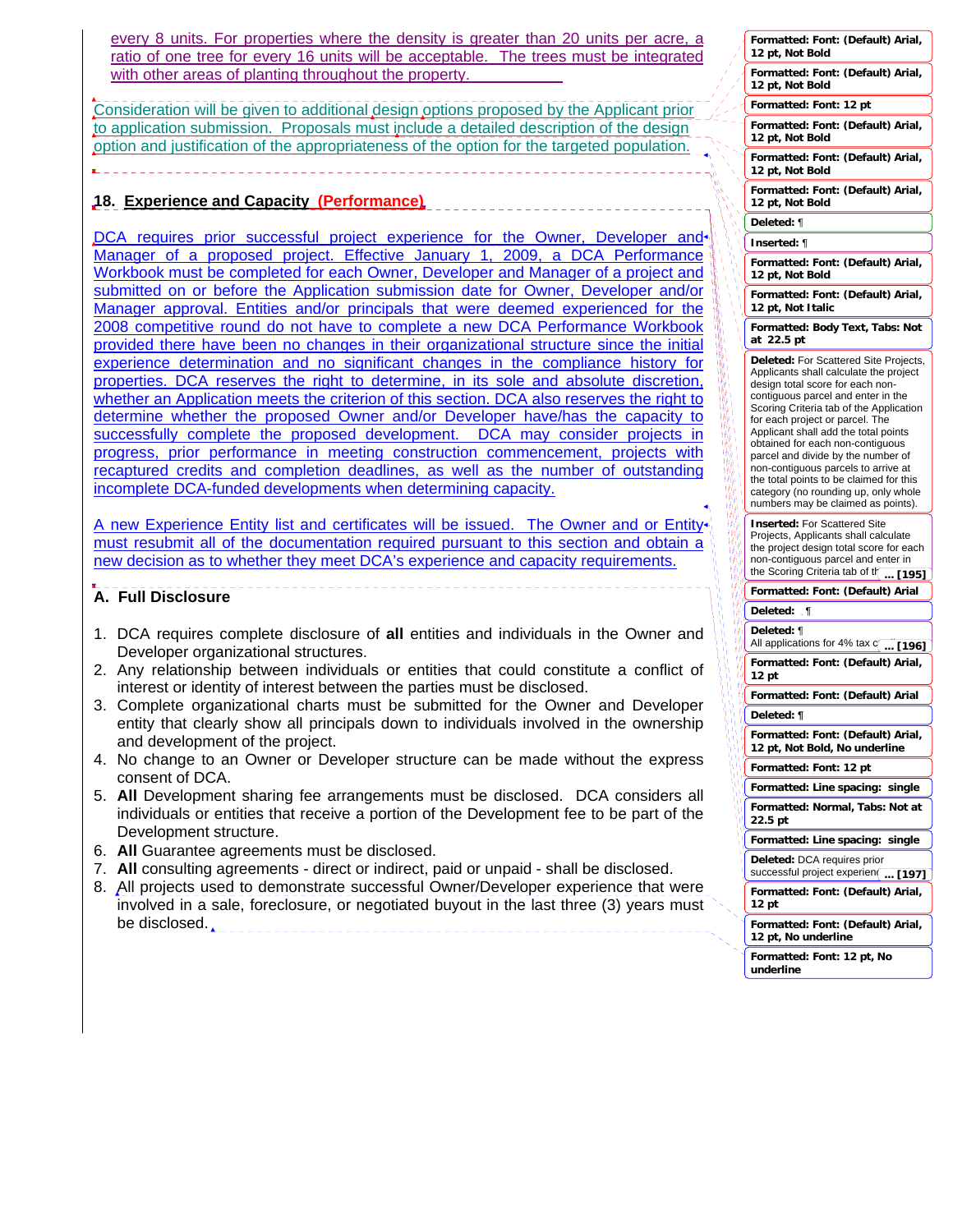every 8 units. For properties where the density is greater than 20 units per acre, a ratio of one tree for every 16 units will be acceptable. The trees must be integrated with other areas of planting throughout the property.

Consideration will be given to additional design options proposed by the Applicant prior to application submission. Proposals must include a detailed description of the design option and justification of the appropriateness of the option for the targeted population.

## 18. Experience and Capacity (Performance)

DCA requires prior successful project experience for the Owner, Developer and Manager of a proposed project. Effective January 1, 2009, a DCA Performance Workbook must be completed for each Owner, Developer and Manager of a project and submitted on or before the Application submission date for Owner, Developer and/or Manager approval. Entities and/or principals that were deemed experienced for the 2008 competitive round do not have to complete a new DCA Performance Workbook provided there have been no changes in their organizational structure since the initial experience determination and no significant changes in the compliance history for properties. DCA reserves the right to determine, in its sole and absolute discretion, whether an Application meets the criterion of this section. DCA also reserves the right to determine whether the proposed Owner and/or Developer have/has the capacity to successfully complete the proposed development. DCA may consider projects in progress, prior performance in meeting construction commencement, projects with recaptured credits and completion deadlines, as well as the number of outstanding incomplete DCA-funded developments when determining capacity.

A new Experience Entity list and certificates will be issued. The Owner and or Entity must resubmit all of the documentation required pursuant to this section and obtain a new decision as to whether they meet DCA's experience and capacity requirements.

### A. Full Disclosure

1. DCA requires complete disclosure of **all** entities and individuals in the Owner and Developer organizational structures.
2. Any relationship between individuals or entities that could constitute a conflict of interest or identity of interest between the parties must be disclosed.
3. Complete organizational charts must be submitted for the Owner and Developer entity that clearly show all principals down to individuals involved in the ownership and development of the project.
4. No change to an Owner or Developer structure can be made without the express consent of DCA.
5. **All** Development sharing fee arrangements must be disclosed. DCA considers all individuals or entities that receive a portion of the Development fee to be part of the Development structure.
6. **All** Guarantee agreements must be disclosed.
7. **All** consulting agreements - direct or indirect, paid or unpaid - shall be disclosed.
8. All projects used to demonstrate successful Owner/Developer experience that were involved in a sale, foreclosure, or negotiated buyout in the last three (3) years must be disclosed.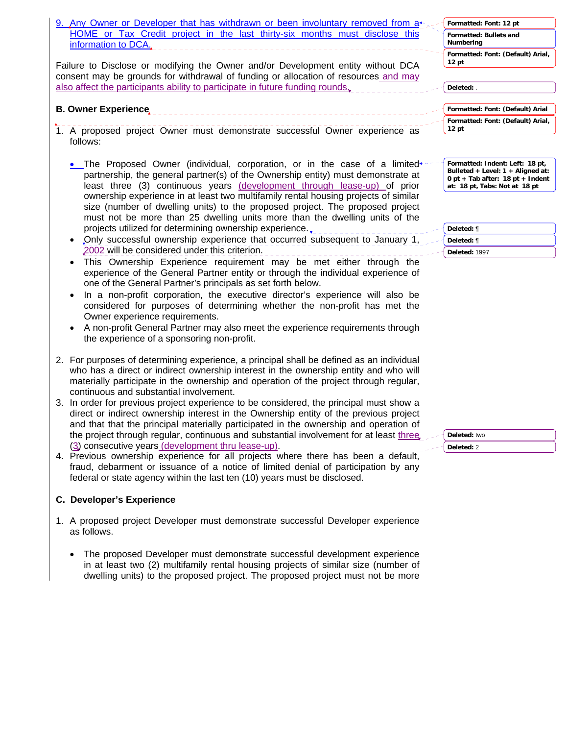9. Any Owner or Developer that has withdrawn or been involuntary removed from a HOME or Tax Credit project in the last thirty-six months must disclose this information to DCA.

Failure to Disclose or modifying the Owner and/or Development entity without DCA consent may be grounds for withdrawal of funding or allocation of resources and may also affect the participants ability to participate in future funding rounds.

**B. Owner Experience**

1. A proposed project Owner must demonstrate successful Owner experience as follows:

   - The Proposed Owner (individual, corporation, or in the case of a limited partnership, the general partner(s) of the Ownership entity) must demonstrate at least three (3) continuous years (development through lease-up) of prior ownership experience in at least two multifamily rental housing projects of similar size (number of dwelling units) to the proposed project. The proposed project must not be more than 25 dwelling units more than the dwelling units of the projects utilized for determining ownership experience.
   - Only successful ownership experience that occurred subsequent to January 1, 2002 will be considered under this criterion.
   - This Ownership Experience requirement may be met either through the experience of the General Partner entity or through the individual experience of one of the General Partner's principals as set forth below.
   - In a non-profit corporation, the executive director's experience will also be considered for purposes of determining whether the non-profit has met the Owner experience requirements.
   - A non-profit General Partner may also meet the experience requirements through the experience of a sponsoring non-profit.

2. For purposes of determining experience, a principal shall be defined as an individual who has a direct or indirect ownership interest in the ownership entity and who will materially participate in the ownership and operation of the project through regular, continuous and substantial involvement.
3. In order for previous project experience to be considered, the principal must show a direct or indirect ownership interest in the Ownership entity of the previous project and that that the principal materially participated in the ownership and operation of the project through regular, continuous and substantial involvement for at least three (3) consecutive years (development thru lease-up).
4. Previous ownership experience for all projects where there has been a default, fraud, debarment or issuance of a notice of limited denial of participation by any federal or state agency within the last ten (10) years must be disclosed.

**C. Developer's Experience**

1. A proposed project Developer must demonstrate successful Developer experience as follows.

   - The proposed Developer must demonstrate successful development experience in at least two (2) multifamily rental housing projects of similar size (number of dwelling units) to the proposed project. The proposed project must not be more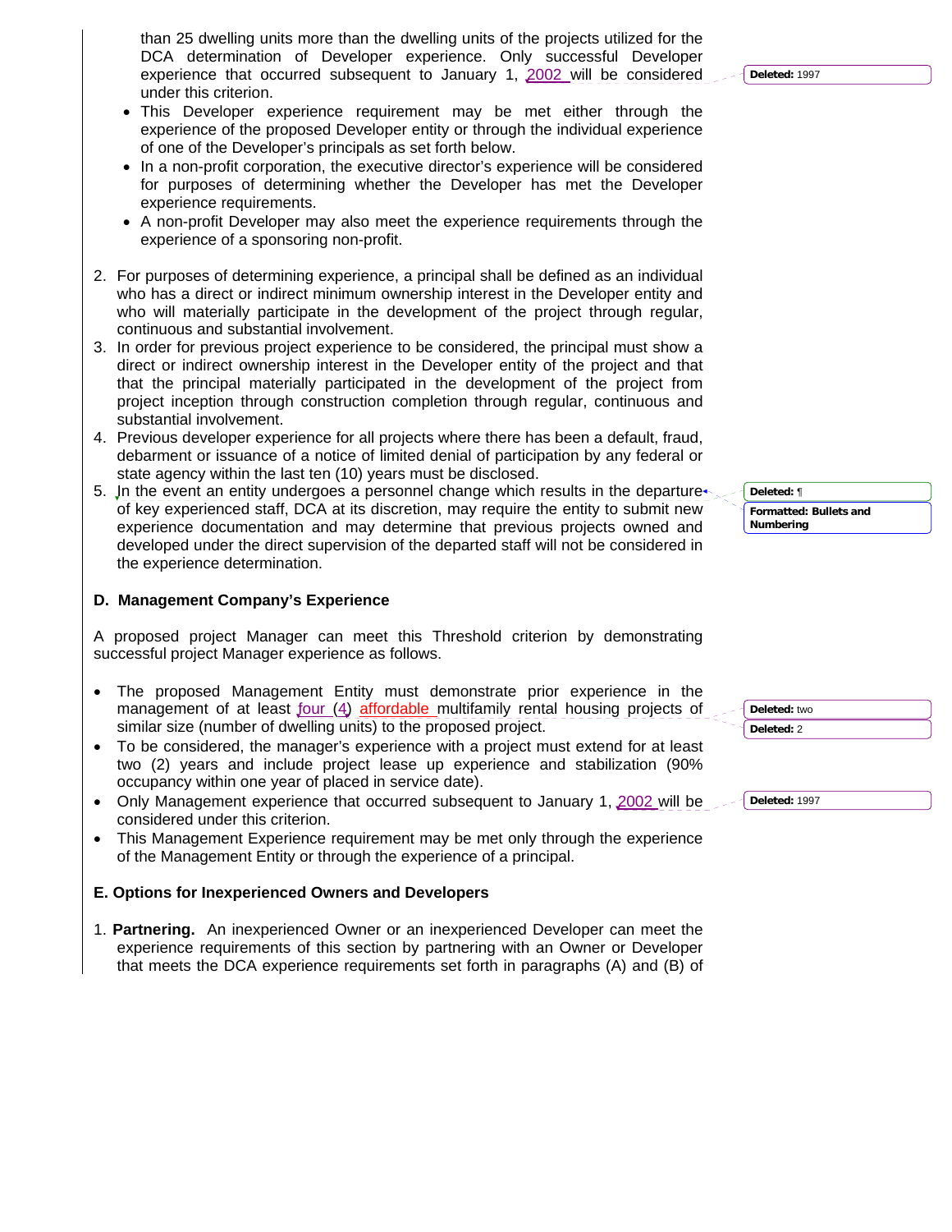than 25 dwelling units more than the dwelling units of the projects utilized for the DCA determination of Developer experience. Only successful Developer experience that occurred subsequent to January 1, 2002 will be considered under this criterion.

- This Developer experience requirement may be met either through the experience of the proposed Developer entity or through the individual experience of one of the Developer's principals as set forth below.
- In a non-profit corporation, the executive director's experience will be considered for purposes of determining whether the Developer has met the Developer experience requirements.
- A non-profit Developer may also meet the experience requirements through the experience of a sponsoring non-profit.

2. For purposes of determining experience, a principal shall be defined as an individual who has a direct or indirect minimum ownership interest in the Developer entity and who will materially participate in the development of the project through regular, continuous and substantial involvement.
3. In order for previous project experience to be considered, the principal must show a direct or indirect ownership interest in the Developer entity of the project and that that the principal materially participated in the development of the project from project inception through construction completion through regular, continuous and substantial involvement.
4. Previous developer experience for all projects where there has been a default, fraud, debarment or issuance of a notice of limited denial of participation by any federal or state agency within the last ten (10) years must be disclosed.
5. In the event an entity undergoes a personnel change which results in the departure of key experienced staff, DCA at its discretion, may require the entity to submit new experience documentation and may determine that previous projects owned and developed under the direct supervision of the departed staff will not be considered in the experience determination.

**D. Management Company's Experience**

A proposed project Manager can meet this Threshold criterion by demonstrating successful project Manager experience as follows.

- The proposed Management Entity must demonstrate prior experience in the management of at least four (4) affordable multifamily rental housing projects of similar size (number of dwelling units) to the proposed project.
- To be considered, the manager's experience with a project must extend for at least two (2) years and include project lease up experience and stabilization (90% occupancy within one year of placed in service date).
- Only Management experience that occurred subsequent to January 1, 2002 will be considered under this criterion.
- This Management Experience requirement may be met only through the experience of the Management Entity or through the experience of a principal.

**E. Options for Inexperienced Owners and Developers**

1. **Partnering.** An inexperienced Owner or an inexperienced Developer can meet the experience requirements of this section by partnering with an Owner or Developer that meets the DCA experience requirements set forth in paragraphs (A) and (B) of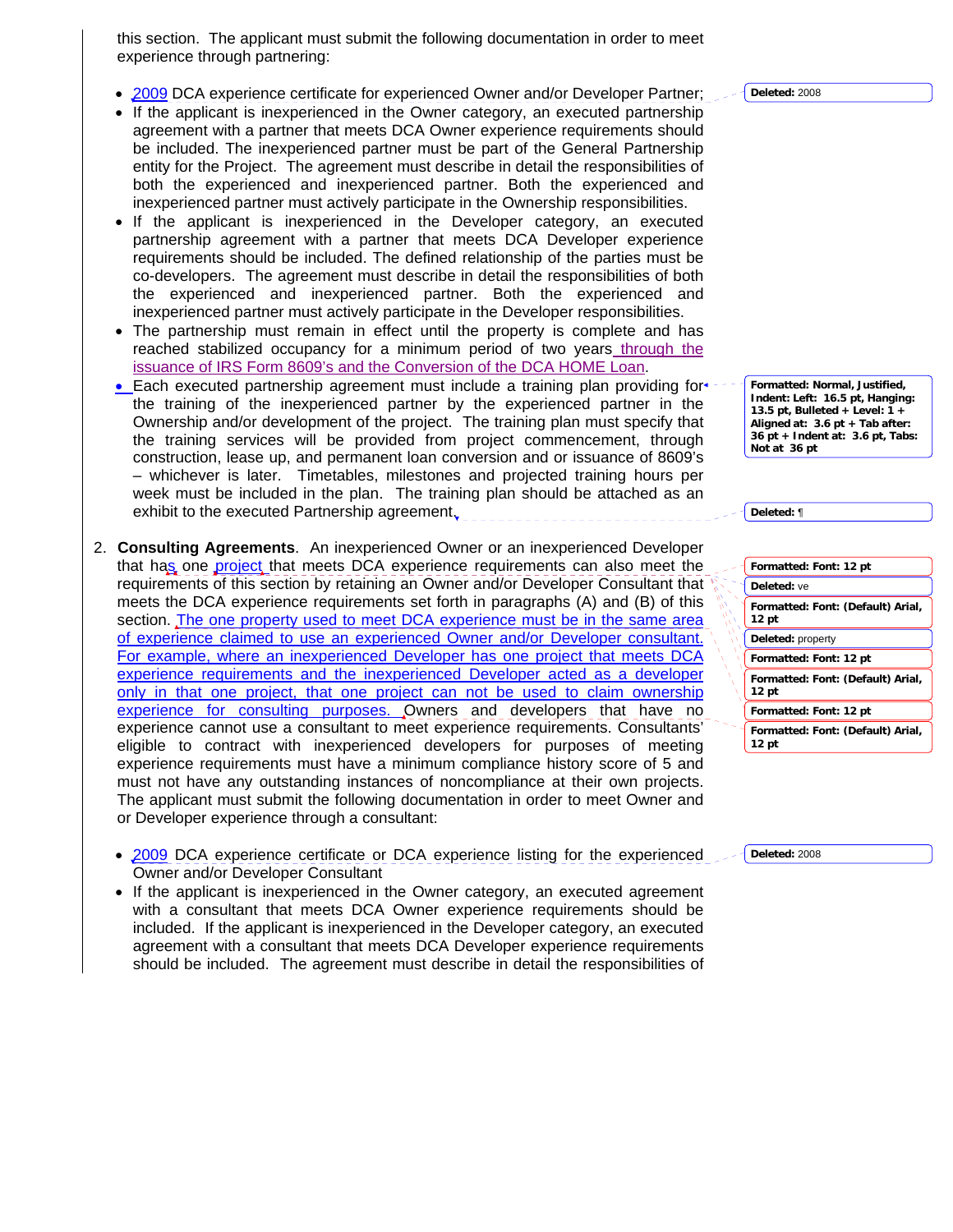this section. The applicant must submit the following documentation in order to meet experience through partnering:

- 2009 DCA experience certificate for experienced Owner and/or Developer Partner;
- If the applicant is inexperienced in the Owner category, an executed partnership agreement with a partner that meets DCA Owner experience requirements should be included. The inexperienced partner must be part of the General Partnership entity for the Project. The agreement must describe in detail the responsibilities of both the experienced and inexperienced partner. Both the experienced and inexperienced partner must actively participate in the Ownership responsibilities.
- If the applicant is inexperienced in the Developer category, an executed partnership agreement with a partner that meets DCA Developer experience requirements should be included. The defined relationship of the parties must be co-developers. The agreement must describe in detail the responsibilities of both the experienced and inexperienced partner. Both the experienced and inexperienced partner must actively participate in the Developer responsibilities.
- The partnership must remain in effect until the property is complete and has reached stabilized occupancy for a minimum period of two years through the issuance of IRS Form 8609's and the Conversion of the DCA HOME Loan.
- Each executed partnership agreement must include a training plan providing for the training of the inexperienced partner by the experienced partner in the Ownership and/or development of the project. The training plan must specify that the training services will be provided from project commencement, through construction, lease up, and permanent loan conversion and or issuance of 8609's – whichever is later. Timetables, milestones and projected training hours per week must be included in the plan. The training plan should be attached as an exhibit to the executed Partnership agreement.

2. **Consulting Agreements**. An inexperienced Owner or an inexperienced Developer that has one project that meets DCA experience requirements can also meet the requirements of this section by retaining an Owner and/or Developer Consultant that meets the DCA experience requirements set forth in paragraphs (A) and (B) of this section. The one property used to meet DCA experience must be in the same area of experience claimed to use an experienced Owner and/or Developer consultant. For example, where an inexperienced Developer has one project that meets DCA experience requirements and the inexperienced Developer acted as a developer only in that one project, that one project can not be used to claim ownership experience for consulting purposes. Owners and developers that have no experience cannot use a consultant to meet experience requirements. Consultants' eligible to contract with inexperienced developers for purposes of meeting experience requirements must have a minimum compliance history score of 5 and must not have any outstanding instances of noncompliance at their own projects. The applicant must submit the following documentation in order to meet Owner and or Developer experience through a consultant:

- 2009 DCA experience certificate or DCA experience listing for the experienced Owner and/or Developer Consultant
- If the applicant is inexperienced in the Owner category, an executed agreement with a consultant that meets DCA Owner experience requirements should be included. If the applicant is inexperienced in the Developer category, an executed agreement with a consultant that meets DCA Developer experience requirements should be included. The agreement must describe in detail the responsibilities of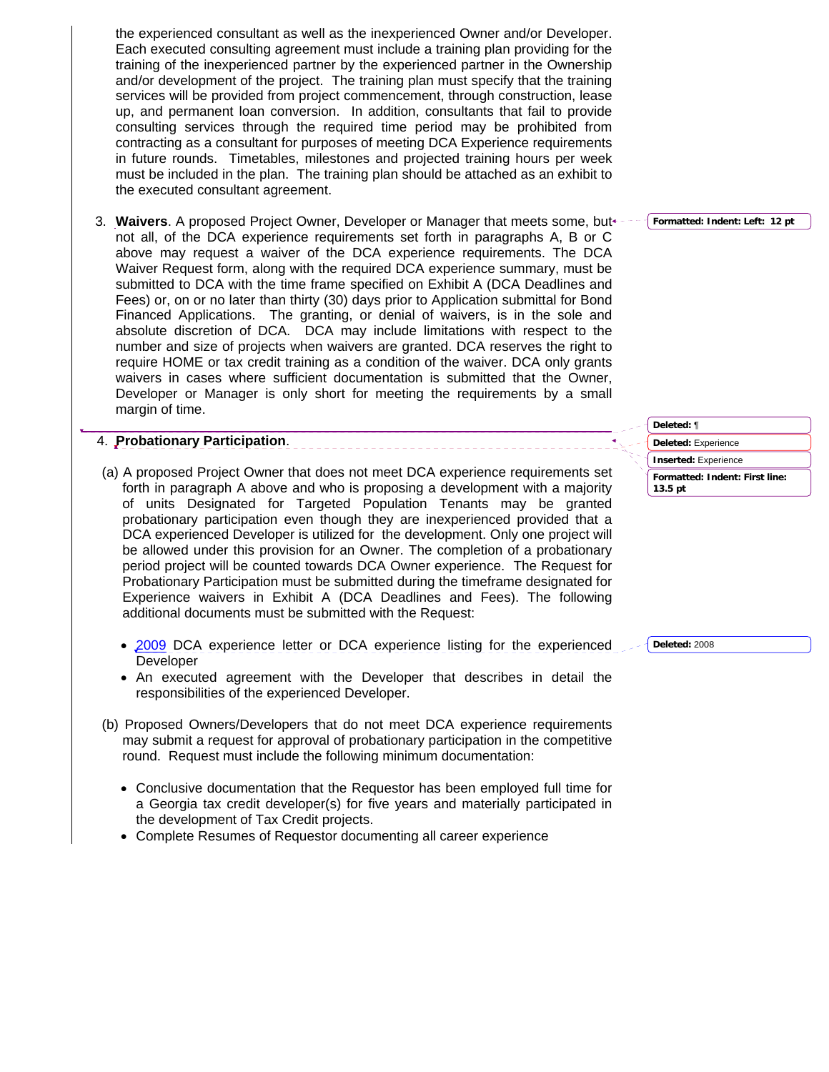the experienced consultant as well as the inexperienced Owner and/or Developer. Each executed consulting agreement must include a training plan providing for the training of the inexperienced partner by the experienced partner in the Ownership and/or development of the project. The training plan must specify that the training services will be provided from project commencement, through construction, lease up, and permanent loan conversion. In addition, consultants that fail to provide consulting services through the required time period may be prohibited from contracting as a consultant for purposes of meeting DCA Experience requirements in future rounds. Timetables, milestones and projected training hours per week must be included in the plan. The training plan should be attached as an exhibit to the executed consultant agreement.

3. **Waivers**. A proposed Project Owner, Developer or Manager that meets some, but not all, of the DCA experience requirements set forth in paragraphs A, B or C above may request a waiver of the DCA experience requirements. The DCA Waiver Request form, along with the required DCA experience summary, must be submitted to DCA with the time frame specified on Exhibit A (DCA Deadlines and Fees) or, on or no later than thirty (30) days prior to Application submittal for Bond Financed Applications. The granting, or denial of waivers, is in the sole and absolute discretion of DCA. DCA may include limitations with respect to the number and size of projects when waivers are granted. DCA reserves the right to require HOME or tax credit training as a condition of the waiver. DCA only grants waivers in cases where sufficient documentation is submitted that the Owner, Developer or Manager is only short for meeting the requirements by a small margin of time.

4. **Probationary Participation**.

(a) A proposed Project Owner that does not meet DCA experience requirements set forth in paragraph A above and who is proposing a development with a majority of units Designated for Targeted Population Tenants may be granted probationary participation even though they are inexperienced provided that a DCA experienced Developer is utilized for the development. Only one project will be allowed under this provision for an Owner. The completion of a probationary period project will be counted towards DCA Owner experience. The Request for Probationary Participation must be submitted during the timeframe designated for Experience waivers in Exhibit A (DCA Deadlines and Fees). The following additional documents must be submitted with the Request:

- 2009 DCA experience letter or DCA experience listing for the experienced Developer
- An executed agreement with the Developer that describes in detail the responsibilities of the experienced Developer.

(b) Proposed Owners/Developers that do not meet DCA experience requirements may submit a request for approval of probationary participation in the competitive round. Request must include the following minimum documentation:

- Conclusive documentation that the Requestor has been employed full time for a Georgia tax credit developer(s) for five years and materially participated in the development of Tax Credit projects.
- Complete Resumes of Requestor documenting all career experience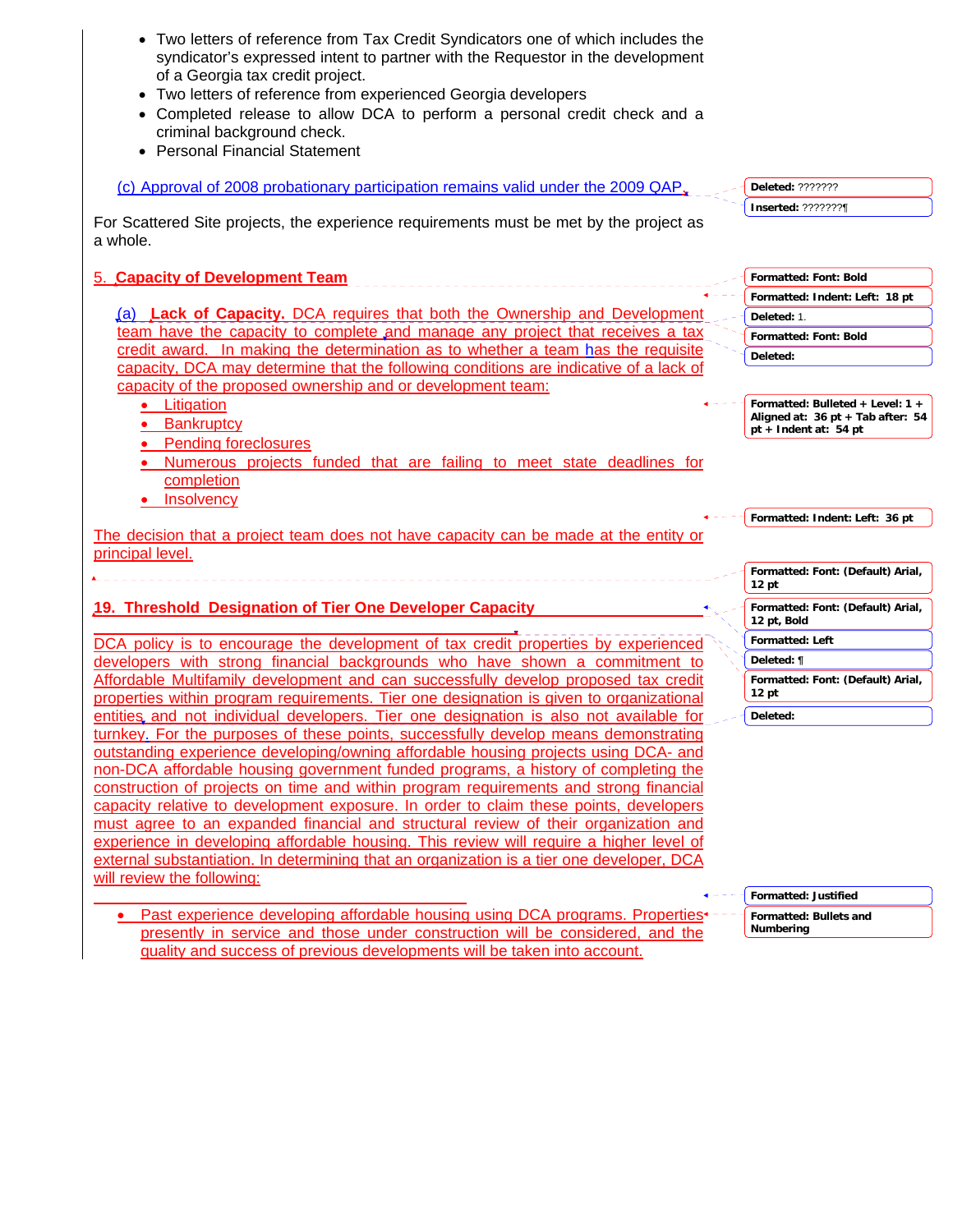- Two letters of reference from Tax Credit Syndicators one of which includes the syndicator's expressed intent to partner with the Requestor in the development of a Georgia tax credit project.
- Two letters of reference from experienced Georgia developers
- Completed release to allow DCA to perform a personal credit check and a criminal background check.
- Personal Financial Statement

(c) Approval of 2008 probationary participation remains valid under the 2009 QAP.

For Scattered Site projects, the experience requirements must be met by the project as a whole.

## 5. **Capacity of Development Team**

(a) **Lack of Capacity.** DCA requires that both the Ownership and Development team have the capacity to complete and manage any project that receives a tax credit award. In making the determination as to whether a team has the requisite capacity, DCA may determine that the following conditions are indicative of a lack of capacity of the proposed ownership and or development team:

- Litigation
- Bankruptcy
- Pending foreclosures
- Numerous projects funded that are failing to meet state deadlines for completion
- Insolvency

The decision that a project team does not have capacity can be made at the entity or principal level.

## 19. Threshold Designation of Tier One Developer Capacity

DCA policy is to encourage the development of tax credit properties by experienced developers with strong financial backgrounds who have shown a commitment to Affordable Multifamily development and can successfully develop proposed tax credit properties within program requirements. Tier one designation is given to organizational entities and not individual developers. Tier one designation is also not available for turnkey. For the purposes of these points, successfully develop means demonstrating outstanding experience developing/owning affordable housing projects using DCA- and non-DCA affordable housing government funded programs, a history of completing the construction of projects on time and within program requirements and strong financial capacity relative to development exposure. In order to claim these points, developers must agree to an expanded financial and structural review of their organization and experience in developing affordable housing. This review will require a higher level of external substantiation. In determining that an organization is a tier one developer, DCA will review the following:

- Past experience developing affordable housing using DCA programs. Properties presently in service and those under construction will be considered, and the quality and success of previous developments will be taken into account.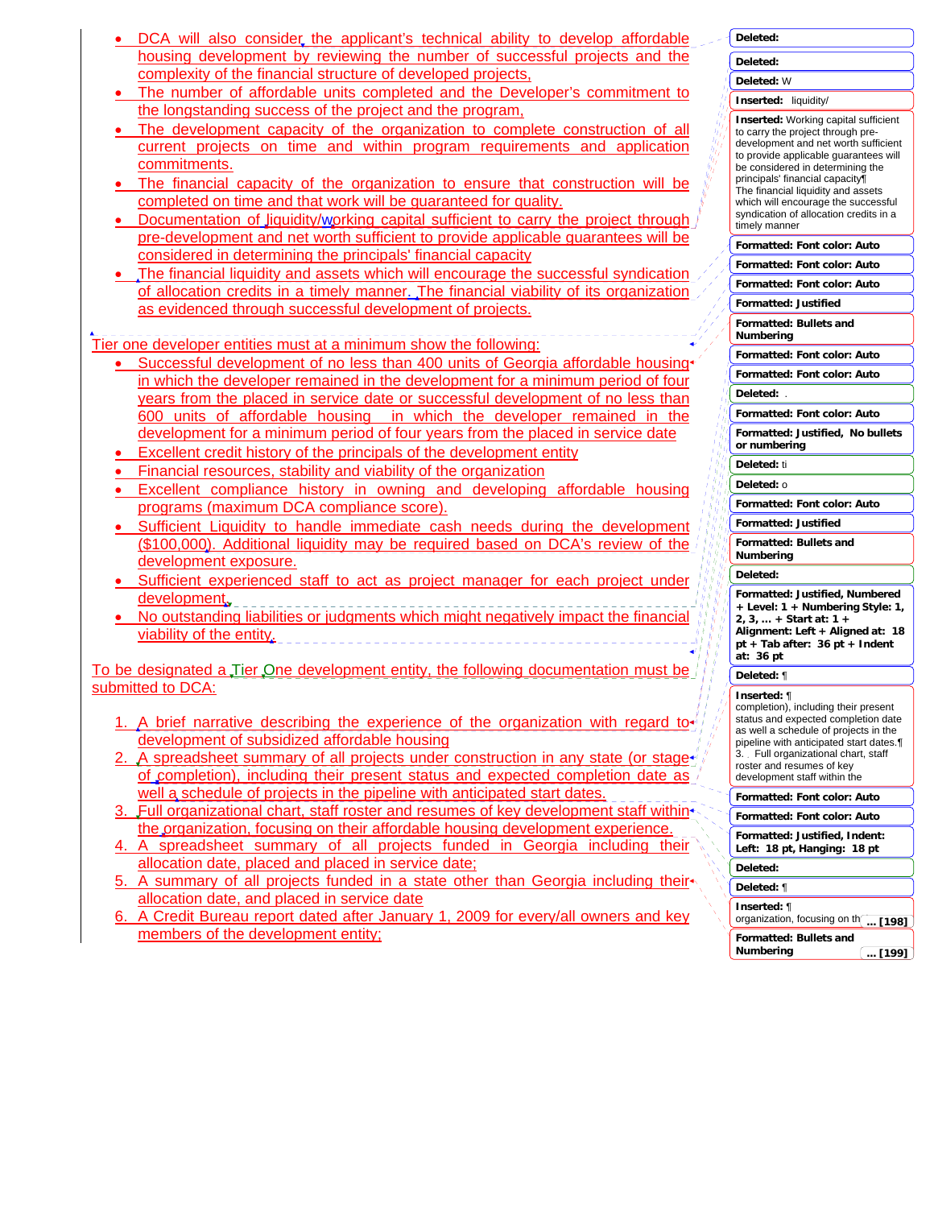- DCA will also consider the applicant's technical ability to develop affordable housing development by reviewing the number of successful projects and the complexity of the financial structure of developed projects,
- The number of affordable units completed and the Developer's commitment to the longstanding success of the project and the program,
- The development capacity of the organization to complete construction of all current projects on time and within program requirements and application commitments.
- The financial capacity of the organization to ensure that construction will be completed on time and that work will be guaranteed for quality.
- Documentation of liquidity/working capital sufficient to carry the project through pre-development and net worth sufficient to provide applicable guarantees will be considered in determining the principals' financial capacity
- The financial liquidity and assets which will encourage the successful syndication of allocation credits in a timely manner. The financial viability of its organization as evidenced through successful development of projects.

Tier one developer entities must at a minimum show the following:

- Successful development of no less than 400 units of Georgia affordable housing in which the developer remained in the development for a minimum period of four years from the placed in service date or successful development of no less than 600 units of affordable housing in which the developer remained in the development for a minimum period of four years from the placed in service date
- Excellent credit history of the principals of the development entity
- Financial resources, stability and viability of the organization
- Excellent compliance history in owning and developing affordable housing programs (maximum DCA compliance score).
- Sufficient Liquidity to handle immediate cash needs during the development ($100,000). Additional liquidity may be required based on DCA's review of the development exposure.
- Sufficient experienced staff to act as project manager for each project under development.
- No outstanding liabilities or judgments which might negatively impact the financial viability of the entity.

To be designated a Tier One development entity, the following documentation must be submitted to DCA:

1. A brief narrative describing the experience of the organization with regard to development of subsidized affordable housing
2. A spreadsheet summary of all projects under construction in any state (or stage of completion), including their present status and expected completion date as well a schedule of projects in the pipeline with anticipated start dates.
3. Full organizational chart, staff roster and resumes of key development staff within the organization, focusing on their affordable housing development experience.
4. A spreadsheet summary of all projects funded in Georgia including their allocation date, placed and placed in service date;
5. A summary of all projects funded in a state other than Georgia including their allocation date, and placed in service date
6. A Credit Bureau report dated after January 1, 2009 for every/all owners and key members of the development entity;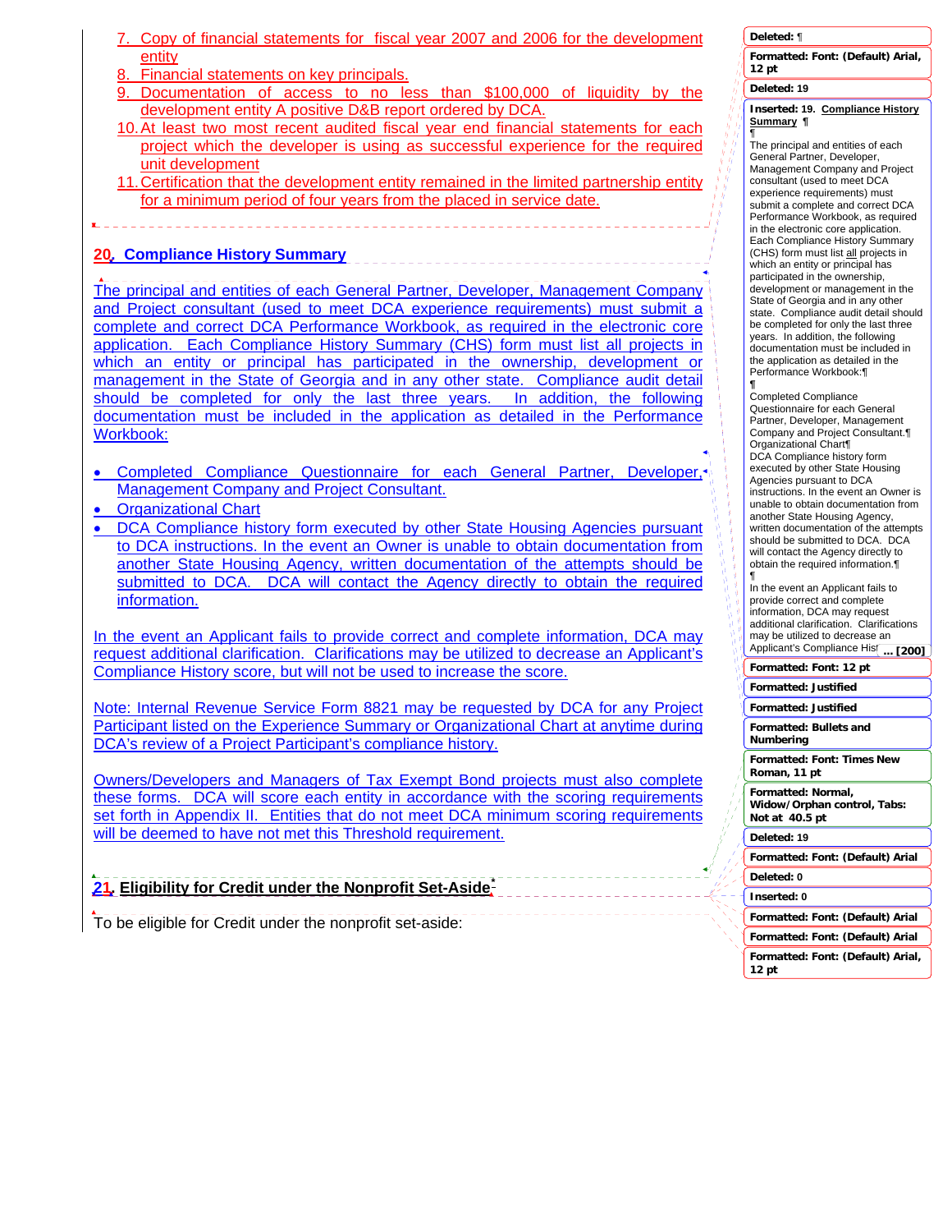7. Copy of financial statements for fiscal year 2007 and 2006 for the development entity
8. Financial statements on key principals.
9. Documentation of access to no less than $100,000 of liquidity by the development entity A positive D&B report ordered by DCA.
10. At least two most recent audited fiscal year end financial statements for each project which the developer is using as successful experience for the required unit development
11. Certification that the development entity remained in the limited partnership entity for a minimum period of four years from the placed in service date.

## 20. Compliance History Summary

The principal and entities of each General Partner, Developer, Management Company and Project consultant (used to meet DCA experience requirements) must submit a complete and correct DCA Performance Workbook, as required in the electronic core application. Each Compliance History Summary (CHS) form must list all projects in which an entity or principal has participated in the ownership, development or management in the State of Georgia and in any other state. Compliance audit detail should be completed for only the last three years. In addition, the following documentation must be included in the application as detailed in the Performance Workbook:

- Completed Compliance Questionnaire for each General Partner, Developer, Management Company and Project Consultant.
- Organizational Chart
- DCA Compliance history form executed by other State Housing Agencies pursuant to DCA instructions. In the event an Owner is unable to obtain documentation from another State Housing Agency, written documentation of the attempts should be submitted to DCA. DCA will contact the Agency directly to obtain the required information.

In the event an Applicant fails to provide correct and complete information, DCA may request additional clarification. Clarifications may be utilized to decrease an Applicant's Compliance History score, but will not be used to increase the score.

Note: Internal Revenue Service Form 8821 may be requested by DCA for any Project Participant listed on the Experience Summary or Organizational Chart at anytime during DCA's review of a Project Participant's compliance history.

Owners/Developers and Managers of Tax Exempt Bond projects must also complete these forms. DCA will score each entity in accordance with the scoring requirements set forth in Appendix II. Entities that do not meet DCA minimum scoring requirements will be deemed to have not met this Threshold requirement.

## 21. Eligibility for Credit under the Nonprofit Set-Aside

To be eligible for Credit under the nonprofit set-aside: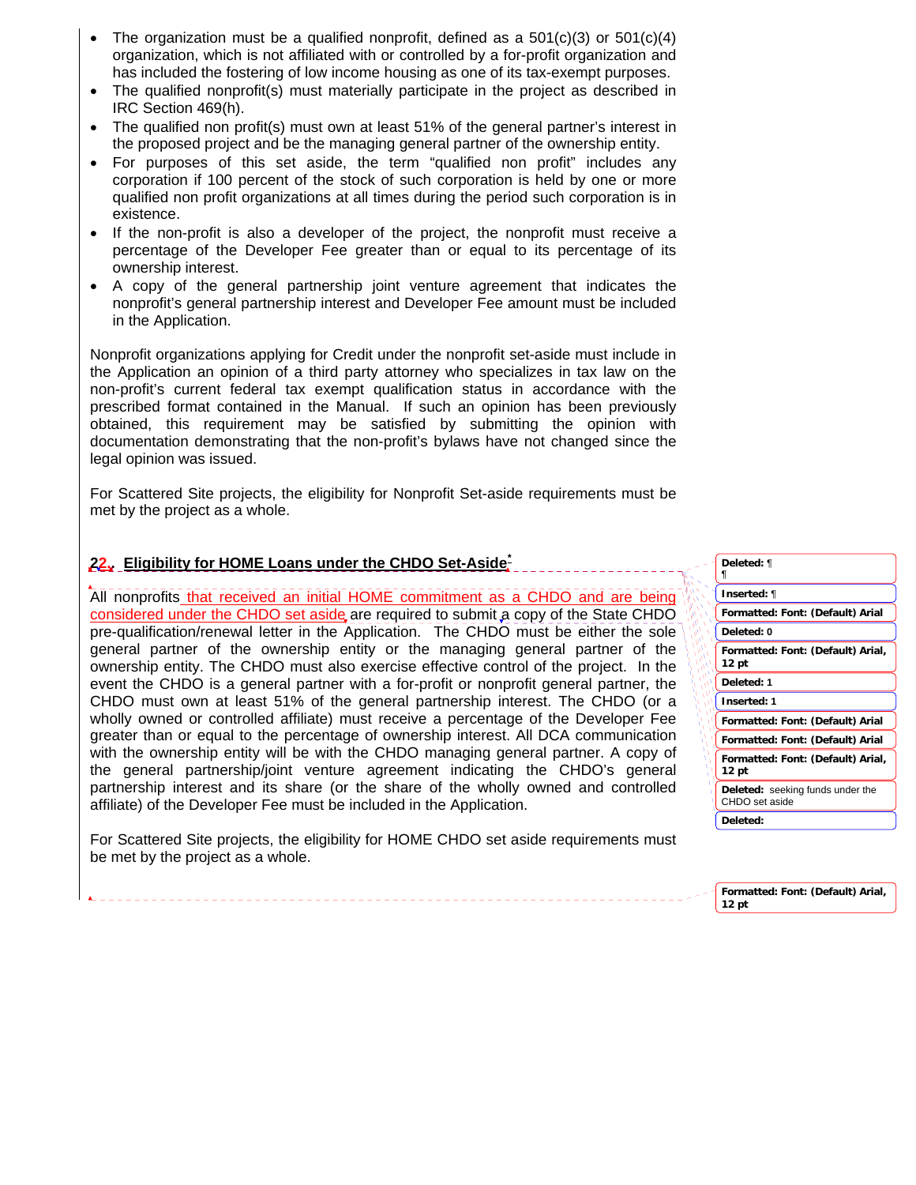- The organization must be a qualified nonprofit, defined as a 501(c)(3) or 501(c)(4) organization, which is not affiliated with or controlled by a for-profit organization and has included the fostering of low income housing as one of its tax-exempt purposes.
- The qualified nonprofit(s) must materially participate in the project as described in IRC Section 469(h).
- The qualified non profit(s) must own at least 51% of the general partner's interest in the proposed project and be the managing general partner of the ownership entity.
- For purposes of this set aside, the term "qualified non profit" includes any corporation if 100 percent of the stock of such corporation is held by one or more qualified non profit organizations at all times during the period such corporation is in existence.
- If the non-profit is also a developer of the project, the nonprofit must receive a percentage of the Developer Fee greater than or equal to its percentage of its ownership interest.
- A copy of the general partnership joint venture agreement that indicates the nonprofit's general partnership interest and Developer Fee amount must be included in the Application.

Nonprofit organizations applying for Credit under the nonprofit set-aside must include in the Application an opinion of a third party attorney who specializes in tax law on the non-profit's current federal tax exempt qualification status in accordance with the prescribed format contained in the Manual. If such an opinion has been previously obtained, this requirement may be satisfied by submitting the opinion with documentation demonstrating that the non-profit's bylaws have not changed since the legal opinion was issued.

For Scattered Site projects, the eligibility for Nonprofit Set-aside requirements must be met by the project as a whole.

## 2. Eligibility for HOME Loans under the CHDO Set-Aside*

All nonprofits that received an initial HOME commitment as a CHDO and are being considered under the CHDO set aside are required to submit a copy of the State CHDO pre-qualification/renewal letter in the Application. The CHDO must be either the sole general partner of the ownership entity or the managing general partner of the ownership entity. The CHDO must also exercise effective control of the project. In the event the CHDO is a general partner with a for-profit or nonprofit general partner, the CHDO must own at least 51% of the general partnership interest. The CHDO (or a wholly owned or controlled affiliate) must receive a percentage of the Developer Fee greater than or equal to the percentage of ownership interest. All DCA communication with the ownership entity will be with the CHDO managing general partner. A copy of the general partnership/joint venture agreement indicating the CHDO's general partnership interest and its share (or the share of the wholly owned and controlled affiliate) of the Developer Fee must be included in the Application.

For Scattered Site projects, the eligibility for HOME CHDO set aside requirements must be met by the project as a whole.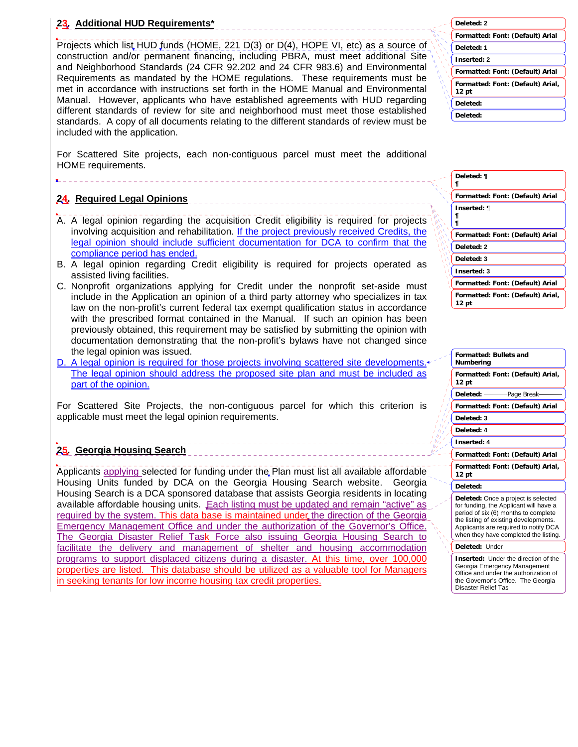## 23. Additional HUD Requirements*

Projects which list HUD funds (HOME, 221 D(3) or D(4), HOPE VI, etc) as a source of construction and/or permanent financing, including PBRA, must meet additional Site and Neighborhood Standards (24 CFR 92.202 and 24 CFR 983.6) and Environmental Requirements as mandated by the HOME regulations. These requirements must be met in accordance with instructions set forth in the HOME Manual and Environmental Manual. However, applicants who have established agreements with HUD regarding different standards of review for site and neighborhood must meet those established standards. A copy of all documents relating to the different standards of review must be included with the application.

For Scattered Site projects, each non-contiguous parcel must meet the additional HOME requirements.

## 24. Required Legal Opinions

A. A legal opinion regarding the acquisition Credit eligibility is required for projects involving acquisition and rehabilitation. If the project previously received Credits, the legal opinion should include sufficient documentation for DCA to confirm that the compliance period has ended.

B. A legal opinion regarding Credit eligibility is required for projects operated as assisted living facilities.

C. Nonprofit organizations applying for Credit under the nonprofit set-aside must include in the Application an opinion of a third party attorney who specializes in tax law on the non-profit's current federal tax exempt qualification status in accordance with the prescribed format contained in the Manual. If such an opinion has been previously obtained, this requirement may be satisfied by submitting the opinion with documentation demonstrating that the non-profit's bylaws have not changed since the legal opinion was issued.

D. A legal opinion is required for those projects involving scattered site developments. The legal opinion should address the proposed site plan and must be included as part of the opinion.

For Scattered Site Projects, the non-contiguous parcel for which this criterion is applicable must meet the legal opinion requirements.

## 25. Georgia Housing Search

Applicants applying selected for funding under the Plan must list all available affordable Housing Units funded by DCA on the Georgia Housing Search website. Georgia Housing Search is a DCA sponsored database that assists Georgia residents in locating available affordable housing units. Each listing must be updated and remain "active" as required by the system. This data base is maintained under the direction of the Georgia Emergency Management Office and under the authorization of the Governor's Office. The Georgia Disaster Relief Task Force also issuing Georgia Housing Search to facilitate the delivery and management of shelter and housing accommodation programs to support displaced citizens during a disaster. At this time, over 100,000 properties are listed. This database should be utilized as a valuable tool for Managers in seeking tenants for low income housing tax credit properties.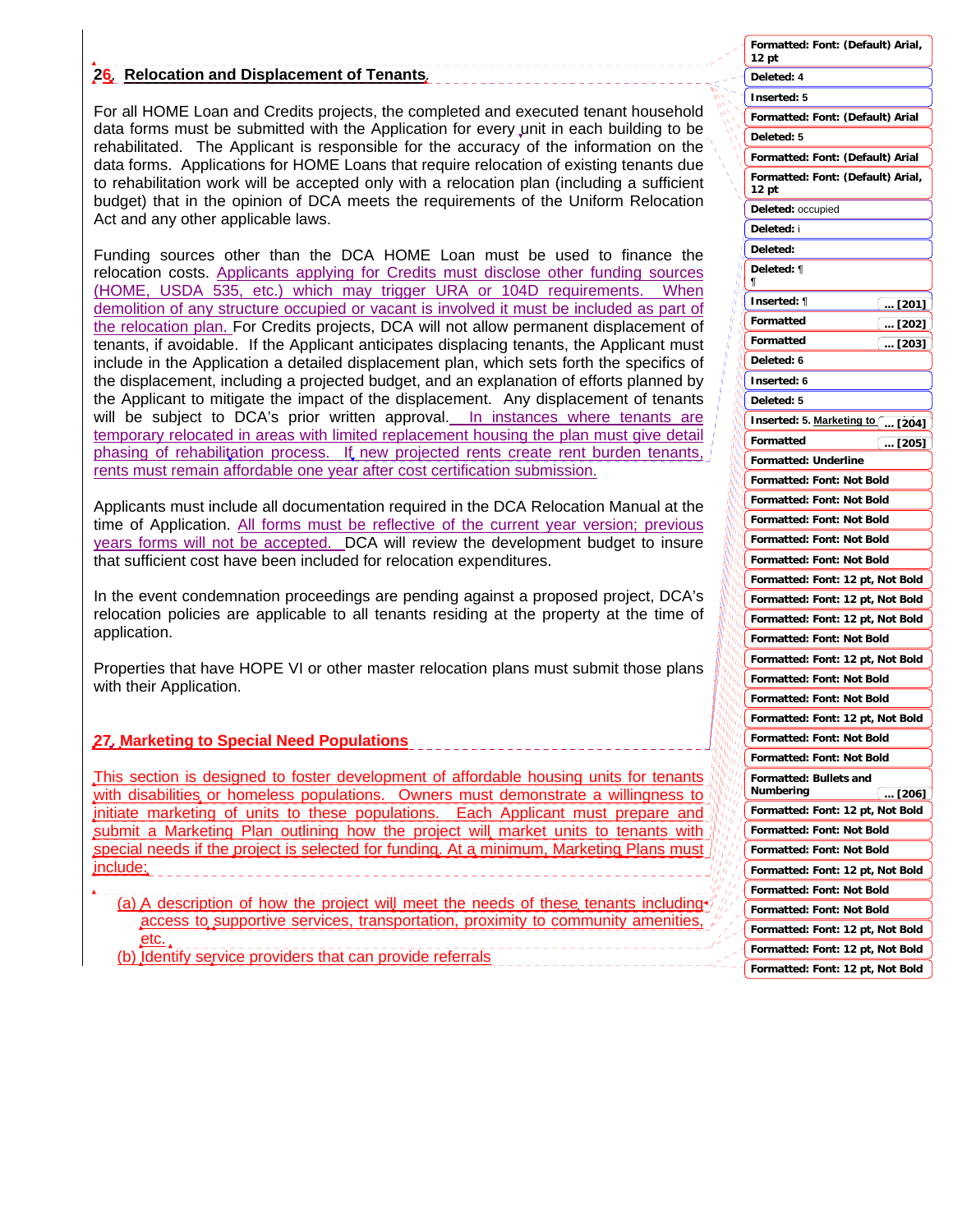## 26. Relocation and Displacement of Tenants.

For all HOME Loan and Credits projects, the completed and executed tenant household data forms must be submitted with the Application for every unit in each building to be rehabilitated. The Applicant is responsible for the accuracy of the information on the data forms. Applications for HOME Loans that require relocation of existing tenants due to rehabilitation work will be accepted only with a relocation plan (including a sufficient budget) that in the opinion of DCA meets the requirements of the Uniform Relocation Act and any other applicable laws.

Funding sources other than the DCA HOME Loan must be used to finance the relocation costs. Applicants applying for Credits must disclose other funding sources (HOME, USDA 535, etc.) which may trigger URA or 104D requirements. When demolition of any structure occupied or vacant is involved it must be included as part of the relocation plan. For Credits projects, DCA will not allow permanent displacement of tenants, if avoidable. If the Applicant anticipates displacing tenants, the Applicant must include in the Application a detailed displacement plan, which sets forth the specifics of the displacement, including a projected budget, and an explanation of efforts planned by the Applicant to mitigate the impact of the displacement. Any displacement of tenants will be subject to DCA's prior written approval. In instances where tenants are temporary relocated in areas with limited replacement housing the plan must give detail phasing of rehabilitation process. If new projected rents create rent burden tenants, rents must remain affordable one year after cost certification submission.

Applicants must include all documentation required in the DCA Relocation Manual at the time of Application. All forms must be reflective of the current year version; previous years forms will not be accepted. DCA will review the development budget to insure that sufficient cost have been included for relocation expenditures.

In the event condemnation proceedings are pending against a proposed project, DCA's relocation policies are applicable to all tenants residing at the property at the time of application.

Properties that have HOPE VI or other master relocation plans must submit those plans with their Application.

## 27. Marketing to Special Need Populations

This section is designed to foster development of affordable housing units for tenants with disabilities or homeless populations. Owners must demonstrate a willingness to initiate marketing of units to these populations. Each Applicant must prepare and submit a Marketing Plan outlining how the project will market units to tenants with special needs if the project is selected for funding. At a minimum, Marketing Plans must include:

(a) A description of how the project will meet the needs of these tenants including access to supportive services, transportation, proximity to community amenities, etc.

(b) Identify service providers that can provide referrals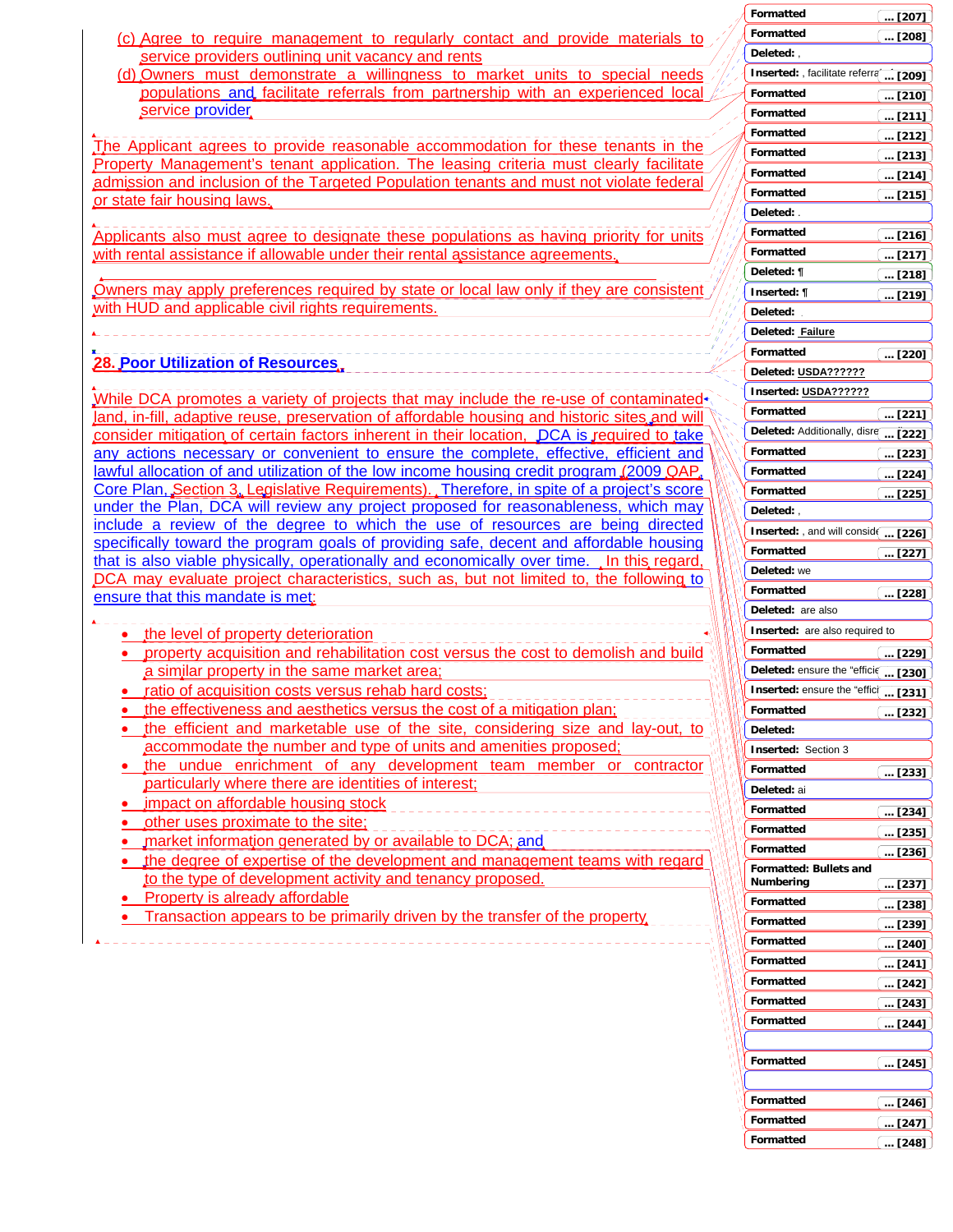(c) Agree to require management to regularly contact and provide materials to service providers outlining unit vacancy and rents

(d) Owners must demonstrate a willingness to market units to special needs populations and facilitate referrals from partnership with an experienced local service provider

The Applicant agrees to provide reasonable accommodation for these tenants in the Property Management's tenant application. The leasing criteria must clearly facilitate admission and inclusion of the Targeted Population tenants and must not violate federal or state fair housing laws.

Applicants also must agree to designate these populations as having priority for units with rental assistance if allowable under their rental assistance agreements.

Owners may apply preferences required by state or local law only if they are consistent with HUD and applicable civil rights requirements.

## 28. Poor Utilization of Resources

While DCA promotes a variety of projects that may include the re-use of contaminated land, in-fill, adaptive reuse, preservation of affordable housing and historic sites and will consider mitigation of certain factors inherent in their location, DCA is required to take any actions necessary or convenient to ensure the complete, effective, efficient and lawful allocation of and utilization of the low income housing credit program (2009 QAP, Core Plan, Section 3, Legislative Requirements). Therefore, in spite of a project's score under the Plan, DCA will review any project proposed for reasonableness, which may include a review of the degree to which the use of resources are being directed specifically toward the program goals of providing safe, decent and affordable housing that is also viable physically, operationally and economically over time. In this regard, DCA may evaluate project characteristics, such as, but not limited to, the following to ensure that this mandate is met:

- the level of property deterioration
- property acquisition and rehabilitation cost versus the cost to demolish and build a similar property in the same market area;
- ratio of acquisition costs versus rehab hard costs;
- the effectiveness and aesthetics versus the cost of a mitigation plan;
- the efficient and marketable use of the site, considering size and lay-out, to accommodate the number and type of units and amenities proposed;
- the undue enrichment of any development team member or contractor particularly where there are identities of interest;
- impact on affordable housing stock
- other uses proximate to the site;
- market information generated by or available to DCA; and
- the degree of expertise of the development and management teams with regard to the type of development activity and tenancy proposed.
- Property is already affordable
- Transaction appears to be primarily driven by the transfer of the property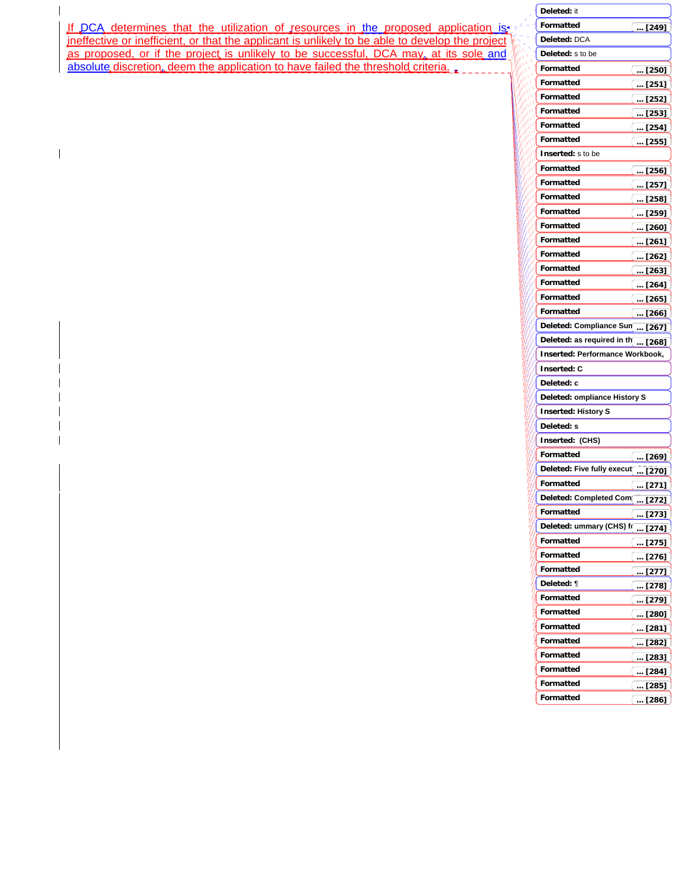If DCA determines that the utilization of resources in the proposed application is ineffective or inefficient, or that the applicant is unlikely to be able to develop the project as proposed, or if the project is unlikely to be successful, DCA may, at its sole and absolute discretion, deem the application to have failed the threshold criteria.

Deleted: it

Formatted ... [249]

Deleted: DCA

Deleted: s to be

Formatted ... [250]

Formatted ... [251]

Formatted ... [252]

Formatted ... [253]

Formatted ... [254]

Formatted ... [255]

Inserted: s to be

Formatted ... [256]

Formatted ... [257]

Formatted ... [258]

Formatted ... [259]

Formatted ... [260]

Formatted ... [261]

Formatted ... [262]

Formatted ... [263]

Formatted ... [264]

Formatted ... [265]

Formatted ... [266]

Deleted: Compliance Sum ... [267]

Deleted: as required in th ... [268]

Inserted: Performance Workbook,

Inserted: C

Deleted: c

Deleted: ompliance History S

Inserted: History S

Deleted: s

Inserted: (CHS)

Formatted ... [269]

Deleted: Five fully execut ... [270]

Formatted ... [271]

Deleted: Completed Com ... [272]

Formatted ... [273]

Deleted: ummary (CHS) fo ... [274]

Formatted ... [275]

Formatted ... [276]

Formatted ... [277]

Deleted: ¶ ... [278]

Formatted ... [279]

Formatted ... [280]

Formatted ... [281]

Formatted ... [282]

Formatted ... [283]

Formatted ... [284]

Formatted ... [285]

Formatted ... [286]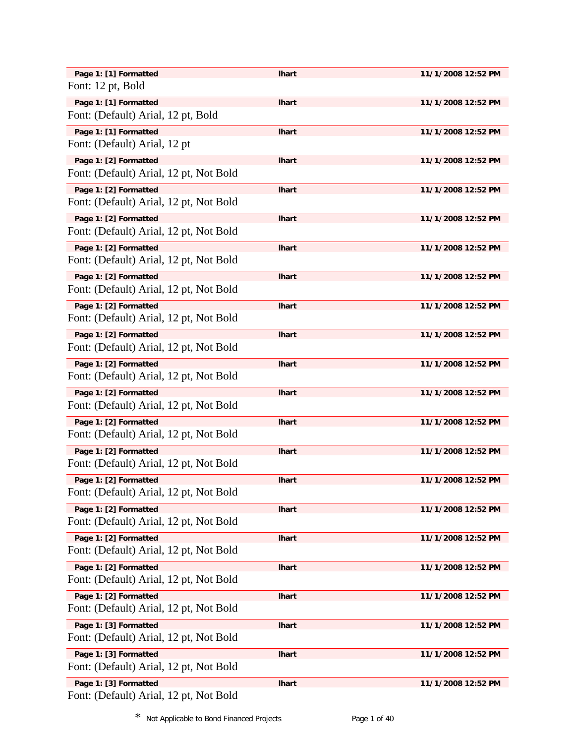| Page 1: [1] Formatted | lhart | 11/1/2008 12:52 PM |
| --- | --- | --- |

Font: 12 pt, Bold

| Page 1: [1] Formatted | lhart | 11/1/2008 12:52 PM |
| --- | --- | --- |

Font: (Default) Arial, 12 pt, Bold

| Page 1: [1] Formatted | lhart | 11/1/2008 12:52 PM |
| --- | --- | --- |

Font: (Default) Arial, 12 pt

| Page 1: [2] Formatted | lhart | 11/1/2008 12:52 PM |
| --- | --- | --- |

Font: (Default) Arial, 12 pt, Not Bold

| Page 1: [2] Formatted | lhart | 11/1/2008 12:52 PM |
| --- | --- | --- |

Font: (Default) Arial, 12 pt, Not Bold

| Page 1: [2] Formatted | lhart | 11/1/2008 12:52 PM |
| --- | --- | --- |

Font: (Default) Arial, 12 pt, Not Bold

| Page 1: [2] Formatted | lhart | 11/1/2008 12:52 PM |
| --- | --- | --- |

Font: (Default) Arial, 12 pt, Not Bold

| Page 1: [2] Formatted | lhart | 11/1/2008 12:52 PM |
| --- | --- | --- |

Font: (Default) Arial, 12 pt, Not Bold

| Page 1: [2] Formatted | lhart | 11/1/2008 12:52 PM |
| --- | --- | --- |

Font: (Default) Arial, 12 pt, Not Bold

| Page 1: [2] Formatted | lhart | 11/1/2008 12:52 PM |
| --- | --- | --- |

Font: (Default) Arial, 12 pt, Not Bold

| Page 1: [2] Formatted | lhart | 11/1/2008 12:52 PM |
| --- | --- | --- |

Font: (Default) Arial, 12 pt, Not Bold

| Page 1: [2] Formatted | lhart | 11/1/2008 12:52 PM |
| --- | --- | --- |

Font: (Default) Arial, 12 pt, Not Bold

| Page 1: [2] Formatted | lhart | 11/1/2008 12:52 PM |
| --- | --- | --- |

Font: (Default) Arial, 12 pt, Not Bold

| Page 1: [2] Formatted | lhart | 11/1/2008 12:52 PM |
| --- | --- | --- |

Font: (Default) Arial, 12 pt, Not Bold

| Page 1: [2] Formatted | lhart | 11/1/2008 12:52 PM |
| --- | --- | --- |

Font: (Default) Arial, 12 pt, Not Bold

| Page 1: [2] Formatted | lhart | 11/1/2008 12:52 PM |
| --- | --- | --- |

Font: (Default) Arial, 12 pt, Not Bold

| Page 1: [2] Formatted | lhart | 11/1/2008 12:52 PM |
| --- | --- | --- |

Font: (Default) Arial, 12 pt, Not Bold

| Page 1: [2] Formatted | lhart | 11/1/2008 12:52 PM |
| --- | --- | --- |

Font: (Default) Arial, 12 pt, Not Bold

| Page 1: [2] Formatted | lhart | 11/1/2008 12:52 PM |
| --- | --- | --- |

Font: (Default) Arial, 12 pt, Not Bold

| Page 1: [3] Formatted | lhart | 11/1/2008 12:52 PM |
| --- | --- | --- |

Font: (Default) Arial, 12 pt, Not Bold

| Page 1: [3] Formatted | lhart | 11/1/2008 12:52 PM |
| --- | --- | --- |

Font: (Default) Arial, 12 pt, Not Bold

| Page 1: [3] Formatted | lhart | 11/1/2008 12:52 PM |
| --- | --- | --- |

Font: (Default) Arial, 12 pt, Not Bold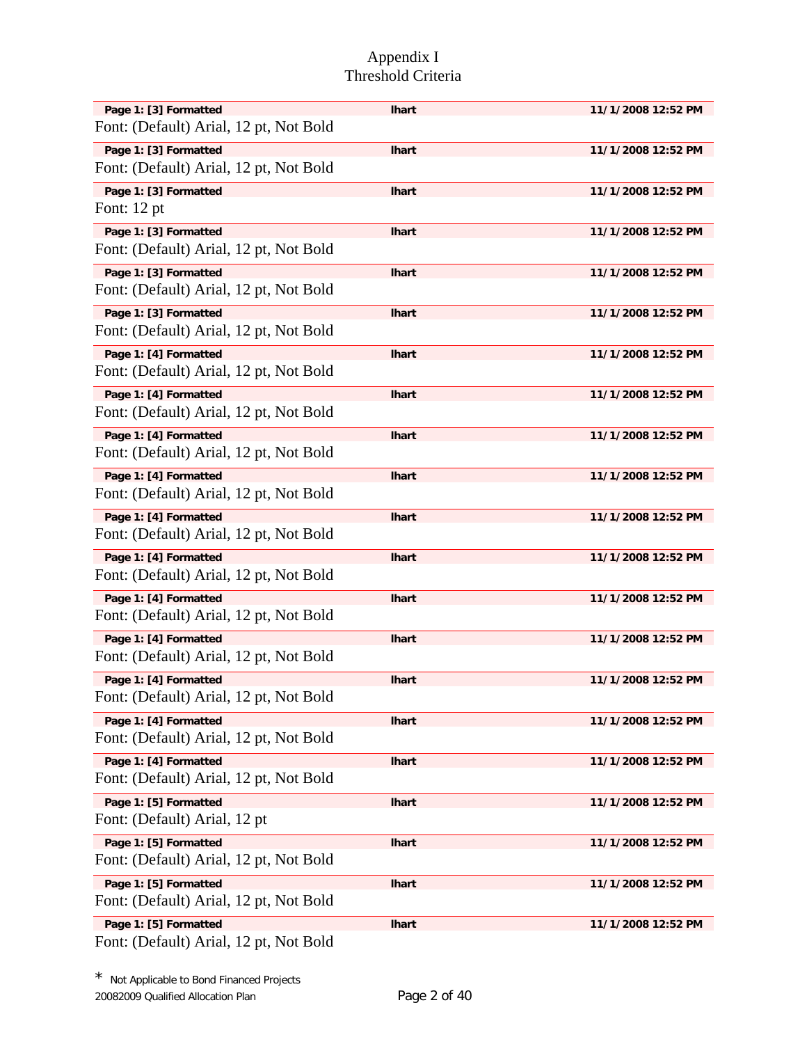Appendix I
Threshold Criteria

| Page 1: [3] Formatted | lhart | 11/1/2008 12:52 PM |
|---|---|---|

Font: (Default) Arial, 12 pt, Not Bold

| Page 1: [3] Formatted | lhart | 11/1/2008 12:52 PM |
|---|---|---|

Font: (Default) Arial, 12 pt, Not Bold

| Page 1: [3] Formatted | lhart | 11/1/2008 12:52 PM |
|---|---|---|

Font: 12 pt

| Page 1: [3] Formatted | lhart | 11/1/2008 12:52 PM |
|---|---|---|

Font: (Default) Arial, 12 pt, Not Bold

| Page 1: [3] Formatted | lhart | 11/1/2008 12:52 PM |
|---|---|---|

Font: (Default) Arial, 12 pt, Not Bold

| Page 1: [3] Formatted | lhart | 11/1/2008 12:52 PM |
|---|---|---|

Font: (Default) Arial, 12 pt, Not Bold

| Page 1: [4] Formatted | lhart | 11/1/2008 12:52 PM |
|---|---|---|

Font: (Default) Arial, 12 pt, Not Bold

| Page 1: [4] Formatted | lhart | 11/1/2008 12:52 PM |
|---|---|---|

Font: (Default) Arial, 12 pt, Not Bold

| Page 1: [4] Formatted | lhart | 11/1/2008 12:52 PM |
|---|---|---|

Font: (Default) Arial, 12 pt, Not Bold

| Page 1: [4] Formatted | lhart | 11/1/2008 12:52 PM |
|---|---|---|

Font: (Default) Arial, 12 pt, Not Bold

| Page 1: [4] Formatted | lhart | 11/1/2008 12:52 PM |
|---|---|---|

Font: (Default) Arial, 12 pt, Not Bold

| Page 1: [4] Formatted | lhart | 11/1/2008 12:52 PM |
|---|---|---|

Font: (Default) Arial, 12 pt, Not Bold

| Page 1: [4] Formatted | lhart | 11/1/2008 12:52 PM |
|---|---|---|

Font: (Default) Arial, 12 pt, Not Bold

| Page 1: [4] Formatted | lhart | 11/1/2008 12:52 PM |
|---|---|---|

Font: (Default) Arial, 12 pt, Not Bold

| Page 1: [4] Formatted | lhart | 11/1/2008 12:52 PM |
|---|---|---|

Font: (Default) Arial, 12 pt, Not Bold

| Page 1: [4] Formatted | lhart | 11/1/2008 12:52 PM |
|---|---|---|

Font: (Default) Arial, 12 pt, Not Bold

| Page 1: [4] Formatted | lhart | 11/1/2008 12:52 PM |
|---|---|---|

Font: (Default) Arial, 12 pt, Not Bold

| Page 1: [5] Formatted | lhart | 11/1/2008 12:52 PM |
|---|---|---|

Font: (Default) Arial, 12 pt

| Page 1: [5] Formatted | lhart | 11/1/2008 12:52 PM |
|---|---|---|

Font: (Default) Arial, 12 pt, Not Bold

| Page 1: [5] Formatted | lhart | 11/1/2008 12:52 PM |
|---|---|---|

Font: (Default) Arial, 12 pt, Not Bold

| Page 1: [5] Formatted | lhart | 11/1/2008 12:52 PM |
|---|---|---|

Font: (Default) Arial, 12 pt, Not Bold

* Not Applicable to Bond Financed Projects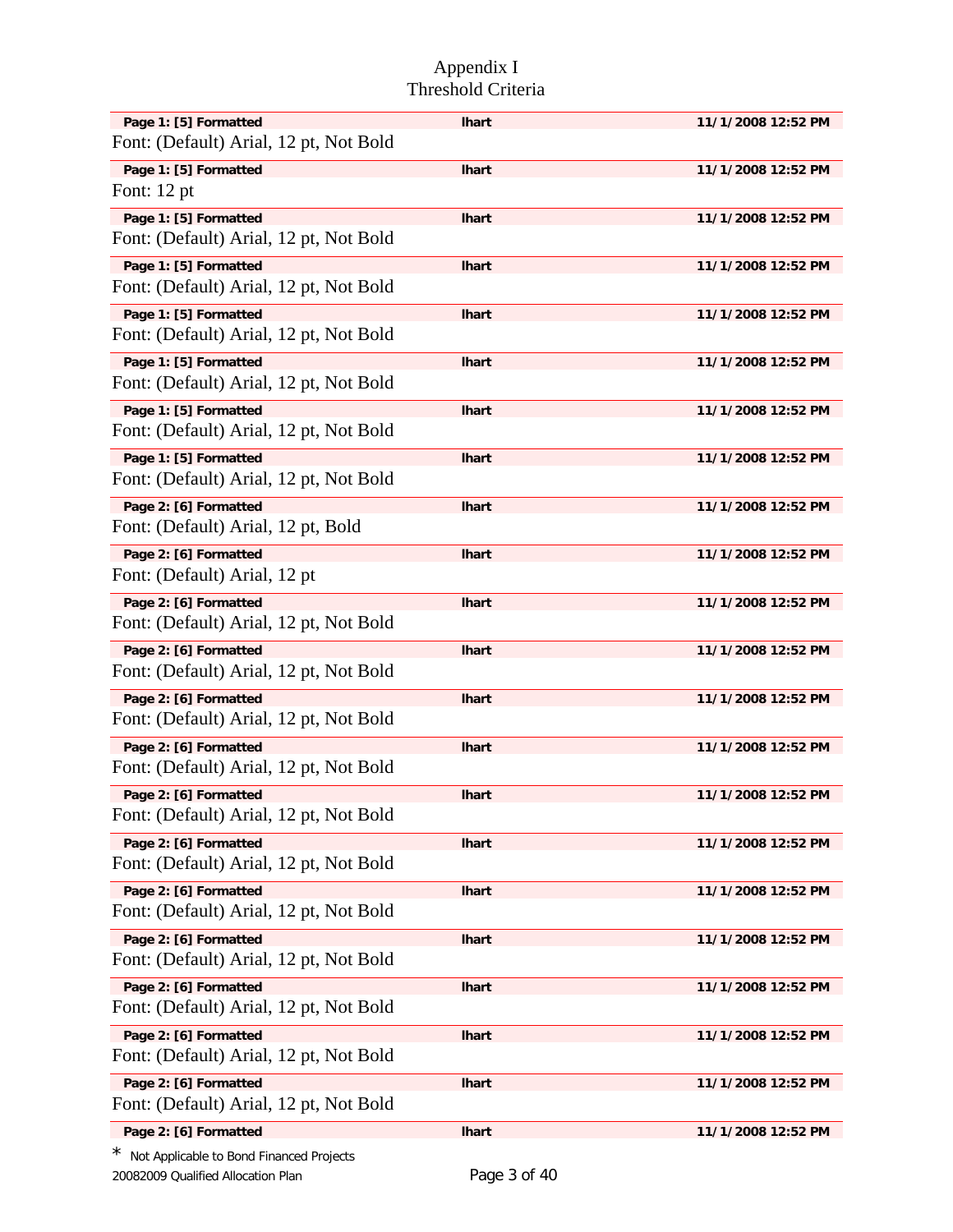Appendix I
Threshold Criteria

| Page 1: [5] Formatted | lhart | 11/1/2008 12:52 PM |
|---|---|---|

Font: (Default) Arial, 12 pt, Not Bold

| Page 1: [5] Formatted | lhart | 11/1/2008 12:52 PM |
|---|---|---|

Font: 12 pt

| Page 1: [5] Formatted | lhart | 11/1/2008 12:52 PM |
|---|---|---|

Font: (Default) Arial, 12 pt, Not Bold

| Page 1: [5] Formatted | lhart | 11/1/2008 12:52 PM |
|---|---|---|

Font: (Default) Arial, 12 pt, Not Bold

| Page 1: [5] Formatted | lhart | 11/1/2008 12:52 PM |
|---|---|---|

Font: (Default) Arial, 12 pt, Not Bold

| Page 1: [5] Formatted | lhart | 11/1/2008 12:52 PM |
|---|---|---|

Font: (Default) Arial, 12 pt, Not Bold

| Page 1: [5] Formatted | lhart | 11/1/2008 12:52 PM |
|---|---|---|

Font: (Default) Arial, 12 pt, Not Bold

| Page 1: [5] Formatted | lhart | 11/1/2008 12:52 PM |
|---|---|---|

Font: (Default) Arial, 12 pt, Not Bold

| Page 2: [6] Formatted | lhart | 11/1/2008 12:52 PM |
|---|---|---|

Font: (Default) Arial, 12 pt, Bold

| Page 2: [6] Formatted | lhart | 11/1/2008 12:52 PM |
|---|---|---|

Font: (Default) Arial, 12 pt

| Page 2: [6] Formatted | lhart | 11/1/2008 12:52 PM |
|---|---|---|

Font: (Default) Arial, 12 pt, Not Bold

| Page 2: [6] Formatted | lhart | 11/1/2008 12:52 PM |
|---|---|---|

Font: (Default) Arial, 12 pt, Not Bold

| Page 2: [6] Formatted | lhart | 11/1/2008 12:52 PM |
|---|---|---|

Font: (Default) Arial, 12 pt, Not Bold

| Page 2: [6] Formatted | lhart | 11/1/2008 12:52 PM |
|---|---|---|

Font: (Default) Arial, 12 pt, Not Bold

| Page 2: [6] Formatted | lhart | 11/1/2008 12:52 PM |
|---|---|---|

Font: (Default) Arial, 12 pt, Not Bold

| Page 2: [6] Formatted | lhart | 11/1/2008 12:52 PM |
|---|---|---|

Font: (Default) Arial, 12 pt, Not Bold

| Page 2: [6] Formatted | lhart | 11/1/2008 12:52 PM |
|---|---|---|

Font: (Default) Arial, 12 pt, Not Bold

| Page 2: [6] Formatted | lhart | 11/1/2008 12:52 PM |
|---|---|---|

Font: (Default) Arial, 12 pt, Not Bold

| Page 2: [6] Formatted | lhart | 11/1/2008 12:52 PM |
|---|---|---|

Font: (Default) Arial, 12 pt, Not Bold

| Page 2: [6] Formatted | lhart | 11/1/2008 12:52 PM |
|---|---|---|

Font: (Default) Arial, 12 pt, Not Bold

| Page 2: [6] Formatted | lhart | 11/1/2008 12:52 PM |
|---|---|---|

Font: (Default) Arial, 12 pt, Not Bold

| Page 2: [6] Formatted | lhart | 11/1/2008 12:52 PM |
|---|---|---|

\* Not Applicable to Bond Financed Projects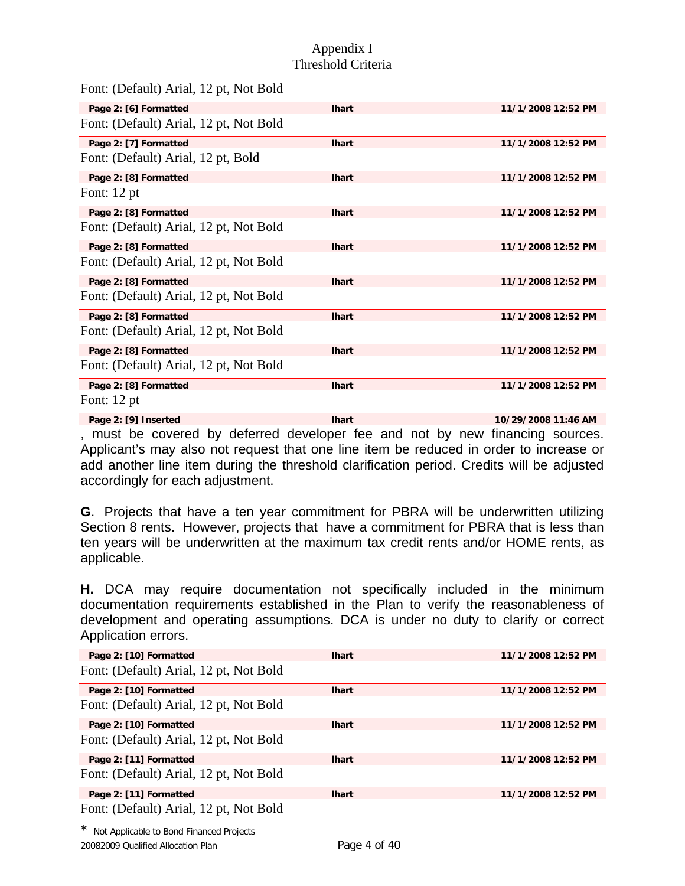Font: (Default) Arial, 12 pt, Not Bold

| Page 2: [6] Formatted | lhart | 11/1/2008 12:52 PM |
|---|---|---|

Font: (Default) Arial, 12 pt, Not Bold

| Page 2: [7] Formatted | lhart | 11/1/2008 12:52 PM |
|---|---|---|

Font: (Default) Arial, 12 pt, Bold

| Page 2: [8] Formatted | lhart | 11/1/2008 12:52 PM |
|---|---|---|

Font: 12 pt

| Page 2: [8] Formatted | lhart | 11/1/2008 12:52 PM |
|---|---|---|

Font: (Default) Arial, 12 pt, Not Bold

| Page 2: [8] Formatted | lhart | 11/1/2008 12:52 PM |
|---|---|---|

Font: (Default) Arial, 12 pt, Not Bold

| Page 2: [8] Formatted | lhart | 11/1/2008 12:52 PM |
|---|---|---|

Font: (Default) Arial, 12 pt, Not Bold

| Page 2: [8] Formatted | lhart | 11/1/2008 12:52 PM |
|---|---|---|

Font: (Default) Arial, 12 pt, Not Bold

| Page 2: [8] Formatted | lhart | 11/1/2008 12:52 PM |
|---|---|---|

Font: (Default) Arial, 12 pt, Not Bold

| Page 2: [8] Formatted | lhart | 11/1/2008 12:52 PM |
|---|---|---|

Font: 12 pt

| Page 2: [9] Inserted | lhart | 10/29/2008 11:46 AM |
|---|---|---|

, must be covered by deferred developer fee and not by new financing sources. Applicant's may also not request that one line item be reduced in order to increase or add another line item during the threshold clarification period. Credits will be adjusted accordingly for each adjustment.

**G**. Projects that have a ten year commitment for PBRA will be underwritten utilizing Section 8 rents. However, projects that have a commitment for PBRA that is less than ten years will be underwritten at the maximum tax credit rents and/or HOME rents, as applicable.

**H.** DCA may require documentation not specifically included in the minimum documentation requirements established in the Plan to verify the reasonableness of development and operating assumptions. DCA is under no duty to clarify or correct Application errors.

| Page 2: [10] Formatted | lhart | 11/1/2008 12:52 PM |
|---|---|---|

Font: (Default) Arial, 12 pt, Not Bold

| Page 2: [10] Formatted | lhart | 11/1/2008 12:52 PM |
|---|---|---|

Font: (Default) Arial, 12 pt, Not Bold

| Page 2: [10] Formatted | lhart | 11/1/2008 12:52 PM |
|---|---|---|

Font: (Default) Arial, 12 pt, Not Bold

| Page 2: [11] Formatted | lhart | 11/1/2008 12:52 PM |
|---|---|---|

Font: (Default) Arial, 12 pt, Not Bold

| Page 2: [11] Formatted | lhart | 11/1/2008 12:52 PM |
|---|---|---|

Font: (Default) Arial, 12 pt, Not Bold

* Not Applicable to Bond Financed Projects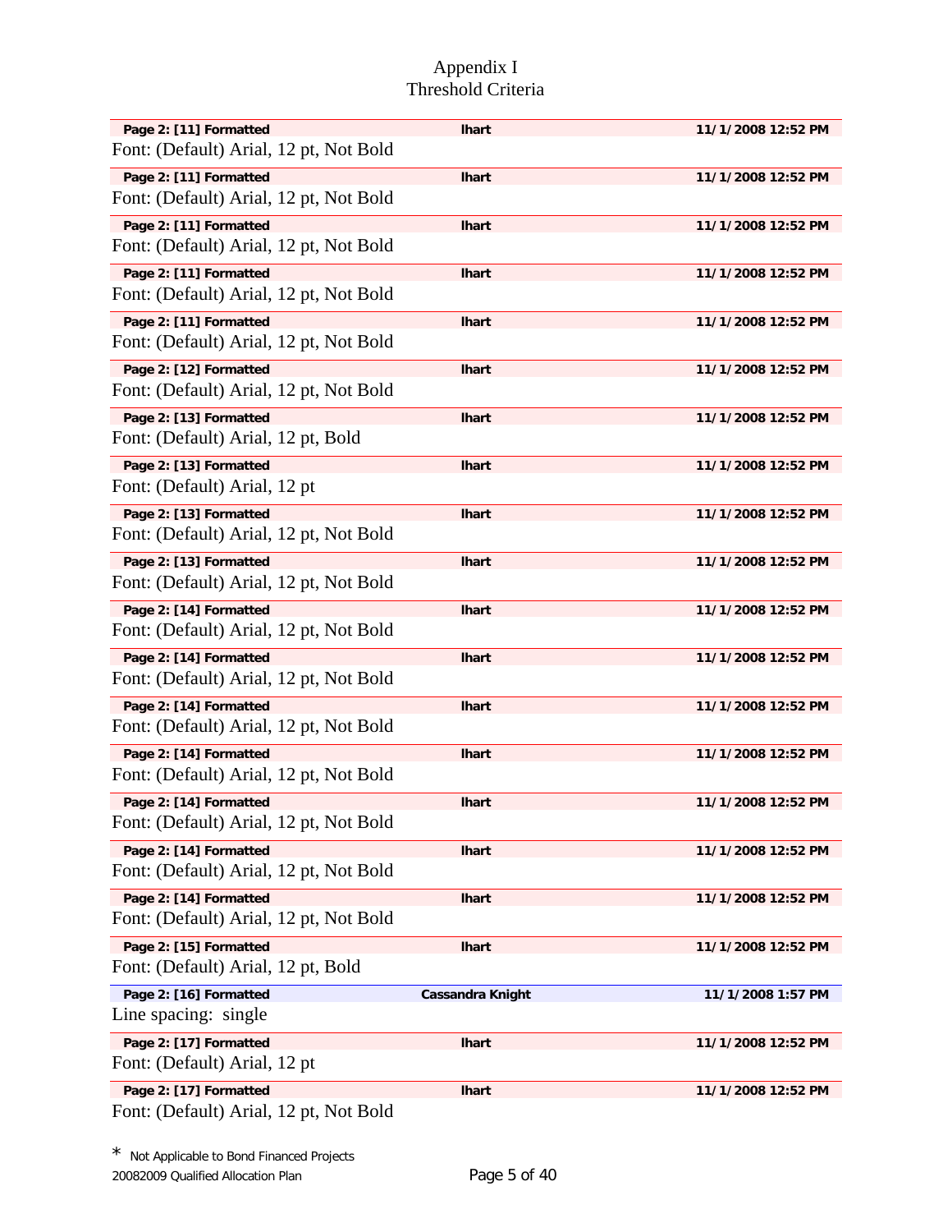# Appendix I
## Threshold Criteria

| Page 2: [11] Formatted | lhart | 11/1/2008 12:52 PM |
|---|---|---|

Font: (Default) Arial, 12 pt, Not Bold

| Page 2: [11] Formatted | lhart | 11/1/2008 12:52 PM |
|---|---|---|

Font: (Default) Arial, 12 pt, Not Bold

| Page 2: [11] Formatted | lhart | 11/1/2008 12:52 PM |
|---|---|---|

Font: (Default) Arial, 12 pt, Not Bold

| Page 2: [11] Formatted | lhart | 11/1/2008 12:52 PM |
|---|---|---|

Font: (Default) Arial, 12 pt, Not Bold

| Page 2: [11] Formatted | lhart | 11/1/2008 12:52 PM |
|---|---|---|

Font: (Default) Arial, 12 pt, Not Bold

| Page 2: [12] Formatted | lhart | 11/1/2008 12:52 PM |
|---|---|---|

Font: (Default) Arial, 12 pt, Not Bold

| Page 2: [13] Formatted | lhart | 11/1/2008 12:52 PM |
|---|---|---|

Font: (Default) Arial, 12 pt, Bold

| Page 2: [13] Formatted | lhart | 11/1/2008 12:52 PM |
|---|---|---|

Font: (Default) Arial, 12 pt

| Page 2: [13] Formatted | lhart | 11/1/2008 12:52 PM |
|---|---|---|

Font: (Default) Arial, 12 pt, Not Bold

| Page 2: [13] Formatted | lhart | 11/1/2008 12:52 PM |
|---|---|---|

Font: (Default) Arial, 12 pt, Not Bold

| Page 2: [14] Formatted | lhart | 11/1/2008 12:52 PM |
|---|---|---|

Font: (Default) Arial, 12 pt, Not Bold

| Page 2: [14] Formatted | lhart | 11/1/2008 12:52 PM |
|---|---|---|

Font: (Default) Arial, 12 pt, Not Bold

| Page 2: [14] Formatted | lhart | 11/1/2008 12:52 PM |
|---|---|---|

Font: (Default) Arial, 12 pt, Not Bold

| Page 2: [14] Formatted | lhart | 11/1/2008 12:52 PM |
|---|---|---|

Font: (Default) Arial, 12 pt, Not Bold

| Page 2: [14] Formatted | lhart | 11/1/2008 12:52 PM |
|---|---|---|

Font: (Default) Arial, 12 pt, Not Bold

| Page 2: [14] Formatted | lhart | 11/1/2008 12:52 PM |
|---|---|---|

Font: (Default) Arial, 12 pt, Not Bold

| Page 2: [14] Formatted | lhart | 11/1/2008 12:52 PM |
|---|---|---|

Font: (Default) Arial, 12 pt, Not Bold

| Page 2: [15] Formatted | lhart | 11/1/2008 12:52 PM |
|---|---|---|

Font: (Default) Arial, 12 pt, Bold

| Page 2: [16] Formatted | Cassandra Knight | 11/1/2008 1:57 PM |
|---|---|---|

Line spacing: single

| Page 2: [17] Formatted | lhart | 11/1/2008 12:52 PM |
|---|---|---|

Font: (Default) Arial, 12 pt

| Page 2: [17] Formatted | lhart | 11/1/2008 12:52 PM |
|---|---|---|

Font: (Default) Arial, 12 pt, Not Bold

* Not Applicable to Bond Financed Projects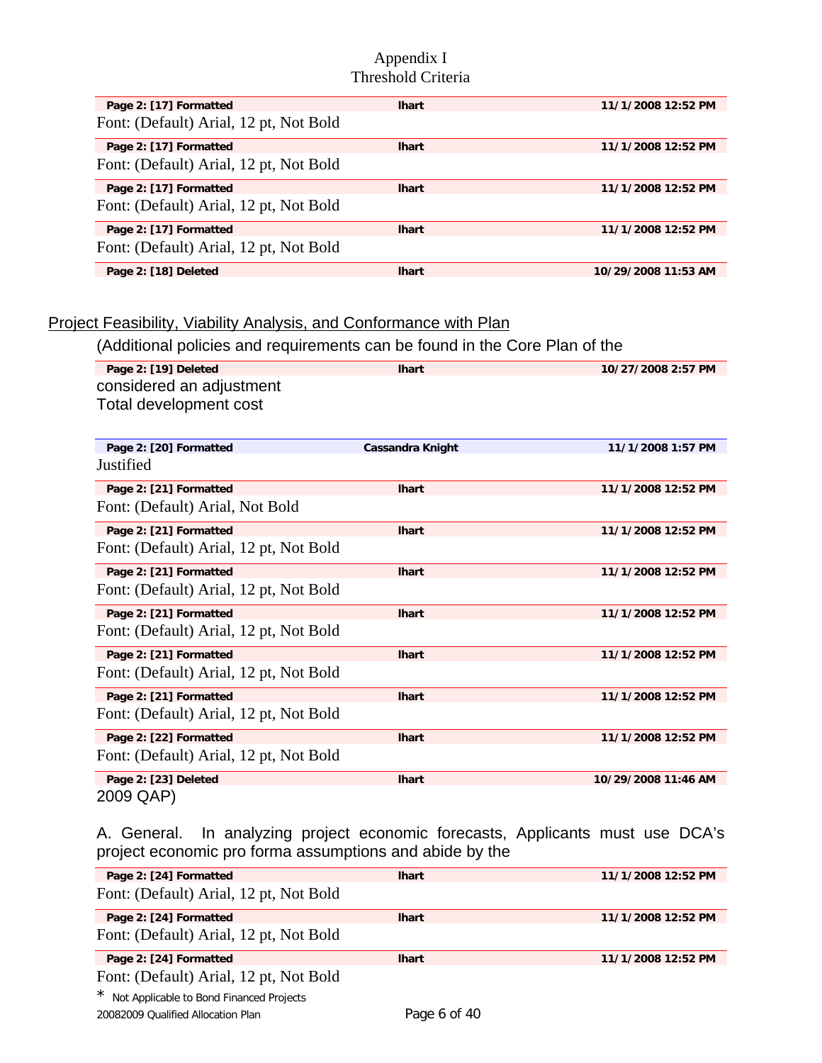| Page 2: [17] Formatted | lhart | 11/1/2008 12:52 PM |
|---|---|---|

Font: (Default) Arial, 12 pt, Not Bold

| Page 2: [17] Formatted | lhart | 11/1/2008 12:52 PM |
|---|---|---|

Font: (Default) Arial, 12 pt, Not Bold

| Page 2: [17] Formatted | lhart | 11/1/2008 12:52 PM |
|---|---|---|

Font: (Default) Arial, 12 pt, Not Bold

| Page 2: [17] Formatted | lhart | 11/1/2008 12:52 PM |
|---|---|---|

Font: (Default) Arial, 12 pt, Not Bold

| Page 2: [18] Deleted | lhart | 10/29/2008 11:53 AM |
|---|---|---|

Project Feasibility, Viability Analysis, and Conformance with Plan

(Additional policies and requirements can be found in the Core Plan of the

| Page 2: [19] Deleted | lhart | 10/27/2008 2:57 PM |
|---|---|---|

considered an adjustment
Total development cost

| Page 2: [20] Formatted | Cassandra Knight | 11/1/2008 1:57 PM |
|---|---|---|

Justified

| Page 2: [21] Formatted | lhart | 11/1/2008 12:52 PM |
|---|---|---|

Font: (Default) Arial, Not Bold

| Page 2: [21] Formatted | lhart | 11/1/2008 12:52 PM |
|---|---|---|

Font: (Default) Arial, 12 pt, Not Bold

| Page 2: [21] Formatted | lhart | 11/1/2008 12:52 PM |
|---|---|---|

Font: (Default) Arial, 12 pt, Not Bold

| Page 2: [21] Formatted | lhart | 11/1/2008 12:52 PM |
|---|---|---|

Font: (Default) Arial, 12 pt, Not Bold

| Page 2: [21] Formatted | lhart | 11/1/2008 12:52 PM |
|---|---|---|

Font: (Default) Arial, 12 pt, Not Bold

| Page 2: [21] Formatted | lhart | 11/1/2008 12:52 PM |
|---|---|---|

Font: (Default) Arial, 12 pt, Not Bold

| Page 2: [22] Formatted | lhart | 11/1/2008 12:52 PM |
|---|---|---|

Font: (Default) Arial, 12 pt, Not Bold

| Page 2: [23] Deleted | lhart | 10/29/2008 11:46 AM |
|---|---|---|

2009 QAP)

A. General. In analyzing project economic forecasts, Applicants must use DCA's project economic pro forma assumptions and abide by the

| Page 2: [24] Formatted | lhart | 11/1/2008 12:52 PM |
|---|---|---|

Font: (Default) Arial, 12 pt, Not Bold

| Page 2: [24] Formatted | lhart | 11/1/2008 12:52 PM |
|---|---|---|

Font: (Default) Arial, 12 pt, Not Bold

| Page 2: [24] Formatted | lhart | 11/1/2008 12:52 PM |
|---|---|---|

Font: (Default) Arial, 12 pt, Not Bold

* Not Applicable to Bond Financed Projects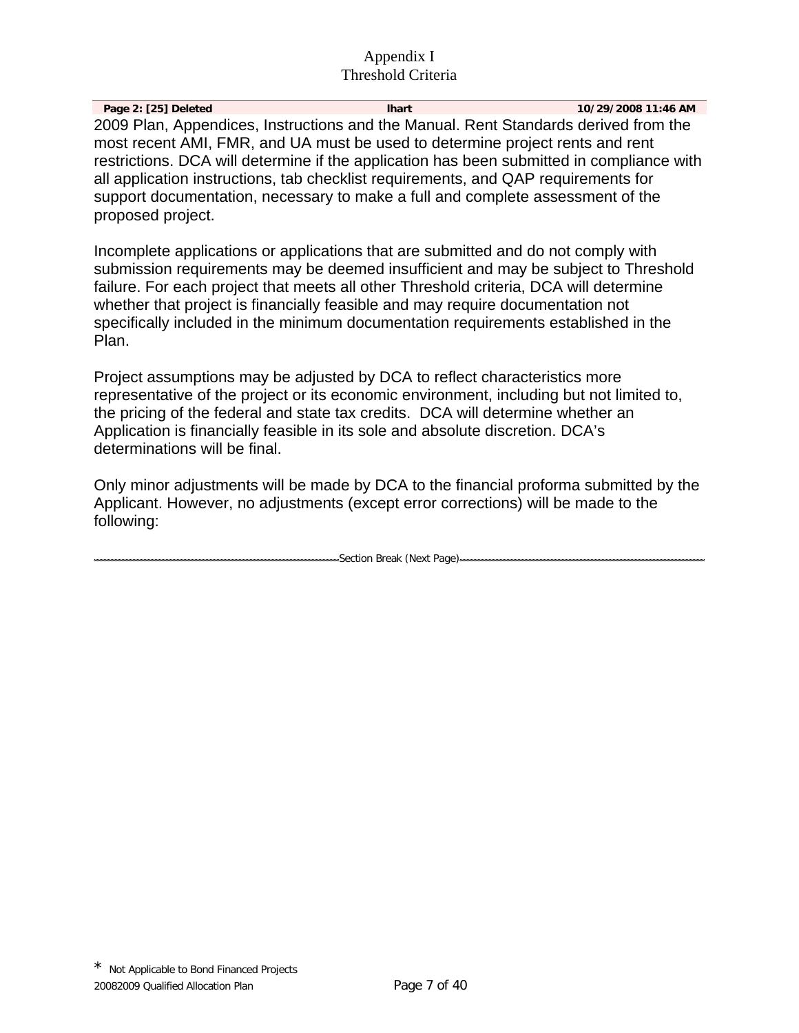Appendix I
Threshold Criteria

| Page 2: [25] Deleted | lhart | 10/29/2008 11:46 AM |
|---|---|---|

2009 Plan, Appendices, Instructions and the Manual. Rent Standards derived from the most recent AMI, FMR, and UA must be used to determine project rents and rent restrictions. DCA will determine if the application has been submitted in compliance with all application instructions, tab checklist requirements, and QAP requirements for support documentation, necessary to make a full and complete assessment of the proposed project.

Incomplete applications or applications that are submitted and do not comply with submission requirements may be deemed insufficient and may be subject to Threshold failure. For each project that meets all other Threshold criteria, DCA will determine whether that project is financially feasible and may require documentation not specifically included in the minimum documentation requirements established in the Plan.

Project assumptions may be adjusted by DCA to reflect characteristics more representative of the project or its economic environment, including but not limited to, the pricing of the federal and state tax credits. DCA will determine whether an Application is financially feasible in its sole and absolute discretion. DCA's determinations will be final.

Only minor adjustments will be made by DCA to the financial proforma submitted by the Applicant. However, no adjustments (except error corrections) will be made to the following:

Section Break (Next Page)

* Not Applicable to Bond Financed Projects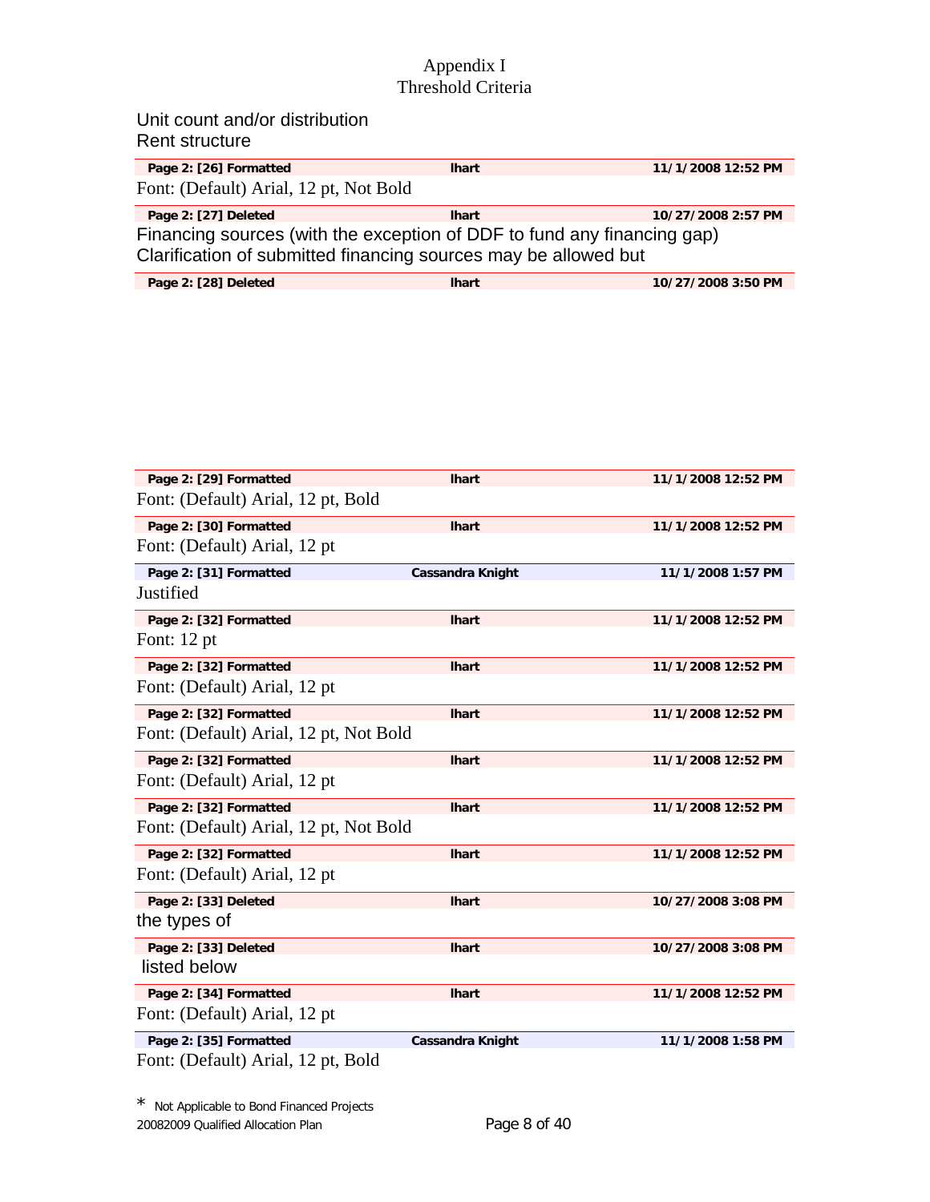Appendix I
Threshold Criteria

Unit count and/or distribution
Rent structure

| Page 2: [26] Formatted | lhart | 11/1/2008 12:52 PM |
|---|---|---|

Font: (Default) Arial, 12 pt, Not Bold

| Page 2: [27] Deleted | lhart | 10/27/2008 2:57 PM |
|---|---|---|

Financing sources (with the exception of DDF to fund any financing gap)
Clarification of submitted financing sources may be allowed but

| Page 2: [28] Deleted | lhart | 10/27/2008 3:50 PM |
|---|---|---|

| Page 2: [29] Formatted | lhart | 11/1/2008 12:52 PM |
|---|---|---|

Font: (Default) Arial, 12 pt, Bold

| Page 2: [30] Formatted | lhart | 11/1/2008 12:52 PM |
|---|---|---|

Font: (Default) Arial, 12 pt

| Page 2: [31] Formatted | Cassandra Knight | 11/1/2008 1:57 PM |
|---|---|---|

Justified

| Page 2: [32] Formatted | lhart | 11/1/2008 12:52 PM |
|---|---|---|

Font: 12 pt

| Page 2: [32] Formatted | lhart | 11/1/2008 12:52 PM |
|---|---|---|

Font: (Default) Arial, 12 pt

| Page 2: [32] Formatted | lhart | 11/1/2008 12:52 PM |
|---|---|---|

Font: (Default) Arial, 12 pt, Not Bold

| Page 2: [32] Formatted | lhart | 11/1/2008 12:52 PM |
|---|---|---|

Font: (Default) Arial, 12 pt

| Page 2: [32] Formatted | lhart | 11/1/2008 12:52 PM |
|---|---|---|

Font: (Default) Arial, 12 pt, Not Bold

| Page 2: [32] Formatted | lhart | 11/1/2008 12:52 PM |
|---|---|---|

Font: (Default) Arial, 12 pt

| Page 2: [33] Deleted | lhart | 10/27/2008 3:08 PM |
|---|---|---|

the types of

| Page 2: [33] Deleted | lhart | 10/27/2008 3:08 PM |
|---|---|---|

listed below

| Page 2: [34] Formatted | lhart | 11/1/2008 12:52 PM |
|---|---|---|

Font: (Default) Arial, 12 pt

| Page 2: [35] Formatted | Cassandra Knight | 11/1/2008 1:58 PM |
|---|---|---|

Font: (Default) Arial, 12 pt, Bold

\* Not Applicable to Bond Financed Projects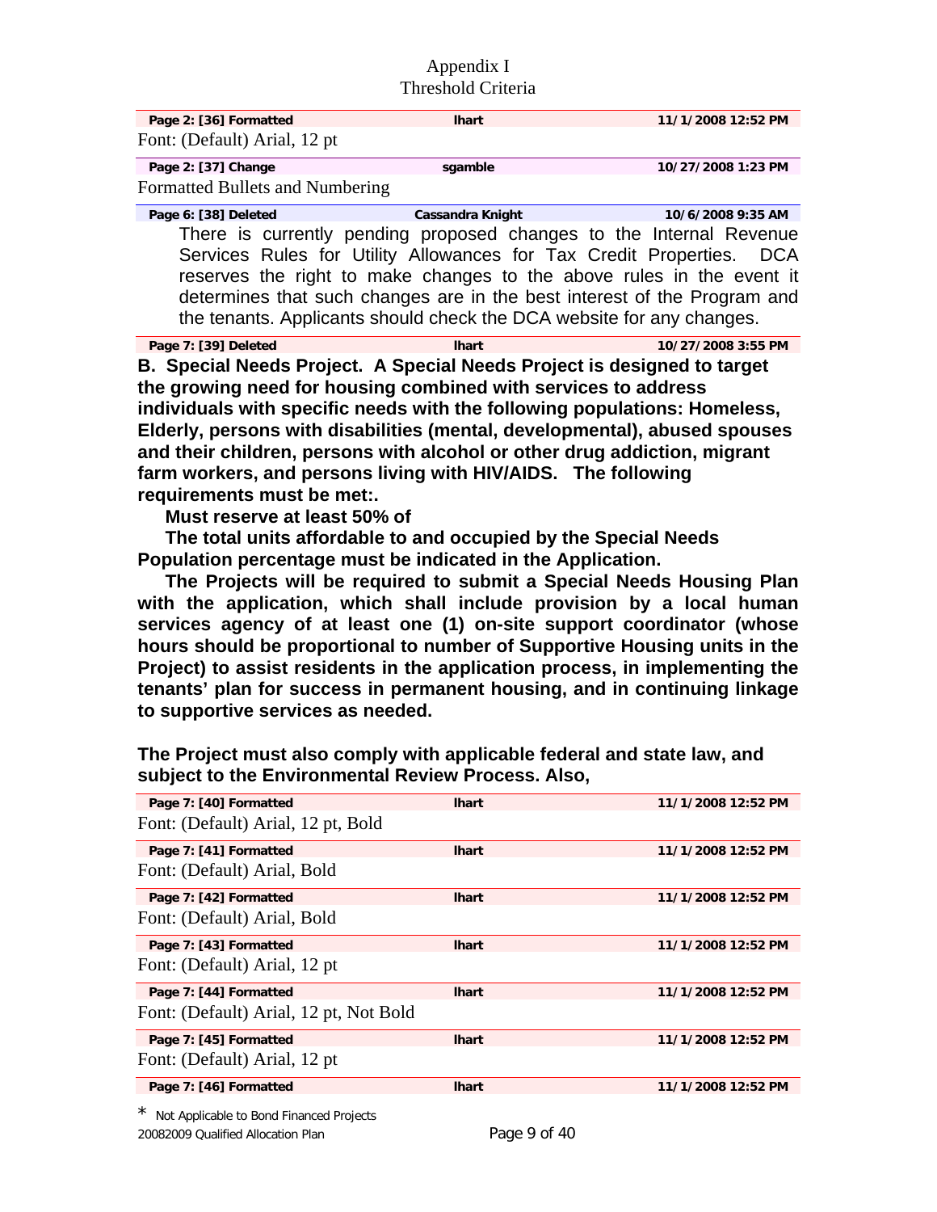Appendix I
Threshold Criteria

| Page 2: [36] Formatted | lhart | 11/1/2008 12:52 PM |
|---|---|---|

Font: (Default) Arial, 12 pt

| Page 2: [37] Change | sgamble | 10/27/2008 1:23 PM |
|---|---|---|

Formatted Bullets and Numbering

| Page 6: [38] Deleted | Cassandra Knight | 10/6/2008 9:35 AM |
|---|---|---|

There is currently pending proposed changes to the Internal Revenue Services Rules for Utility Allowances for Tax Credit Properties. DCA reserves the right to make changes to the above rules in the event it determines that such changes are in the best interest of the Program and the tenants. Applicants should check the DCA website for any changes.

| Page 7: [39] Deleted | lhart | 10/27/2008 3:55 PM |
|---|---|---|

**B. Special Needs Project. A Special Needs Project is designed to target the growing need for housing combined with services to address individuals with specific needs with the following populations: Homeless, Elderly, persons with disabilities (mental, developmental), abused spouses and their children, persons with alcohol or other drug addiction, migrant farm workers, and persons living with HIV/AIDS. The following requirements must be met:.**

**Must reserve at least 50% of**

**The total units affordable to and occupied by the Special Needs Population percentage must be indicated in the Application.**

**The Projects will be required to submit a Special Needs Housing Plan with the application, which shall include provision by a local human services agency of at least one (1) on-site support coordinator (whose hours should be proportional to number of Supportive Housing units in the Project) to assist residents in the application process, in implementing the tenants' plan for success in permanent housing, and in continuing linkage to supportive services as needed.**

**The Project must also comply with applicable federal and state law, and subject to the Environmental Review Process. Also,**

| Page 7: [40] Formatted | lhart | 11/1/2008 12:52 PM |
|---|---|---|

Font: (Default) Arial, 12 pt, Bold

| Page 7: [41] Formatted | lhart | 11/1/2008 12:52 PM |
|---|---|---|

Font: (Default) Arial, Bold

| Page 7: [42] Formatted | lhart | 11/1/2008 12:52 PM |
|---|---|---|

Font: (Default) Arial, Bold

| Page 7: [43] Formatted | lhart | 11/1/2008 12:52 PM |
|---|---|---|

Font: (Default) Arial, 12 pt

| Page 7: [44] Formatted | lhart | 11/1/2008 12:52 PM |
|---|---|---|

Font: (Default) Arial, 12 pt, Not Bold

| Page 7: [45] Formatted | lhart | 11/1/2008 12:52 PM |
|---|---|---|

Font: (Default) Arial, 12 pt

| Page 7: [46] Formatted | lhart | 11/1/2008 12:52 PM |
|---|---|---|

\* Not Applicable to Bond Financed Projects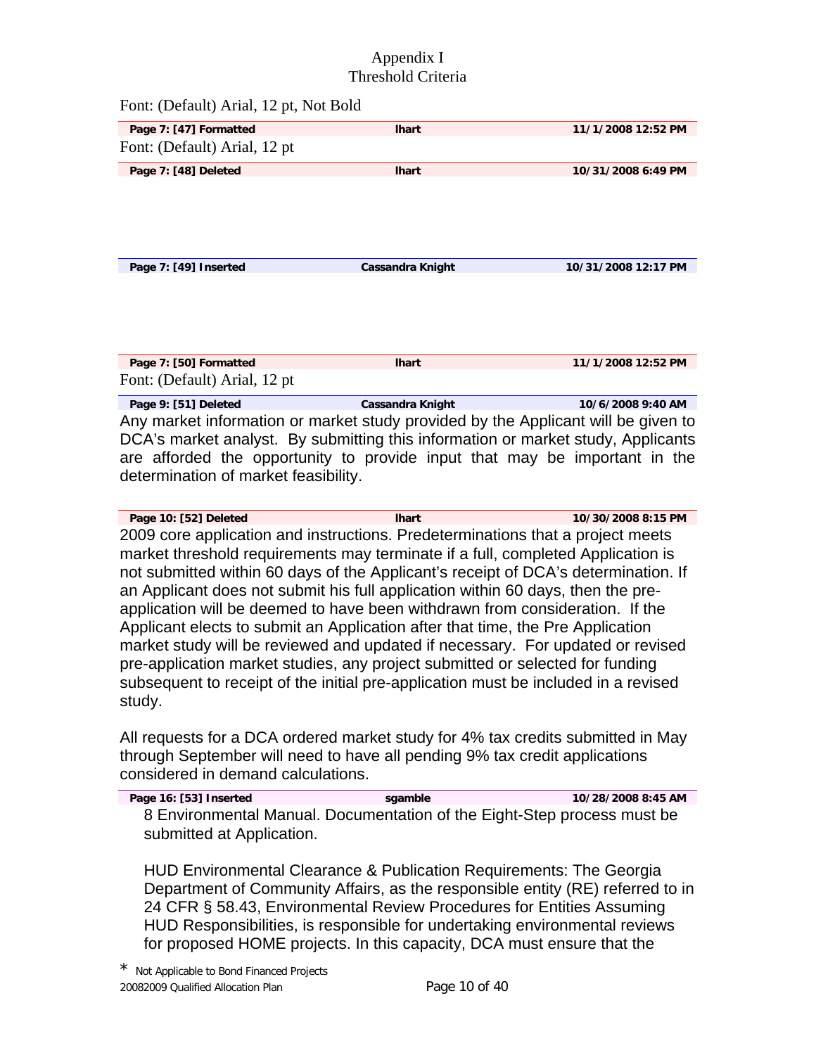Appendix I
Threshold Criteria

Font: (Default) Arial, 12 pt, Not Bold

| Page 7: [47] Formatted | lhart | 11/1/2008 12:52 PM |
|---|---|---|

Font: (Default) Arial, 12 pt

| Page 7: [48] Deleted | lhart | 10/31/2008 6:49 PM |
|---|---|---|

| Page 7: [49] Inserted | Cassandra Knight | 10/31/2008 12:17 PM |
|---|---|---|

| Page 7: [50] Formatted | lhart | 11/1/2008 12:52 PM |
|---|---|---|

Font: (Default) Arial, 12 pt

| Page 9: [51] Deleted | Cassandra Knight | 10/6/2008 9:40 AM |
|---|---|---|

Any market information or market study provided by the Applicant will be given to DCA's market analyst. By submitting this information or market study, Applicants are afforded the opportunity to provide input that may be important in the determination of market feasibility.

| Page 10: [52] Deleted | lhart | 10/30/2008 8:15 PM |
|---|---|---|

2009 core application and instructions. Predeterminations that a project meets market threshold requirements may terminate if a full, completed Application is not submitted within 60 days of the Applicant's receipt of DCA's determination. If an Applicant does not submit his full application within 60 days, then the pre-application will be deemed to have been withdrawn from consideration. If the Applicant elects to submit an Application after that time, the Pre Application market study will be reviewed and updated if necessary. For updated or revised pre-application market studies, any project submitted or selected for funding subsequent to receipt of the initial pre-application must be included in a revised study.

All requests for a DCA ordered market study for 4% tax credits submitted in May through September will need to have all pending 9% tax credit applications considered in demand calculations.

| Page 16: [53] Inserted | sgamble | 10/28/2008 8:45 AM |
|---|---|---|

8 Environmental Manual. Documentation of the Eight-Step process must be submitted at Application.

HUD Environmental Clearance & Publication Requirements: The Georgia Department of Community Affairs, as the responsible entity (RE) referred to in 24 CFR § 58.43, Environmental Review Procedures for Entities Assuming HUD Responsibilities, is responsible for undertaking environmental reviews for proposed HOME projects. In this capacity, DCA must ensure that the

* Not Applicable to Bond Financed Projects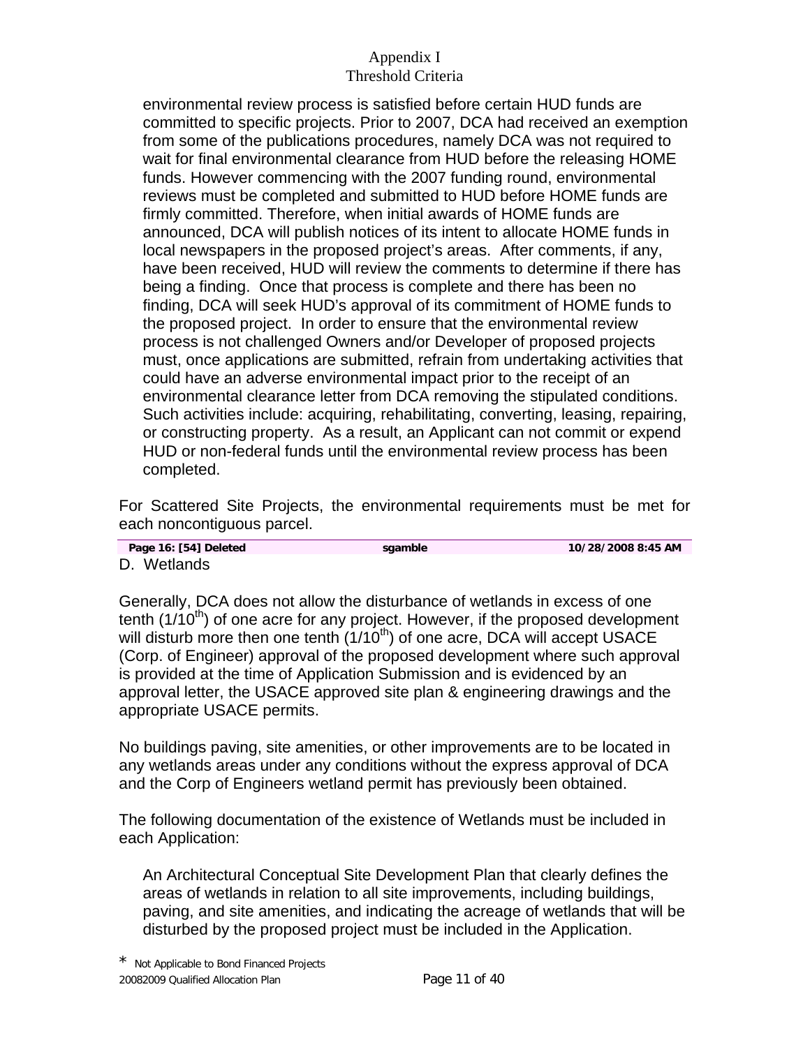environmental review process is satisfied before certain HUD funds are committed to specific projects. Prior to 2007, DCA had received an exemption from some of the publications procedures, namely DCA was not required to wait for final environmental clearance from HUD before the releasing HOME funds. However commencing with the 2007 funding round, environmental reviews must be completed and submitted to HUD before HOME funds are firmly committed. Therefore, when initial awards of HOME funds are announced, DCA will publish notices of its intent to allocate HOME funds in local newspapers in the proposed project's areas. After comments, if any, have been received, HUD will review the comments to determine if there has being a finding. Once that process is complete and there has been no finding, DCA will seek HUD's approval of its commitment of HOME funds to the proposed project. In order to ensure that the environmental review process is not challenged Owners and/or Developer of proposed projects must, once applications are submitted, refrain from undertaking activities that could have an adverse environmental impact prior to the receipt of an environmental clearance letter from DCA removing the stipulated conditions. Such activities include: acquiring, rehabilitating, converting, leasing, repairing, or constructing property. As a result, an Applicant can not commit or expend HUD or non-federal funds until the environmental review process has been completed.

For Scattered Site Projects, the environmental requirements must be met for each noncontiguous parcel.

| Page 16: [54] Deleted | sgamble | 10/28/2008 8:45 AM |
|---|---|---|

D. Wetlands

Generally, DCA does not allow the disturbance of wetlands in excess of one tenth ($1/10^{th}$) of one acre for any project. However, if the proposed development will disturb more then one tenth ($1/10^{th}$) of one acre, DCA will accept USACE (Corp. of Engineer) approval of the proposed development where such approval is provided at the time of Application Submission and is evidenced by an approval letter, the USACE approved site plan & engineering drawings and the appropriate USACE permits.

No buildings paving, site amenities, or other improvements are to be located in any wetlands areas under any conditions without the express approval of DCA and the Corp of Engineers wetland permit has previously been obtained.

The following documentation of the existence of Wetlands must be included in each Application:

An Architectural Conceptual Site Development Plan that clearly defines the areas of wetlands in relation to all site improvements, including buildings, paving, and site amenities, and indicating the acreage of wetlands that will be disturbed by the proposed project must be included in the Application.

* Not Applicable to Bond Financed Projects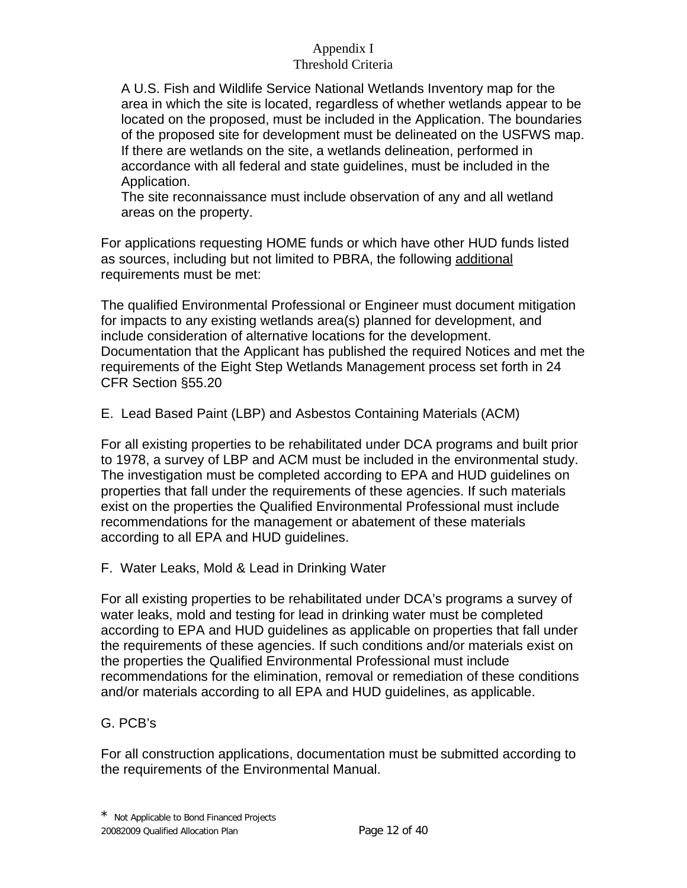A U.S. Fish and Wildlife Service National Wetlands Inventory map for the area in which the site is located, regardless of whether wetlands appear to be located on the proposed, must be included in the Application. The boundaries of the proposed site for development must be delineated on the USFWS map. If there are wetlands on the site, a wetlands delineation, performed in accordance with all federal and state guidelines, must be included in the Application.

The site reconnaissance must include observation of any and all wetland areas on the property.

For applications requesting HOME funds or which have other HUD funds listed as sources, including but not limited to PBRA, the following <u>additional</u> requirements must be met:

The qualified Environmental Professional or Engineer must document mitigation for impacts to any existing wetlands area(s) planned for development, and include consideration of alternative locations for the development. Documentation that the Applicant has published the required Notices and met the requirements of the Eight Step Wetlands Management process set forth in 24 CFR Section §55.20

E. Lead Based Paint (LBP) and Asbestos Containing Materials (ACM)

For all existing properties to be rehabilitated under DCA programs and built prior to 1978, a survey of LBP and ACM must be included in the environmental study. The investigation must be completed according to EPA and HUD guidelines on properties that fall under the requirements of these agencies. If such materials exist on the properties the Qualified Environmental Professional must include recommendations for the management or abatement of these materials according to all EPA and HUD guidelines.

F. Water Leaks, Mold & Lead in Drinking Water

For all existing properties to be rehabilitated under DCA's programs a survey of water leaks, mold and testing for lead in drinking water must be completed according to EPA and HUD guidelines as applicable on properties that fall under the requirements of these agencies. If such conditions and/or materials exist on the properties the Qualified Environmental Professional must include recommendations for the elimination, removal or remediation of these conditions and/or materials according to all EPA and HUD guidelines, as applicable.

G. PCB's

For all construction applications, documentation must be submitted according to the requirements of the Environmental Manual.

* Not Applicable to Bond Financed Projects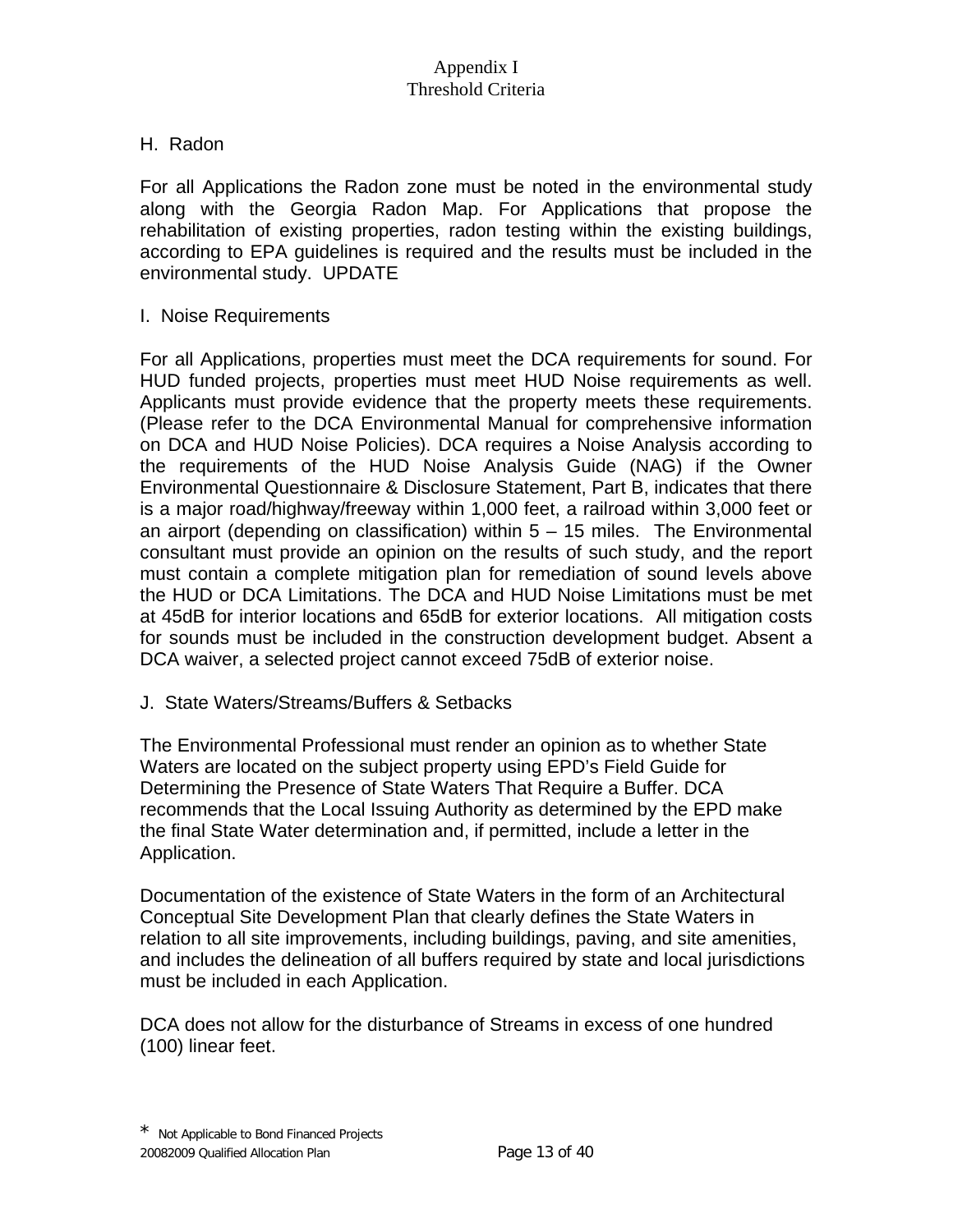H. Radon

For all Applications the Radon zone must be noted in the environmental study along with the Georgia Radon Map. For Applications that propose the rehabilitation of existing properties, radon testing within the existing buildings, according to EPA guidelines is required and the results must be included in the environmental study. UPDATE

I. Noise Requirements

For all Applications, properties must meet the DCA requirements for sound. For HUD funded projects, properties must meet HUD Noise requirements as well. Applicants must provide evidence that the property meets these requirements. (Please refer to the DCA Environmental Manual for comprehensive information on DCA and HUD Noise Policies). DCA requires a Noise Analysis according to the requirements of the HUD Noise Analysis Guide (NAG) if the Owner Environmental Questionnaire & Disclosure Statement, Part B, indicates that there is a major road/highway/freeway within 1,000 feet, a railroad within 3,000 feet or an airport (depending on classification) within 5 – 15 miles. The Environmental consultant must provide an opinion on the results of such study, and the report must contain a complete mitigation plan for remediation of sound levels above the HUD or DCA Limitations. The DCA and HUD Noise Limitations must be met at 45dB for interior locations and 65dB for exterior locations. All mitigation costs for sounds must be included in the construction development budget. Absent a DCA waiver, a selected project cannot exceed 75dB of exterior noise.

J. State Waters/Streams/Buffers & Setbacks

The Environmental Professional must render an opinion as to whether State Waters are located on the subject property using EPD's Field Guide for Determining the Presence of State Waters That Require a Buffer. DCA recommends that the Local Issuing Authority as determined by the EPD make the final State Water determination and, if permitted, include a letter in the Application.

Documentation of the existence of State Waters in the form of an Architectural Conceptual Site Development Plan that clearly defines the State Waters in relation to all site improvements, including buildings, paving, and site amenities, and includes the delineation of all buffers required by state and local jurisdictions must be included in each Application.

DCA does not allow for the disturbance of Streams in excess of one hundred (100) linear feet.

* Not Applicable to Bond Financed Projects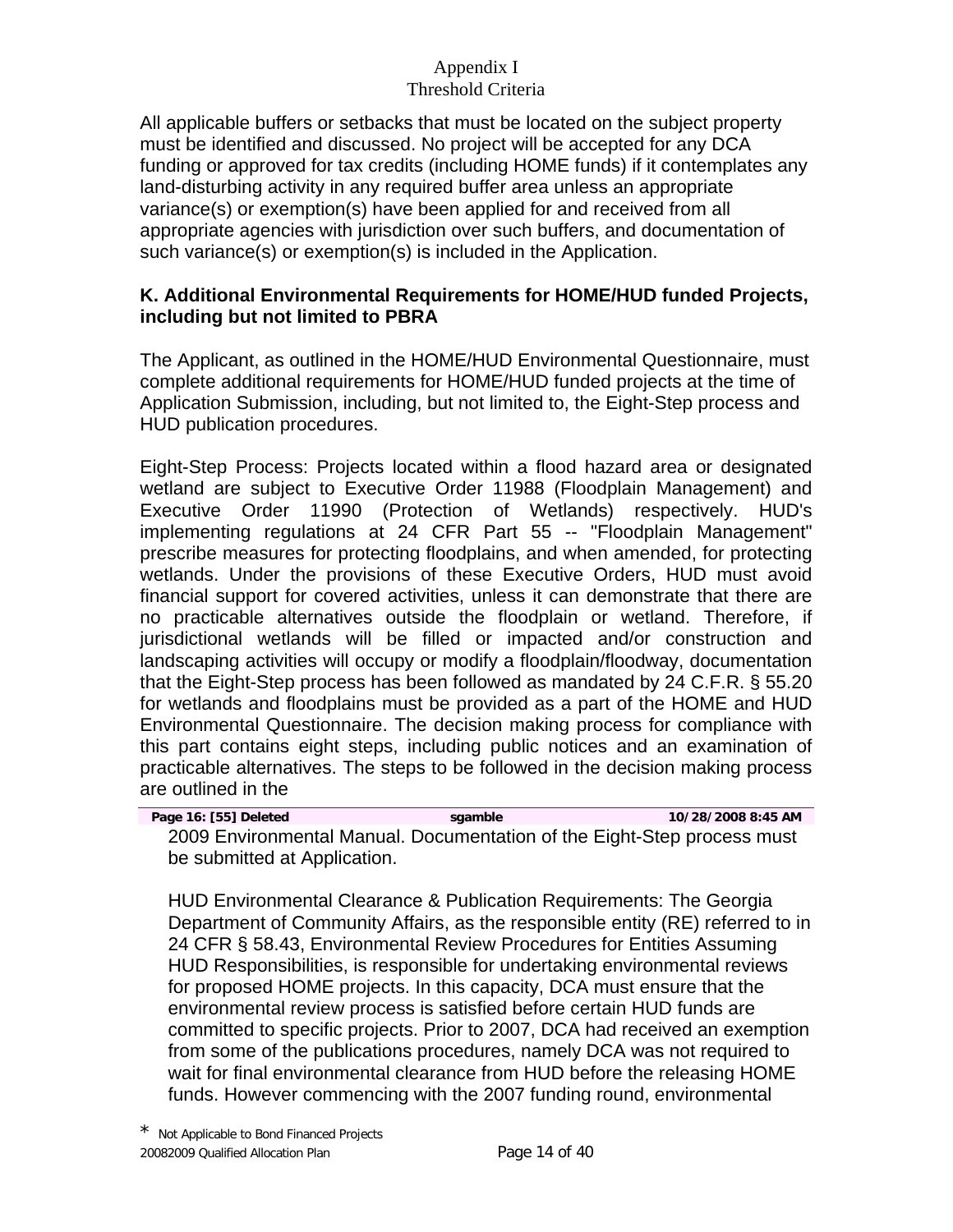All applicable buffers or setbacks that must be located on the subject property must be identified and discussed. No project will be accepted for any DCA funding or approved for tax credits (including HOME funds) if it contemplates any land-disturbing activity in any required buffer area unless an appropriate variance(s) or exemption(s) have been applied for and received from all appropriate agencies with jurisdiction over such buffers, and documentation of such variance(s) or exemption(s) is included in the Application.

**K. Additional Environmental Requirements for HOME/HUD funded Projects, including but not limited to PBRA**

The Applicant, as outlined in the HOME/HUD Environmental Questionnaire, must complete additional requirements for HOME/HUD funded projects at the time of Application Submission, including, but not limited to, the Eight-Step process and HUD publication procedures.

Eight-Step Process: Projects located within a flood hazard area or designated wetland are subject to Executive Order 11988 (Floodplain Management) and Executive Order 11990 (Protection of Wetlands) respectively. HUD's implementing regulations at 24 CFR Part 55 -- "Floodplain Management" prescribe measures for protecting floodplains, and when amended, for protecting wetlands. Under the provisions of these Executive Orders, HUD must avoid financial support for covered activities, unless it can demonstrate that there are no practicable alternatives outside the floodplain or wetland. Therefore, if jurisdictional wetlands will be filled or impacted and/or construction and landscaping activities will occupy or modify a floodplain/floodway, documentation that the Eight-Step process has been followed as mandated by 24 C.F.R. § 55.20 for wetlands and floodplains must be provided as a part of the HOME and HUD Environmental Questionnaire. The decision making process for compliance with this part contains eight steps, including public notices and an examination of practicable alternatives. The steps to be followed in the decision making process are outlined in the

**Page 16: [55] Deleted sgamble 10/28/2008 8:45 AM**

2009 Environmental Manual. Documentation of the Eight-Step process must be submitted at Application.

HUD Environmental Clearance & Publication Requirements: The Georgia Department of Community Affairs, as the responsible entity (RE) referred to in 24 CFR § 58.43, Environmental Review Procedures for Entities Assuming HUD Responsibilities, is responsible for undertaking environmental reviews for proposed HOME projects. In this capacity, DCA must ensure that the environmental review process is satisfied before certain HUD funds are committed to specific projects. Prior to 2007, DCA had received an exemption from some of the publications procedures, namely DCA was not required to wait for final environmental clearance from HUD before the releasing HOME funds. However commencing with the 2007 funding round, environmental

* Not Applicable to Bond Financed Projects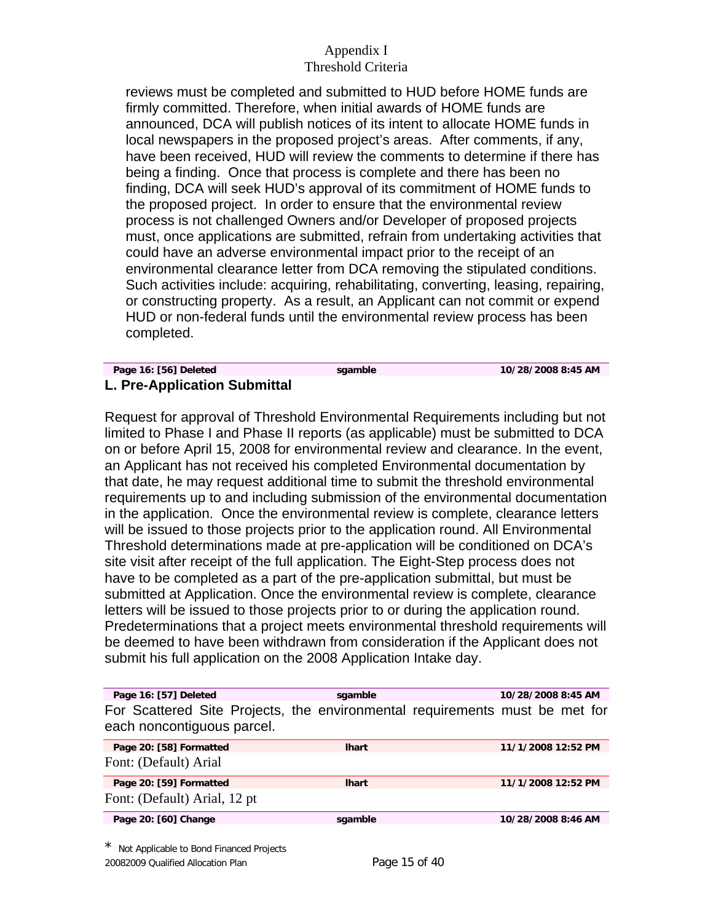reviews must be completed and submitted to HUD before HOME funds are firmly committed. Therefore, when initial awards of HOME funds are announced, DCA will publish notices of its intent to allocate HOME funds in local newspapers in the proposed project's areas. After comments, if any, have been received, HUD will review the comments to determine if there has being a finding. Once that process is complete and there has been no finding, DCA will seek HUD's approval of its commitment of HOME funds to the proposed project. In order to ensure that the environmental review process is not challenged Owners and/or Developer of proposed projects must, once applications are submitted, refrain from undertaking activities that could have an adverse environmental impact prior to the receipt of an environmental clearance letter from DCA removing the stipulated conditions. Such activities include: acquiring, rehabilitating, converting, leasing, repairing, or constructing property. As a result, an Applicant can not commit or expend HUD or non-federal funds until the environmental review process has been completed.

| Page 16: [56] Deleted | sgamble | 10/28/2008 8:45 AM |
|---|---|---|

**L. Pre-Application Submittal**

Request for approval of Threshold Environmental Requirements including but not limited to Phase I and Phase II reports (as applicable) must be submitted to DCA on or before April 15, 2008 for environmental review and clearance. In the event, an Applicant has not received his completed Environmental documentation by that date, he may request additional time to submit the threshold environmental requirements up to and including submission of the environmental documentation in the application. Once the environmental review is complete, clearance letters will be issued to those projects prior to the application round. All Environmental Threshold determinations made at pre-application will be conditioned on DCA's site visit after receipt of the full application. The Eight-Step process does not have to be completed as a part of the pre-application submittal, but must be submitted at Application. Once the environmental review is complete, clearance letters will be issued to those projects prior to or during the application round. Predeterminations that a project meets environmental threshold requirements will be deemed to have been withdrawn from consideration if the Applicant does not submit his full application on the 2008 Application Intake day.

| Page 16: [57] Deleted | sgamble | 10/28/2008 8:45 AM |
|---|---|---|

For Scattered Site Projects, the environmental requirements must be met for each noncontiguous parcel.

| Page 20: [58] Formatted | lhart | 11/1/2008 12:52 PM |
|---|---|---|

Font: (Default) Arial

| Page 20: [59] Formatted | lhart | 11/1/2008 12:52 PM |
|---|---|---|

Font: (Default) Arial, 12 pt

| Page 20: [60] Change | sgamble | 10/28/2008 8:46 AM |
|---|---|---|

* Not Applicable to Bond Financed Projects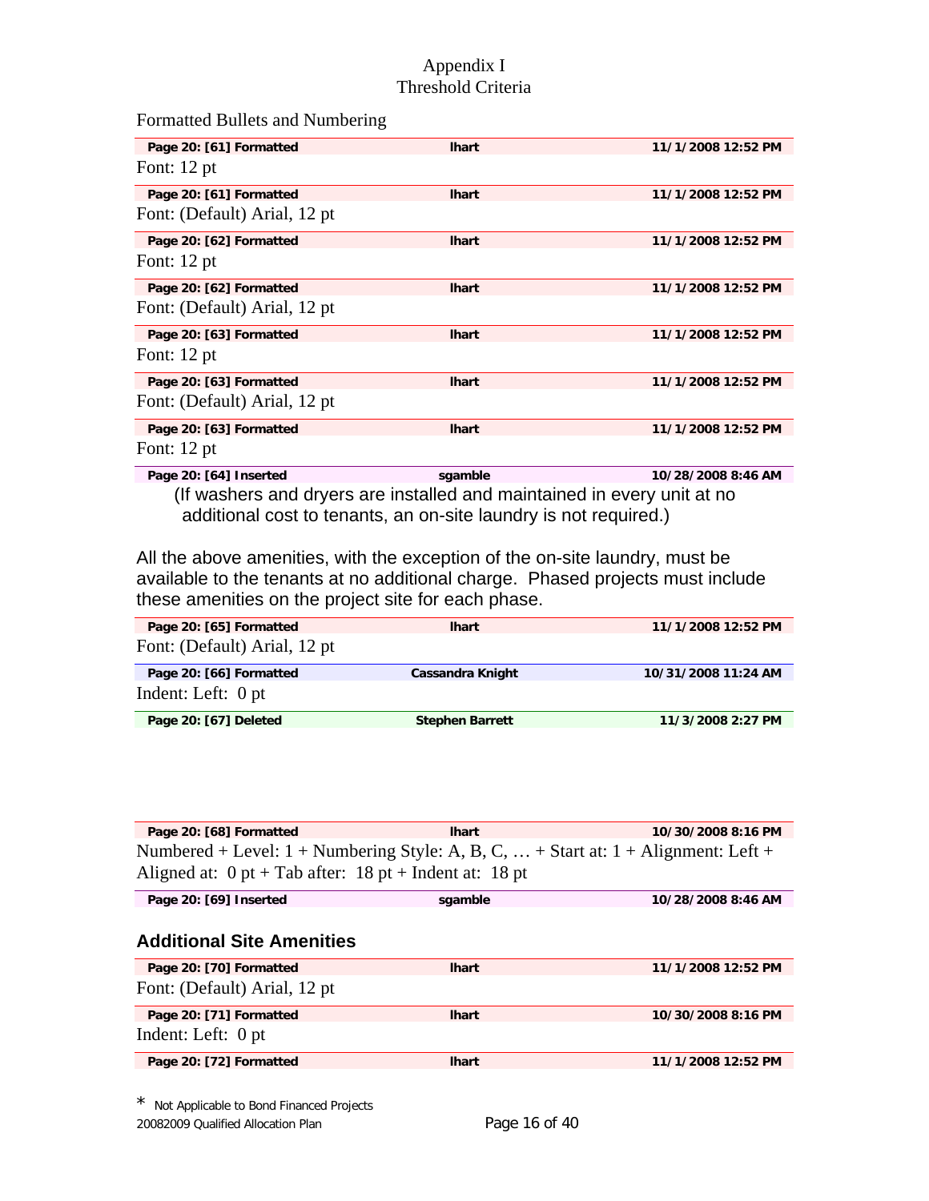Formatted Bullets and Numbering

| Page 20: [61] Formatted | lhart | 11/1/2008 12:52 PM |
|---|---|---|

Font: 12 pt

| Page 20: [61] Formatted | lhart | 11/1/2008 12:52 PM |
|---|---|---|

Font: (Default) Arial, 12 pt

| Page 20: [62] Formatted | lhart | 11/1/2008 12:52 PM |
|---|---|---|

Font: 12 pt

| Page 20: [62] Formatted | lhart | 11/1/2008 12:52 PM |
|---|---|---|

Font: (Default) Arial, 12 pt

| Page 20: [63] Formatted | lhart | 11/1/2008 12:52 PM |
|---|---|---|

Font: 12 pt

| Page 20: [63] Formatted | lhart | 11/1/2008 12:52 PM |
|---|---|---|

Font: (Default) Arial, 12 pt

| Page 20: [63] Formatted | lhart | 11/1/2008 12:52 PM |
|---|---|---|

Font: 12 pt

| Page 20: [64] Inserted | sgamble | 10/28/2008 8:46 AM |
|---|---|---|

(If washers and dryers are installed and maintained in every unit at no additional cost to tenants, an on-site laundry is not required.)

All the above amenities, with the exception of the on-site laundry, must be available to the tenants at no additional charge. Phased projects must include these amenities on the project site for each phase.

| Page 20: [65] Formatted | lhart | 11/1/2008 12:52 PM |
|---|---|---|

Font: (Default) Arial, 12 pt

| Page 20: [66] Formatted | Cassandra Knight | 10/31/2008 11:24 AM |
|---|---|---|

Indent: Left: 0 pt

| Page 20: [67] Deleted | Stephen Barrett | 11/3/2008 2:27 PM |
|---|---|---|

| Page 20: [68] Formatted | lhart | 10/30/2008 8:16 PM |
|---|---|---|

Numbered + Level: 1 + Numbering Style: A, B, C, … + Start at: 1 + Alignment: Left + Aligned at: 0 pt + Tab after: 18 pt + Indent at: 18 pt

| Page 20: [69] Inserted | sgamble | 10/28/2008 8:46 AM |
|---|---|---|

**Additional Site Amenities**

| Page 20: [70] Formatted | lhart | 11/1/2008 12:52 PM |
|---|---|---|

Font: (Default) Arial, 12 pt

| Page 20: [71] Formatted | lhart | 10/30/2008 8:16 PM |
|---|---|---|

Indent: Left: 0 pt

| Page 20: [72] Formatted | lhart | 11/1/2008 12:52 PM |
|---|---|---|

* Not Applicable to Bond Financed Projects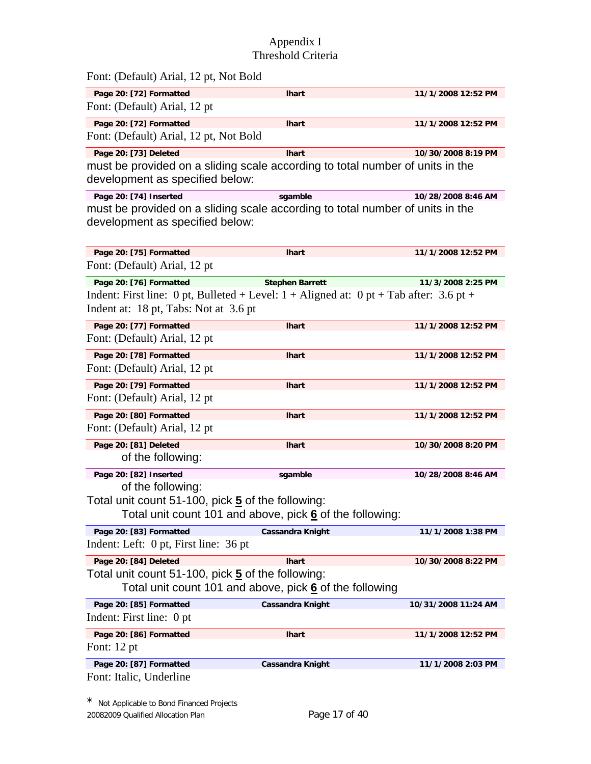Font: (Default) Arial, 12 pt, Not Bold

| Page 20: [72] Formatted | lhart | 11/1/2008 12:52 PM |
|---|---|---|

Font: (Default) Arial, 12 pt

| Page 20: [72] Formatted | lhart | 11/1/2008 12:52 PM |
|---|---|---|

Font: (Default) Arial, 12 pt, Not Bold

| Page 20: [73] Deleted | lhart | 10/30/2008 8:19 PM |
|---|---|---|

must be provided on a sliding scale according to total number of units in the development as specified below:

| Page 20: [74] Inserted | sgamble | 10/28/2008 8:46 AM |
|---|---|---|

must be provided on a sliding scale according to total number of units in the development as specified below:

| Page 20: [75] Formatted | lhart | 11/1/2008 12:52 PM |
|---|---|---|

Font: (Default) Arial, 12 pt

| Page 20: [76] Formatted | Stephen Barrett | 11/3/2008 2:25 PM |
|---|---|---|

Indent: First line: 0 pt, Bulleted + Level: 1 + Aligned at: 0 pt + Tab after: 3.6 pt + Indent at: 18 pt, Tabs: Not at 3.6 pt

| Page 20: [77] Formatted | lhart | 11/1/2008 12:52 PM |
|---|---|---|

Font: (Default) Arial, 12 pt

| Page 20: [78] Formatted | lhart | 11/1/2008 12:52 PM |
|---|---|---|

Font: (Default) Arial, 12 pt

| Page 20: [79] Formatted | lhart | 11/1/2008 12:52 PM |
|---|---|---|

Font: (Default) Arial, 12 pt

| Page 20: [80] Formatted | lhart | 11/1/2008 12:52 PM |
|---|---|---|

Font: (Default) Arial, 12 pt

| Page 20: [81] Deleted | lhart | 10/30/2008 8:20 PM |
|---|---|---|

of the following:

| Page 20: [82] Inserted | sgamble | 10/28/2008 8:46 AM |
|---|---|---|

of the following:

Total unit count 51-100, pick **5** of the following:

Total unit count 101 and above, pick **6** of the following:

| Page 20: [83] Formatted | Cassandra Knight | 11/1/2008 1:38 PM |
|---|---|---|

Indent: Left: 0 pt, First line: 36 pt

| Page 20: [84] Deleted | lhart | 10/30/2008 8:22 PM |
|---|---|---|

Total unit count 51-100, pick **5** of the following:

Total unit count 101 and above, pick **6** of the following

| Page 20: [85] Formatted | Cassandra Knight | 10/31/2008 11:24 AM |
|---|---|---|

Indent: First line: 0 pt

| Page 20: [86] Formatted | lhart | 11/1/2008 12:52 PM |
|---|---|---|

Font: 12 pt

| Page 20: [87] Formatted | Cassandra Knight | 11/1/2008 2:03 PM |
|---|---|---|

Font: Italic, Underline

* Not Applicable to Bond Financed Projects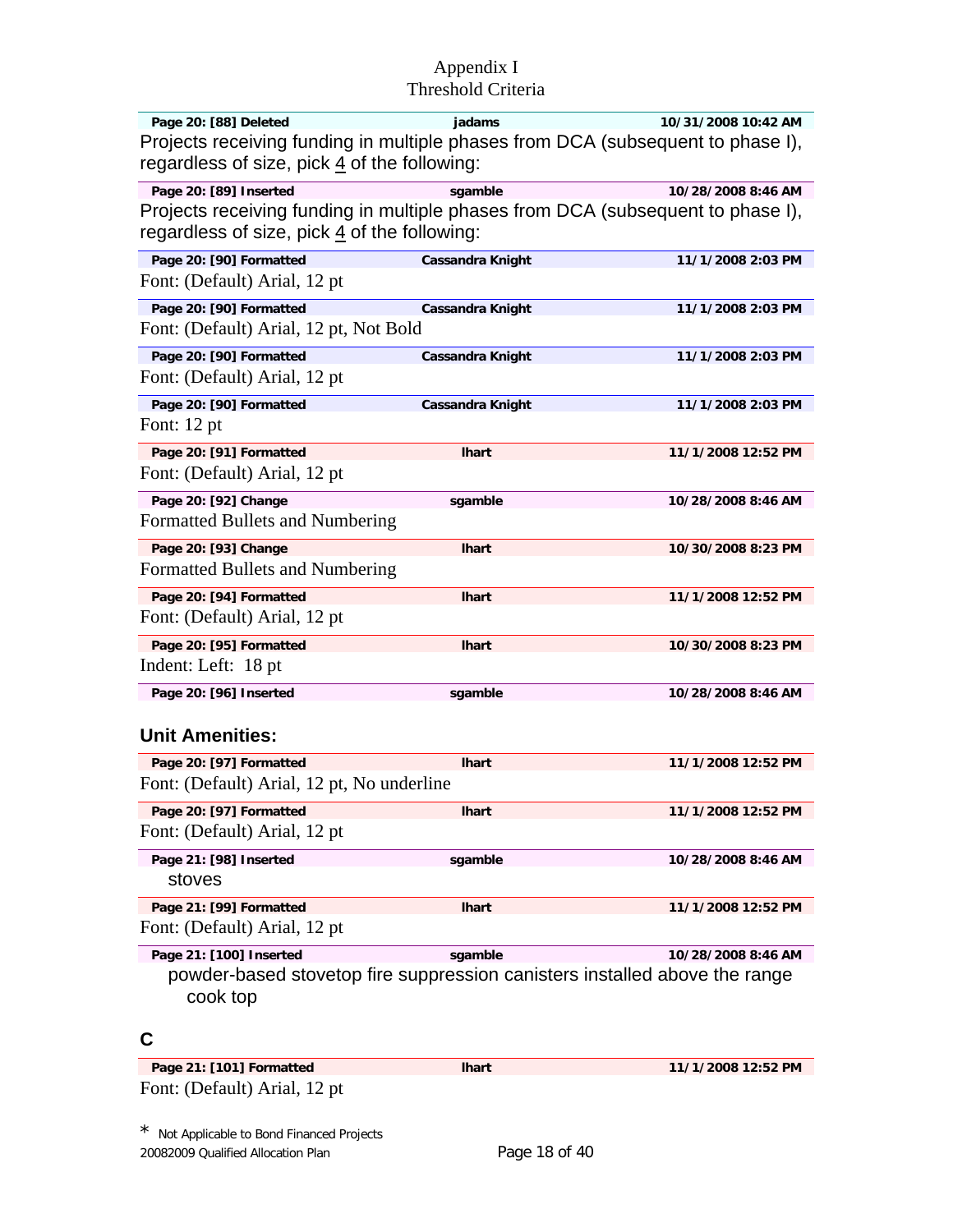Appendix I
Threshold Criteria

| Page 20: [88] Deleted | jadams | 10/31/2008 10:42 AM |
|---|---|---|

Projects receiving funding in multiple phases from DCA (subsequent to phase I), regardless of size, pick 4 of the following:

| Page 20: [89] Inserted | sgamble | 10/28/2008 8:46 AM |
|---|---|---|

Projects receiving funding in multiple phases from DCA (subsequent to phase I), regardless of size, pick 4 of the following:

| Page 20: [90] Formatted | Cassandra Knight | 11/1/2008 2:03 PM |
|---|---|---|

Font: (Default) Arial, 12 pt

| Page 20: [90] Formatted | Cassandra Knight | 11/1/2008 2:03 PM |
|---|---|---|

Font: (Default) Arial, 12 pt, Not Bold

| Page 20: [90] Formatted | Cassandra Knight | 11/1/2008 2:03 PM |
|---|---|---|

Font: (Default) Arial, 12 pt

| Page 20: [90] Formatted | Cassandra Knight | 11/1/2008 2:03 PM |
|---|---|---|

Font: 12 pt

| Page 20: [91] Formatted | lhart | 11/1/2008 12:52 PM |
|---|---|---|

Font: (Default) Arial, 12 pt

| Page 20: [92] Change | sgamble | 10/28/2008 8:46 AM |
|---|---|---|

Formatted Bullets and Numbering

| Page 20: [93] Change | lhart | 10/30/2008 8:23 PM |
|---|---|---|

Formatted Bullets and Numbering

| Page 20: [94] Formatted | lhart | 11/1/2008 12:52 PM |
|---|---|---|

Font: (Default) Arial, 12 pt

| Page 20: [95] Formatted | lhart | 10/30/2008 8:23 PM |
|---|---|---|

Indent: Left: 18 pt

| Page 20: [96] Inserted | sgamble | 10/28/2008 8:46 AM |
|---|---|---|

**Unit Amenities:**

| Page 20: [97] Formatted | lhart | 11/1/2008 12:52 PM |
|---|---|---|

Font: (Default) Arial, 12 pt, No underline

| Page 20: [97] Formatted | lhart | 11/1/2008 12:52 PM |
|---|---|---|

Font: (Default) Arial, 12 pt

| Page 21: [98] Inserted | sgamble | 10/28/2008 8:46 AM |
|---|---|---|

stoves

| Page 21: [99] Formatted | lhart | 11/1/2008 12:52 PM |
|---|---|---|

Font: (Default) Arial, 12 pt

| Page 21: [100] Inserted | sgamble | 10/28/2008 8:46 AM |
|---|---|---|

powder-based stovetop fire suppression canisters installed above the range cook top

**C**

| Page 21: [101] Formatted | lhart | 11/1/2008 12:52 PM |
|---|---|---|

Font: (Default) Arial, 12 pt

* Not Applicable to Bond Financed Projects
20082009 Qualified Allocation Plan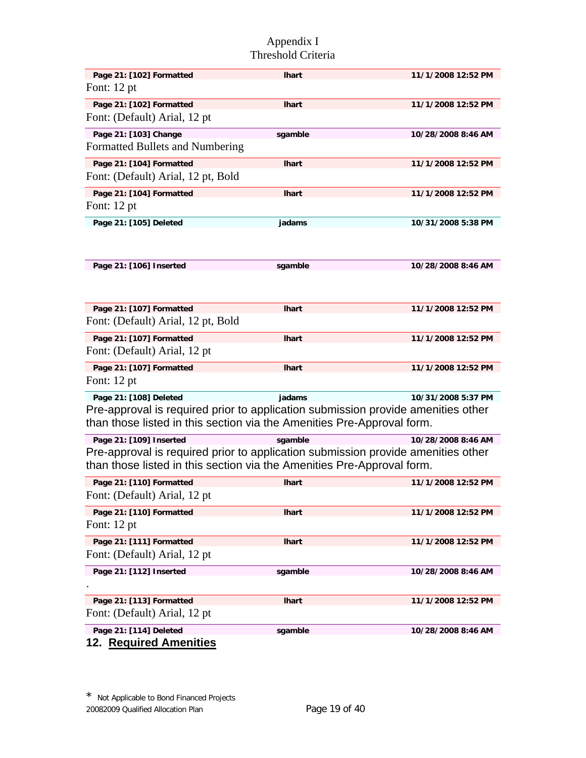Appendix I
Threshold Criteria

| Page 21: [102] Formatted | lhart | 11/1/2008 12:52 PM |
|---|---|---|

Font: 12 pt

| Page 21: [102] Formatted | lhart | 11/1/2008 12:52 PM |
|---|---|---|

Font: (Default) Arial, 12 pt

| Page 21: [103] Change | sgamble | 10/28/2008 8:46 AM |
|---|---|---|

Formatted Bullets and Numbering

| Page 21: [104] Formatted | lhart | 11/1/2008 12:52 PM |
|---|---|---|

Font: (Default) Arial, 12 pt, Bold

| Page 21: [104] Formatted | lhart | 11/1/2008 12:52 PM |
|---|---|---|

Font: 12 pt

| Page 21: [105] Deleted | jadams | 10/31/2008 5:38 PM |
|---|---|---|

| Page 21: [106] Inserted | sgamble | 10/28/2008 8:46 AM |
|---|---|---|

| Page 21: [107] Formatted | lhart | 11/1/2008 12:52 PM |
|---|---|---|

Font: (Default) Arial, 12 pt, Bold

| Page 21: [107] Formatted | lhart | 11/1/2008 12:52 PM |
|---|---|---|

Font: (Default) Arial, 12 pt

| Page 21: [107] Formatted | lhart | 11/1/2008 12:52 PM |
|---|---|---|

Font: 12 pt

| Page 21: [108] Deleted | jadams | 10/31/2008 5:37 PM |
|---|---|---|

Pre-approval is required prior to application submission provide amenities other than those listed in this section via the Amenities Pre-Approval form.

| Page 21: [109] Inserted | sgamble | 10/28/2008 8:46 AM |
|---|---|---|

Pre-approval is required prior to application submission provide amenities other than those listed in this section via the Amenities Pre-Approval form.

| Page 21: [110] Formatted | lhart | 11/1/2008 12:52 PM |
|---|---|---|

Font: (Default) Arial, 12 pt

| Page 21: [110] Formatted | lhart | 11/1/2008 12:52 PM |
|---|---|---|

Font: 12 pt

| Page 21: [111] Formatted | lhart | 11/1/2008 12:52 PM |
|---|---|---|

Font: (Default) Arial, 12 pt

| Page 21: [112] Inserted | sgamble | 10/28/2008 8:46 AM |
|---|---|---|

.

| Page 21: [113] Formatted | lhart | 11/1/2008 12:52 PM |
|---|---|---|

Font: (Default) Arial, 12 pt

| Page 21: [114] Deleted | sgamble | 10/28/2008 8:46 AM |
|---|---|---|

**12. <u>Required Amenities</u>**

\* Not Applicable to Bond Financed Projects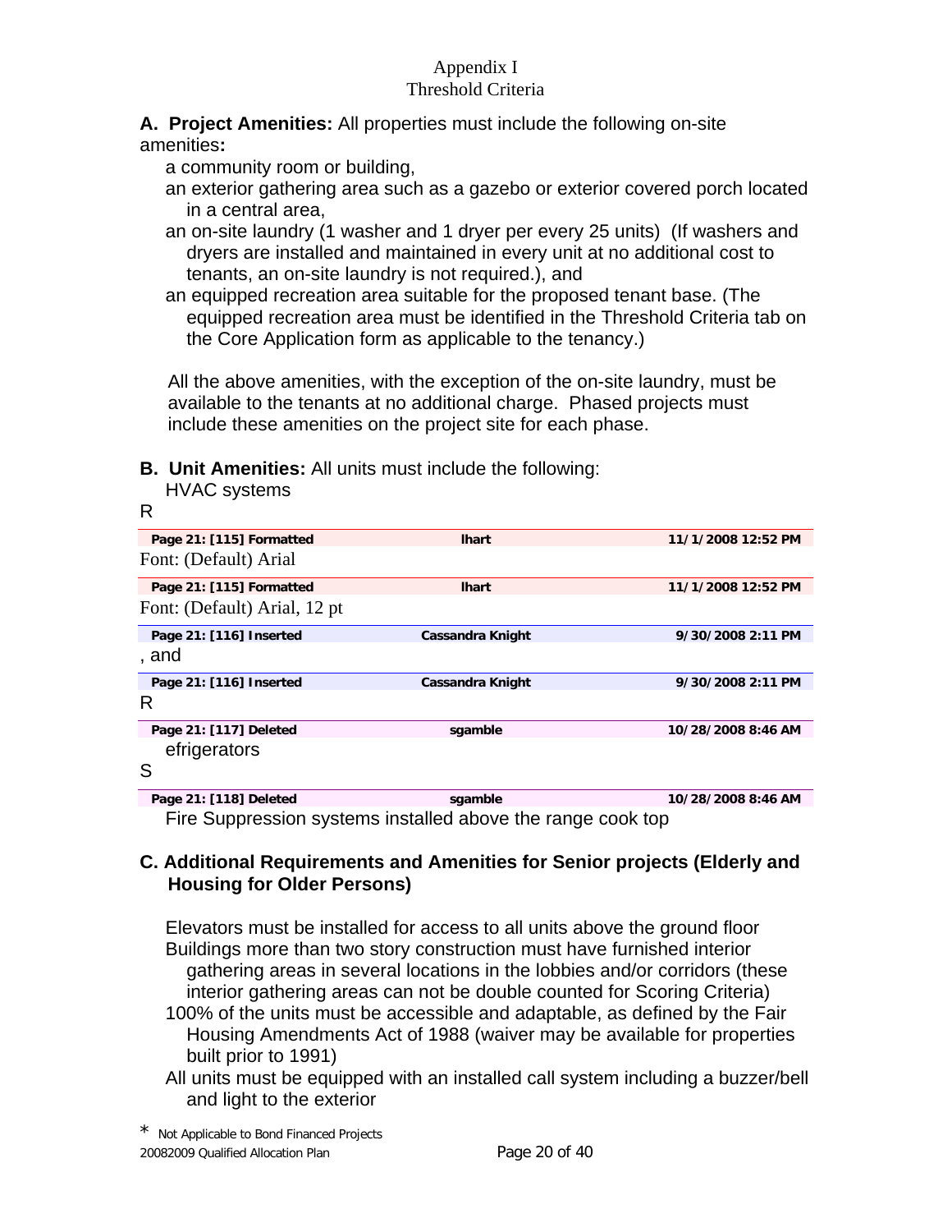Appendix I

Threshold Criteria

**A. Project Amenities:** All properties must include the following on-site amenities**:**

- a community room or building,
- an exterior gathering area such as a gazebo or exterior covered porch located in a central area,
- an on-site laundry (1 washer and 1 dryer per every 25 units) (If washers and dryers are installed and maintained in every unit at no additional cost to tenants, an on-site laundry is not required.), and
- an equipped recreation area suitable for the proposed tenant base. (The equipped recreation area must be identified in the Threshold Criteria tab on the Core Application form as applicable to the tenancy.)

All the above amenities, with the exception of the on-site laundry, must be available to the tenants at no additional charge. Phased projects must include these amenities on the project site for each phase.

**B. Unit Amenities:** All units must include the following:

HVAC systems

R

| Page 21: [115] Formatted | lhart | 11/1/2008 12:52 PM |
|---|---|---|

Font: (Default) Arial

| Page 21: [115] Formatted | lhart | 11/1/2008 12:52 PM |
|---|---|---|

Font: (Default) Arial, 12 pt

| Page 21: [116] Inserted | Cassandra Knight | 9/30/2008 2:11 PM |
|---|---|---|

, and

| Page 21: [116] Inserted | Cassandra Knight | 9/30/2008 2:11 PM |
|---|---|---|

R

| Page 21: [117] Deleted | sgamble | 10/28/2008 8:46 AM |
|---|---|---|

efrigerators

S

| Page 21: [118] Deleted | sgamble | 10/28/2008 8:46 AM |
|---|---|---|

Fire Suppression systems installed above the range cook top

**C. Additional Requirements and Amenities for Senior projects (Elderly and Housing for Older Persons)**

- Elevators must be installed for access to all units above the ground floor
- Buildings more than two story construction must have furnished interior gathering areas in several locations in the lobbies and/or corridors (these interior gathering areas can not be double counted for Scoring Criteria)
- 100% of the units must be accessible and adaptable, as defined by the Fair Housing Amendments Act of 1988 (waiver may be available for properties built prior to 1991)
- All units must be equipped with an installed call system including a buzzer/bell and light to the exterior

\* Not Applicable to Bond Financed Projects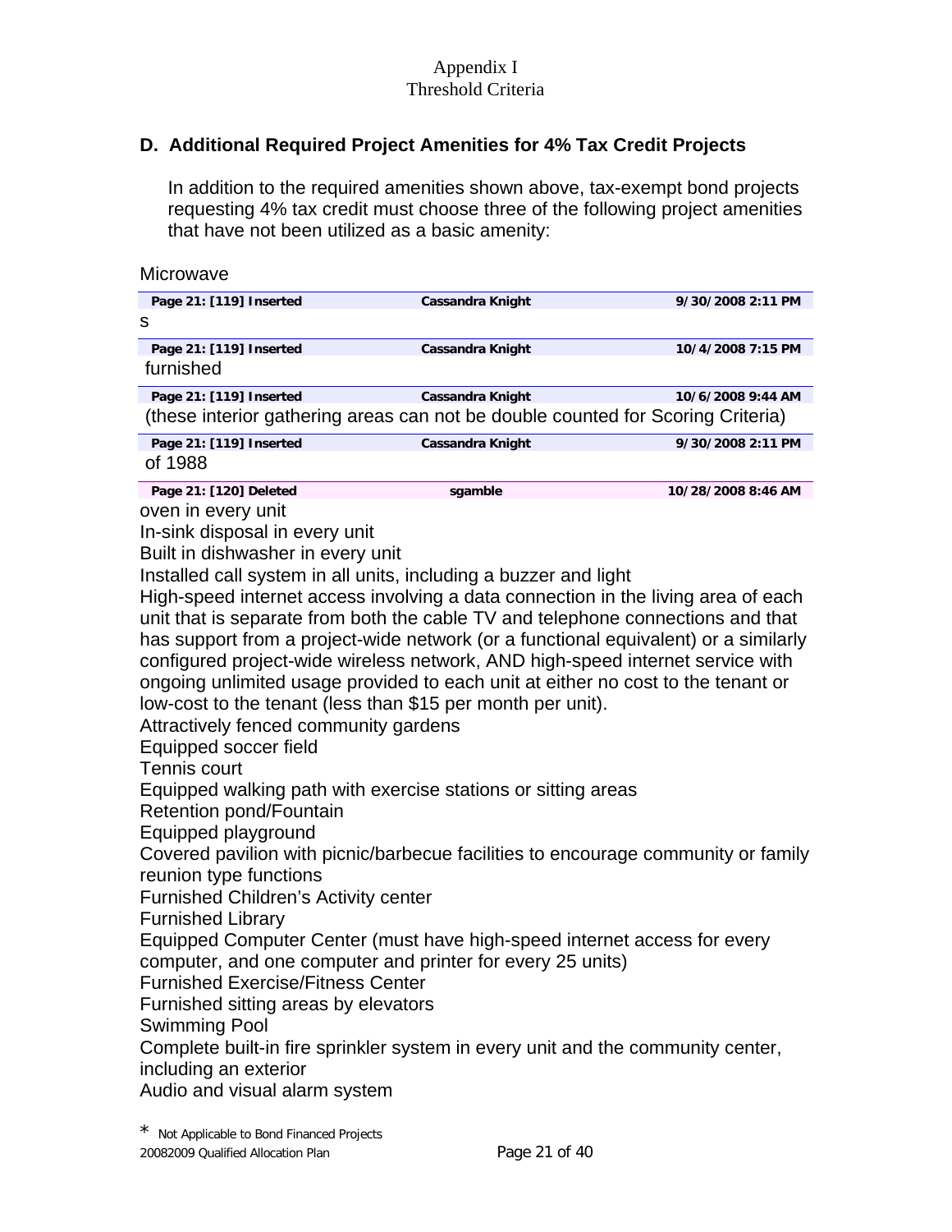## D. Additional Required Project Amenities for 4% Tax Credit Projects

In addition to the required amenities shown above, tax-exempt bond projects requesting 4% tax credit must choose three of the following project amenities that have not been utilized as a basic amenity:

Microwave

| Page 21: [119] Inserted | Cassandra Knight | 9/30/2008 2:11 PM |
|---|---|---|

s

| Page 21: [119] Inserted | Cassandra Knight | 10/4/2008 7:15 PM |
|---|---|---|

furnished

| Page 21: [119] Inserted | Cassandra Knight | 10/6/2008 9:44 AM |
|---|---|---|

(these interior gathering areas can not be double counted for Scoring Criteria)

| Page 21: [119] Inserted | Cassandra Knight | 9/30/2008 2:11 PM |
|---|---|---|

of 1988

| Page 21: [120] Deleted | sgamble | 10/28/2008 8:46 AM |
|---|---|---|

oven in every unit
In-sink disposal in every unit
Built in dishwasher in every unit
Installed call system in all units, including a buzzer and light
High-speed internet access involving a data connection in the living area of each unit that is separate from both the cable TV and telephone connections and that has support from a project-wide network (or a functional equivalent) or a similarly configured project-wide wireless network, AND high-speed internet service with ongoing unlimited usage provided to each unit at either no cost to the tenant or low-cost to the tenant (less than $15 per month per unit).
Attractively fenced community gardens
Equipped soccer field
Tennis court
Equipped walking path with exercise stations or sitting areas
Retention pond/Fountain
Equipped playground
Covered pavilion with picnic/barbecue facilities to encourage community or family reunion type functions
Furnished Children's Activity center
Furnished Library
Equipped Computer Center (must have high-speed internet access for every computer, and one computer and printer for every 25 units)
Furnished Exercise/Fitness Center
Furnished sitting areas by elevators
Swimming Pool
Complete built-in fire sprinkler system in every unit and the community center, including an exterior
Audio and visual alarm system

* Not Applicable to Bond Financed Projects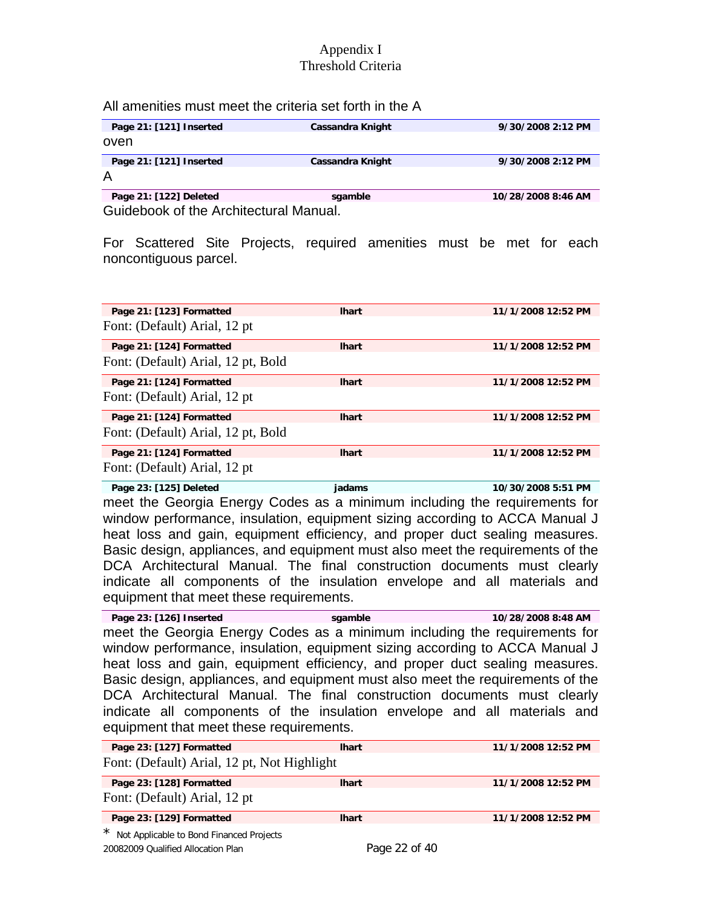Appendix I
Threshold Criteria

All amenities must meet the criteria set forth in the A

| Page 21: [121] Inserted | Cassandra Knight | 9/30/2008 2:12 PM |
|---|---|---|

oven

| Page 21: [121] Inserted | Cassandra Knight | 9/30/2008 2:12 PM |
|---|---|---|

A

| Page 21: [122] Deleted | sgamble | 10/28/2008 8:46 AM |
|---|---|---|

Guidebook of the Architectural Manual.

For Scattered Site Projects, required amenities must be met for each noncontiguous parcel.

| Page 21: [123] Formatted | lhart | 11/1/2008 12:52 PM |
|---|---|---|

Font: (Default) Arial, 12 pt

| Page 21: [124] Formatted | lhart | 11/1/2008 12:52 PM |
|---|---|---|

Font: (Default) Arial, 12 pt, Bold

| Page 21: [124] Formatted | lhart | 11/1/2008 12:52 PM |
|---|---|---|

Font: (Default) Arial, 12 pt

| Page 21: [124] Formatted | lhart | 11/1/2008 12:52 PM |
|---|---|---|

Font: (Default) Arial, 12 pt, Bold

| Page 21: [124] Formatted | lhart | 11/1/2008 12:52 PM |
|---|---|---|

Font: (Default) Arial, 12 pt

| Page 23: [125] Deleted | jadams | 10/30/2008 5:51 PM |
|---|---|---|

meet the Georgia Energy Codes as a minimum including the requirements for window performance, insulation, equipment sizing according to ACCA Manual J heat loss and gain, equipment efficiency, and proper duct sealing measures. Basic design, appliances, and equipment must also meet the requirements of the DCA Architectural Manual. The final construction documents must clearly indicate all components of the insulation envelope and all materials and equipment that meet these requirements.

| Page 23: [126] Inserted | sgamble | 10/28/2008 8:48 AM |
|---|---|---|

meet the Georgia Energy Codes as a minimum including the requirements for window performance, insulation, equipment sizing according to ACCA Manual J heat loss and gain, equipment efficiency, and proper duct sealing measures. Basic design, appliances, and equipment must also meet the requirements of the DCA Architectural Manual. The final construction documents must clearly indicate all components of the insulation envelope and all materials and equipment that meet these requirements.

| Page 23: [127] Formatted | lhart | 11/1/2008 12:52 PM |
|---|---|---|

Font: (Default) Arial, 12 pt, Not Highlight

| Page 23: [128] Formatted | lhart | 11/1/2008 12:52 PM |
|---|---|---|

Font: (Default) Arial, 12 pt

| Page 23: [129] Formatted | lhart | 11/1/2008 12:52 PM |
|---|---|---|

* Not Applicable to Bond Financed Projects

20082009 Qualified Allocation Plan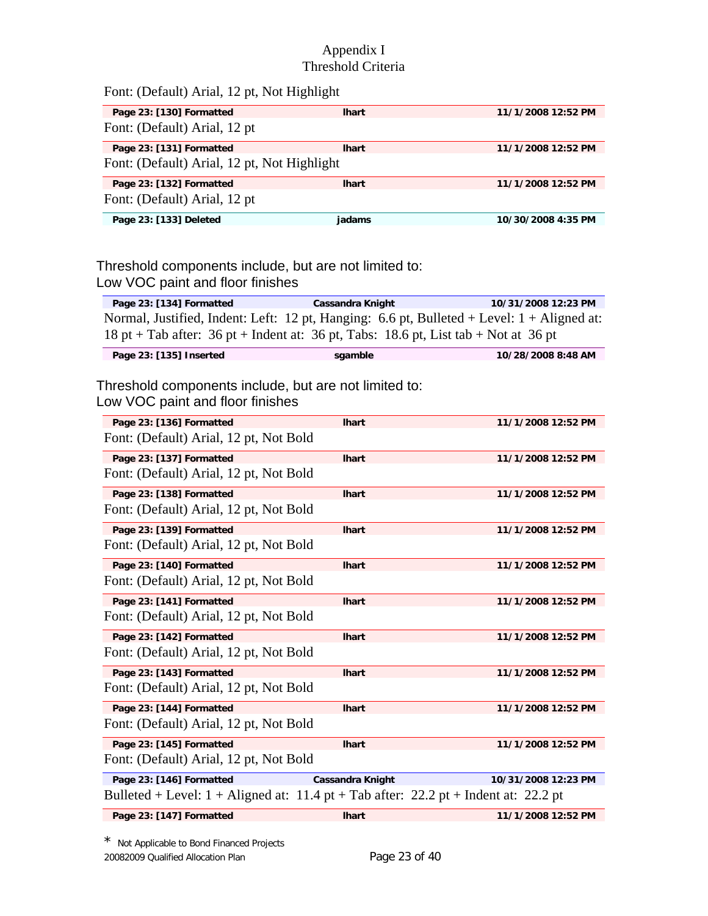Font: (Default) Arial, 12 pt, Not Highlight

| Page 23: [130] Formatted | lhart | 11/1/2008 12:52 PM |
|---|---|---|

Font: (Default) Arial, 12 pt

| Page 23: [131] Formatted | lhart | 11/1/2008 12:52 PM |
|---|---|---|

Font: (Default) Arial, 12 pt, Not Highlight

| Page 23: [132] Formatted | lhart | 11/1/2008 12:52 PM |
|---|---|---|

Font: (Default) Arial, 12 pt

| Page 23: [133] Deleted | jadams | 10/30/2008 4:35 PM |
|---|---|---|

Threshold components include, but are not limited to:
Low VOC paint and floor finishes

| Page 23: [134] Formatted | Cassandra Knight | 10/31/2008 12:23 PM |
|---|---|---|

Normal, Justified, Indent: Left: 12 pt, Hanging: 6.6 pt, Bulleted + Level: 1 + Aligned at: 18 pt + Tab after: 36 pt + Indent at: 36 pt, Tabs: 18.6 pt, List tab + Not at 36 pt

| Page 23: [135] Inserted | sgamble | 10/28/2008 8:48 AM |
|---|---|---|

Threshold components include, but are not limited to:
Low VOC paint and floor finishes

| Page 23: [136] Formatted | lhart | 11/1/2008 12:52 PM |
|---|---|---|

Font: (Default) Arial, 12 pt, Not Bold

| Page 23: [137] Formatted | lhart | 11/1/2008 12:52 PM |
|---|---|---|

Font: (Default) Arial, 12 pt, Not Bold

| Page 23: [138] Formatted | lhart | 11/1/2008 12:52 PM |
|---|---|---|

Font: (Default) Arial, 12 pt, Not Bold

| Page 23: [139] Formatted | lhart | 11/1/2008 12:52 PM |
|---|---|---|

Font: (Default) Arial, 12 pt, Not Bold

| Page 23: [140] Formatted | lhart | 11/1/2008 12:52 PM |
|---|---|---|

Font: (Default) Arial, 12 pt, Not Bold

| Page 23: [141] Formatted | lhart | 11/1/2008 12:52 PM |
|---|---|---|

Font: (Default) Arial, 12 pt, Not Bold

| Page 23: [142] Formatted | lhart | 11/1/2008 12:52 PM |
|---|---|---|

Font: (Default) Arial, 12 pt, Not Bold

| Page 23: [143] Formatted | lhart | 11/1/2008 12:52 PM |
|---|---|---|

Font: (Default) Arial, 12 pt, Not Bold

| Page 23: [144] Formatted | lhart | 11/1/2008 12:52 PM |
|---|---|---|

Font: (Default) Arial, 12 pt, Not Bold

| Page 23: [145] Formatted | lhart | 11/1/2008 12:52 PM |
|---|---|---|

Font: (Default) Arial, 12 pt, Not Bold

| Page 23: [146] Formatted | Cassandra Knight | 10/31/2008 12:23 PM |
|---|---|---|

Bulleted + Level: 1 + Aligned at: 11.4 pt + Tab after: 22.2 pt + Indent at: 22.2 pt

| Page 23: [147] Formatted | lhart | 11/1/2008 12:52 PM |
|---|---|---|

* Not Applicable to Bond Financed Projects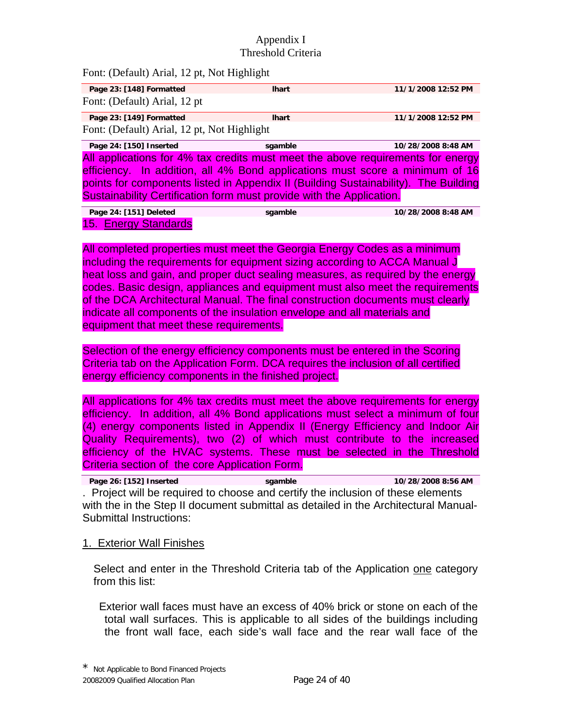Font: (Default) Arial, 12 pt, Not Highlight

| Page 23: [148] Formatted | lhart | 11/1/2008 12:52 PM |
|---|---|---|

Font: (Default) Arial, 12 pt

| Page 23: [149] Formatted | lhart | 11/1/2008 12:52 PM |
|---|---|---|

Font: (Default) Arial, 12 pt, Not Highlight

| Page 24: [150] Inserted | sgamble | 10/28/2008 8:48 AM |
|---|---|---|

All applications for 4% tax credits must meet the above requirements for energy efficiency. In addition, all 4% Bond applications must score a minimum of 16 points for components listed in Appendix II (Building Sustainability). The Building Sustainability Certification form must provide with the Application.

| Page 24: [151] Deleted | sgamble | 10/28/2008 8:48 AM |
|---|---|---|

15. Energy Standards

All completed properties must meet the Georgia Energy Codes as a minimum including the requirements for equipment sizing according to ACCA Manual J heat loss and gain, and proper duct sealing measures, as required by the energy codes. Basic design, appliances and equipment must also meet the requirements of the DCA Architectural Manual. The final construction documents must clearly indicate all components of the insulation envelope and all materials and equipment that meet these requirements.

Selection of the energy efficiency components must be entered in the Scoring Criteria tab on the Application Form. DCA requires the inclusion of all certified energy efficiency components in the finished project.

All applications for 4% tax credits must meet the above requirements for energy efficiency. In addition, all 4% Bond applications must select a minimum of four (4) energy components listed in Appendix II (Energy Efficiency and Indoor Air Quality Requirements), two (2) of which must contribute to the increased efficiency of the HVAC systems. These must be selected in the Threshold Criteria section of the core Application Form.

| Page 26: [152] Inserted | sgamble | 10/28/2008 8:56 AM |
|---|---|---|

. Project will be required to choose and certify the inclusion of these elements with the in the Step II document submittal as detailed in the Architectural Manual-Submittal Instructions:

1. Exterior Wall Finishes

Select and enter in the Threshold Criteria tab of the Application one category from this list:

Exterior wall faces must have an excess of 40% brick or stone on each of the total wall surfaces. This is applicable to all sides of the buildings including the front wall face, each side's wall face and the rear wall face of the

\* Not Applicable to Bond Financed Projects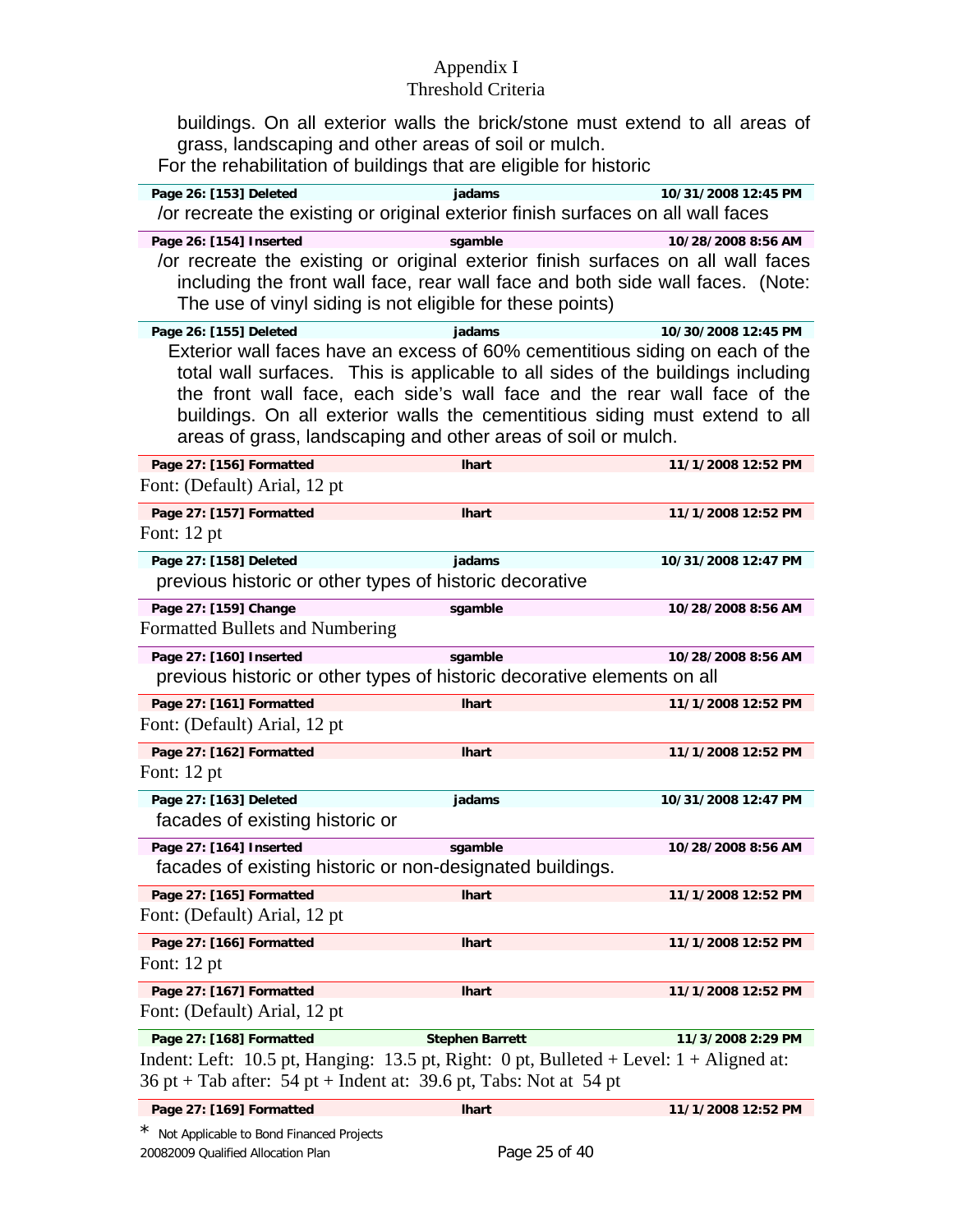buildings. On all exterior walls the brick/stone must extend to all areas of grass, landscaping and other areas of soil or mulch.

For the rehabilitation of buildings that are eligible for historic

| Page 26: [153] Deleted | jadams | 10/31/2008 12:45 PM |
|---|---|---|

/or recreate the existing or original exterior finish surfaces on all wall faces

| Page 26: [154] Inserted | sgamble | 10/28/2008 8:56 AM |
|---|---|---|

/or recreate the existing or original exterior finish surfaces on all wall faces including the front wall face, rear wall face and both side wall faces. (Note: The use of vinyl siding is not eligible for these points)

| Page 26: [155] Deleted | jadams | 10/30/2008 12:45 PM |
|---|---|---|

Exterior wall faces have an excess of 60% cementitious siding on each of the total wall surfaces. This is applicable to all sides of the buildings including the front wall face, each side's wall face and the rear wall face of the buildings. On all exterior walls the cementitious siding must extend to all areas of grass, landscaping and other areas of soil or mulch.

| Page 27: [156] Formatted | lhart | 11/1/2008 12:52 PM |
|---|---|---|

Font: (Default) Arial, 12 pt

| Page 27: [157] Formatted | lhart | 11/1/2008 12:52 PM |
|---|---|---|

Font: 12 pt

| Page 27: [158] Deleted | jadams | 10/31/2008 12:47 PM |
|---|---|---|

previous historic or other types of historic decorative

| Page 27: [159] Change | sgamble | 10/28/2008 8:56 AM |
|---|---|---|

Formatted Bullets and Numbering

| Page 27: [160] Inserted | sgamble | 10/28/2008 8:56 AM |
|---|---|---|

previous historic or other types of historic decorative elements on all

| Page 27: [161] Formatted | lhart | 11/1/2008 12:52 PM |
|---|---|---|

Font: (Default) Arial, 12 pt

| Page 27: [162] Formatted | lhart | 11/1/2008 12:52 PM |
|---|---|---|

Font: 12 pt

| Page 27: [163] Deleted | jadams | 10/31/2008 12:47 PM |
|---|---|---|

facades of existing historic or

| Page 27: [164] Inserted | sgamble | 10/28/2008 8:56 AM |
|---|---|---|

facades of existing historic or non-designated buildings.

| Page 27: [165] Formatted | lhart | 11/1/2008 12:52 PM |
|---|---|---|

Font: (Default) Arial, 12 pt

| Page 27: [166] Formatted | lhart | 11/1/2008 12:52 PM |
|---|---|---|

Font: 12 pt

| Page 27: [167] Formatted | lhart | 11/1/2008 12:52 PM |
|---|---|---|

Font: (Default) Arial, 12 pt

| Page 27: [168] Formatted | Stephen Barrett | 11/3/2008 2:29 PM |
|---|---|---|

Indent: Left: 10.5 pt, Hanging: 13.5 pt, Right: 0 pt, Bulleted + Level: 1 + Aligned at: 36 pt + Tab after: 54 pt + Indent at: 39.6 pt, Tabs: Not at 54 pt

| Page 27: [169] Formatted | lhart | 11/1/2008 12:52 PM |
|---|---|---|

* Not Applicable to Bond Financed Projects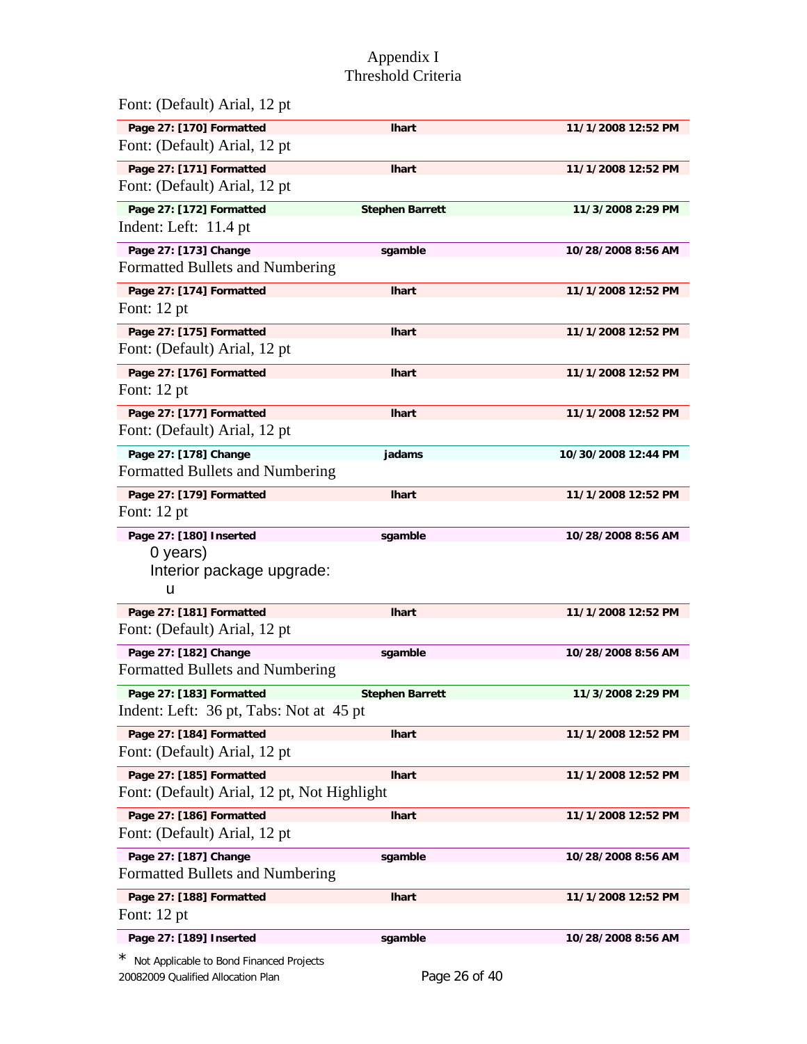# Appendix I
## Threshold Criteria

Font: (Default) Arial, 12 pt

| Page 27: [170] Formatted | lhart | 11/1/2008 12:52 PM |
|---|---|---|

Font: (Default) Arial, 12 pt

| Page 27: [171] Formatted | lhart | 11/1/2008 12:52 PM |
|---|---|---|

Font: (Default) Arial, 12 pt

| Page 27: [172] Formatted | Stephen Barrett | 11/3/2008 2:29 PM |
|---|---|---|

Indent: Left: 11.4 pt

| Page 27: [173] Change | sgamble | 10/28/2008 8:56 AM |
|---|---|---|

Formatted Bullets and Numbering

| Page 27: [174] Formatted | lhart | 11/1/2008 12:52 PM |
|---|---|---|

Font: 12 pt

| Page 27: [175] Formatted | lhart | 11/1/2008 12:52 PM |
|---|---|---|

Font: (Default) Arial, 12 pt

| Page 27: [176] Formatted | lhart | 11/1/2008 12:52 PM |
|---|---|---|

Font: 12 pt

| Page 27: [177] Formatted | lhart | 11/1/2008 12:52 PM |
|---|---|---|

Font: (Default) Arial, 12 pt

| Page 27: [178] Change | jadams | 10/30/2008 12:44 PM |
|---|---|---|

Formatted Bullets and Numbering

| Page 27: [179] Formatted | lhart | 11/1/2008 12:52 PM |
|---|---|---|

Font: 12 pt

| Page 27: [180] Inserted | sgamble | 10/28/2008 8:56 AM |
|---|---|---|

0 years)

Interior package upgrade:

u

| Page 27: [181] Formatted | lhart | 11/1/2008 12:52 PM |
|---|---|---|

Font: (Default) Arial, 12 pt

| Page 27: [182] Change | sgamble | 10/28/2008 8:56 AM |
|---|---|---|

Formatted Bullets and Numbering

| Page 27: [183] Formatted | Stephen Barrett | 11/3/2008 2:29 PM |
|---|---|---|

Indent: Left: 36 pt, Tabs: Not at 45 pt

| Page 27: [184] Formatted | lhart | 11/1/2008 12:52 PM |
|---|---|---|

Font: (Default) Arial, 12 pt

| Page 27: [185] Formatted | lhart | 11/1/2008 12:52 PM |
|---|---|---|

Font: (Default) Arial, 12 pt, Not Highlight

| Page 27: [186] Formatted | lhart | 11/1/2008 12:52 PM |
|---|---|---|

Font: (Default) Arial, 12 pt

| Page 27: [187] Change | sgamble | 10/28/2008 8:56 AM |
|---|---|---|

Formatted Bullets and Numbering

| Page 27: [188] Formatted | lhart | 11/1/2008 12:52 PM |
|---|---|---|

Font: 12 pt

| Page 27: [189] Inserted | sgamble | 10/28/2008 8:56 AM |
|---|---|---|

* Not Applicable to Bond Financed Projects

20082009 Qualified Allocation Plan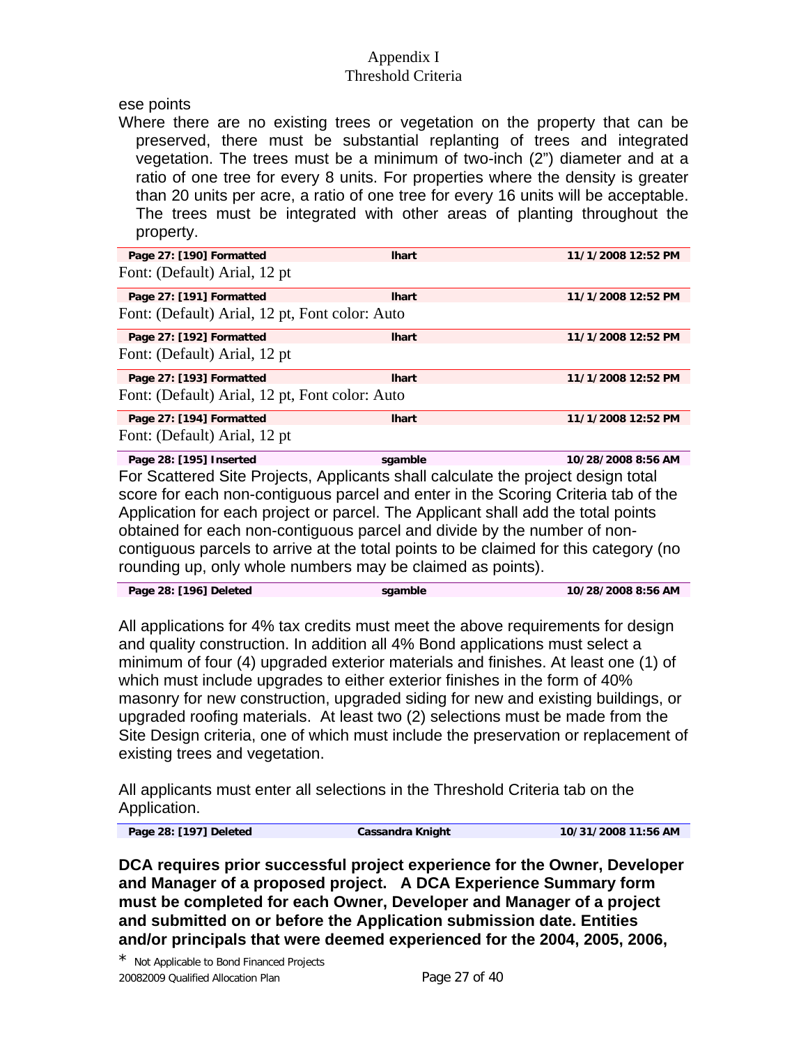ese points

Where there are no existing trees or vegetation on the property that can be preserved, there must be substantial replanting of trees and integrated vegetation. The trees must be a minimum of two-inch (2") diameter and at a ratio of one tree for every 8 units. For properties where the density is greater than 20 units per acre, a ratio of one tree for every 16 units will be acceptable. The trees must be integrated with other areas of planting throughout the property.

| Page 27: [190] Formatted | lhart | 11/1/2008 12:52 PM |
|---|---|---|

Font: (Default) Arial, 12 pt

| Page 27: [191] Formatted | lhart | 11/1/2008 12:52 PM |
|---|---|---|

Font: (Default) Arial, 12 pt, Font color: Auto

| Page 27: [192] Formatted | lhart | 11/1/2008 12:52 PM |
|---|---|---|

Font: (Default) Arial, 12 pt

| Page 27: [193] Formatted | lhart | 11/1/2008 12:52 PM |
|---|---|---|

Font: (Default) Arial, 12 pt, Font color: Auto

| Page 27: [194] Formatted | lhart | 11/1/2008 12:52 PM |
|---|---|---|

Font: (Default) Arial, 12 pt

| Page 28: [195] Inserted | sgamble | 10/28/2008 8:56 AM |
|---|---|---|

For Scattered Site Projects, Applicants shall calculate the project design total score for each non-contiguous parcel and enter in the Scoring Criteria tab of the Application for each project or parcel. The Applicant shall add the total points obtained for each non-contiguous parcel and divide by the number of non-contiguous parcels to arrive at the total points to be claimed for this category (no rounding up, only whole numbers may be claimed as points).

| Page 28: [196] Deleted | sgamble | 10/28/2008 8:56 AM |
|---|---|---|

All applications for 4% tax credits must meet the above requirements for design and quality construction. In addition all 4% Bond applications must select a minimum of four (4) upgraded exterior materials and finishes. At least one (1) of which must include upgrades to either exterior finishes in the form of 40% masonry for new construction, upgraded siding for new and existing buildings, or upgraded roofing materials. At least two (2) selections must be made from the Site Design criteria, one of which must include the preservation or replacement of existing trees and vegetation.

All applicants must enter all selections in the Threshold Criteria tab on the Application.

| Page 28: [197] Deleted | Cassandra Knight | 10/31/2008 11:56 AM |
|---|---|---|

**DCA requires prior successful project experience for the Owner, Developer and Manager of a proposed project. A DCA Experience Summary form must be completed for each Owner, Developer and Manager of a project and submitted on or before the Application submission date. Entities and/or principals that were deemed experienced for the 2004, 2005, 2006,**

* Not Applicable to Bond Financed Projects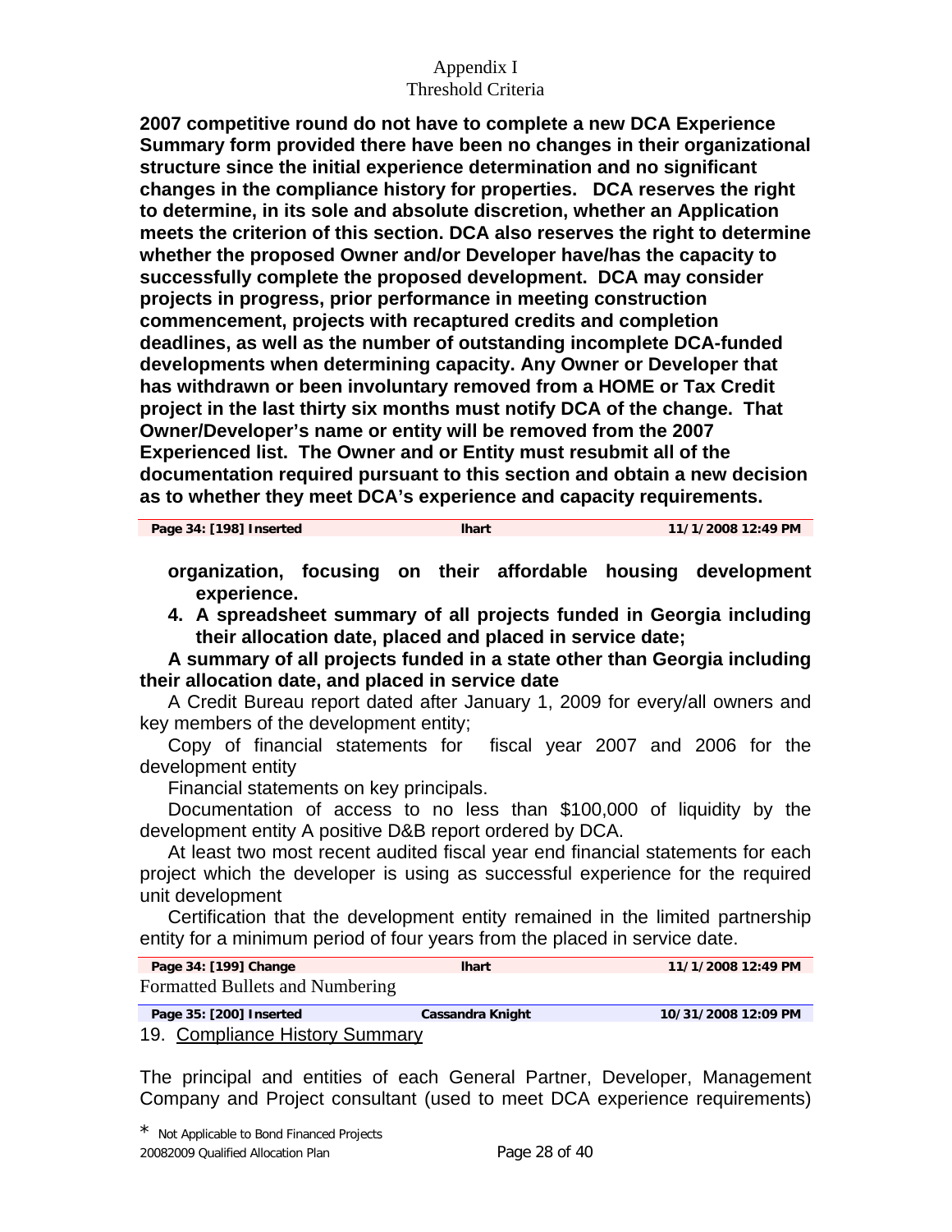**2007 competitive round do not have to complete a new DCA Experience Summary form provided there have been no changes in their organizational structure since the initial experience determination and no significant changes in the compliance history for properties. DCA reserves the right to determine, in its sole and absolute discretion, whether an Application meets the criterion of this section. DCA also reserves the right to determine whether the proposed Owner and/or Developer have/has the capacity to successfully complete the proposed development. DCA may consider projects in progress, prior performance in meeting construction commencement, projects with recaptured credits and completion deadlines, as well as the number of outstanding incomplete DCA-funded developments when determining capacity. Any Owner or Developer that has withdrawn or been involuntary removed from a HOME or Tax Credit project in the last thirty six months must notify DCA of the change. That Owner/Developer's name or entity will be removed from the 2007 Experienced list. The Owner and or Entity must resubmit all of the documentation required pursuant to this section and obtain a new decision as to whether they meet DCA's experience and capacity requirements.**

| Page 34: [198] Inserted | lhart | 11/1/2008 12:49 PM |
|---|---|---|

**organization, focusing on their affordable housing development experience.**

4. **A spreadsheet summary of all projects funded in Georgia including their allocation date, placed and placed in service date;**

**A summary of all projects funded in a state other than Georgia including their allocation date, and placed in service date**

A Credit Bureau report dated after January 1, 2009 for every/all owners and key members of the development entity;

Copy of financial statements for fiscal year 2007 and 2006 for the development entity

Financial statements on key principals.

Documentation of access to no less than $100,000 of liquidity by the development entity A positive D&B report ordered by DCA.

At least two most recent audited fiscal year end financial statements for each project which the developer is using as successful experience for the required unit development

Certification that the development entity remained in the limited partnership entity for a minimum period of four years from the placed in service date.

| Page 34: [199] Change | lhart | 11/1/2008 12:49 PM |
|---|---|---|

Formatted Bullets and Numbering

| Page 35: [200] Inserted | Cassandra Knight | 10/31/2008 12:09 PM |
|---|---|---|

19. Compliance History Summary

The principal and entities of each General Partner, Developer, Management Company and Project consultant (used to meet DCA experience requirements)

* Not Applicable to Bond Financed Projects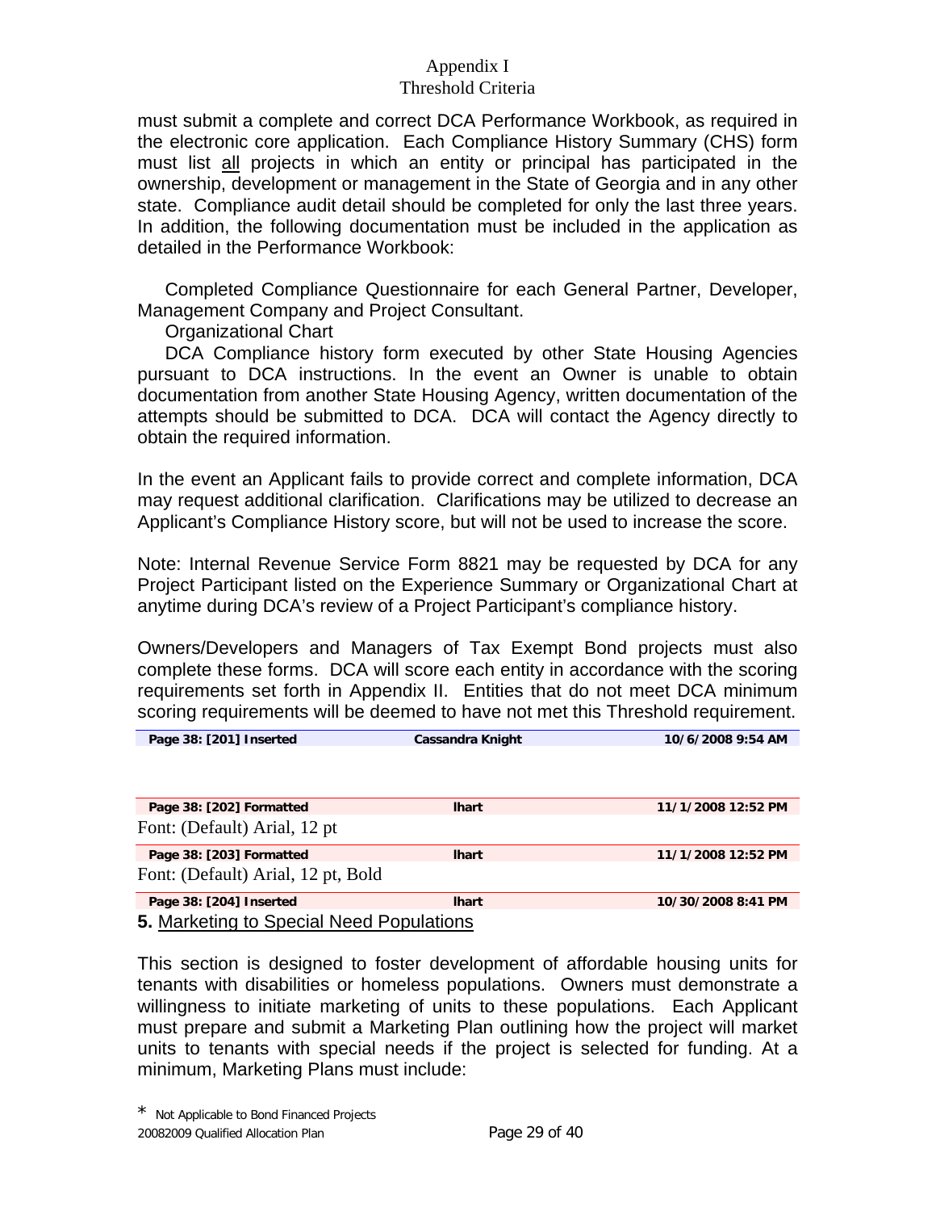must submit a complete and correct DCA Performance Workbook, as required in the electronic core application. Each Compliance History Summary (CHS) form must list all projects in which an entity or principal has participated in the ownership, development or management in the State of Georgia and in any other state. Compliance audit detail should be completed for only the last three years. In addition, the following documentation must be included in the application as detailed in the Performance Workbook:

Completed Compliance Questionnaire for each General Partner, Developer, Management Company and Project Consultant.

Organizational Chart

DCA Compliance history form executed by other State Housing Agencies pursuant to DCA instructions. In the event an Owner is unable to obtain documentation from another State Housing Agency, written documentation of the attempts should be submitted to DCA. DCA will contact the Agency directly to obtain the required information.

In the event an Applicant fails to provide correct and complete information, DCA may request additional clarification. Clarifications may be utilized to decrease an Applicant's Compliance History score, but will not be used to increase the score.

Note: Internal Revenue Service Form 8821 may be requested by DCA for any Project Participant listed on the Experience Summary or Organizational Chart at anytime during DCA's review of a Project Participant's compliance history.

Owners/Developers and Managers of Tax Exempt Bond projects must also complete these forms. DCA will score each entity in accordance with the scoring requirements set forth in Appendix II. Entities that do not meet DCA minimum scoring requirements will be deemed to have not met this Threshold requirement.

| Page 38: [201] Inserted | Cassandra Knight | 10/6/2008 9:54 AM |
|---|---|---|

| Page 38: [202] Formatted | lhart | 11/1/2008 12:52 PM |
|---|---|---|

Font: (Default) Arial, 12 pt

| Page 38: [203] Formatted | lhart | 11/1/2008 12:52 PM |
|---|---|---|

Font: (Default) Arial, 12 pt, Bold

| Page 38: [204] Inserted | lhart | 10/30/2008 8:41 PM |
|---|---|---|

**5.** Marketing to Special Need Populations

This section is designed to foster development of affordable housing units for tenants with disabilities or homeless populations. Owners must demonstrate a willingness to initiate marketing of units to these populations. Each Applicant must prepare and submit a Marketing Plan outlining how the project will market units to tenants with special needs if the project is selected for funding. At a minimum, Marketing Plans must include:

\* Not Applicable to Bond Financed Projects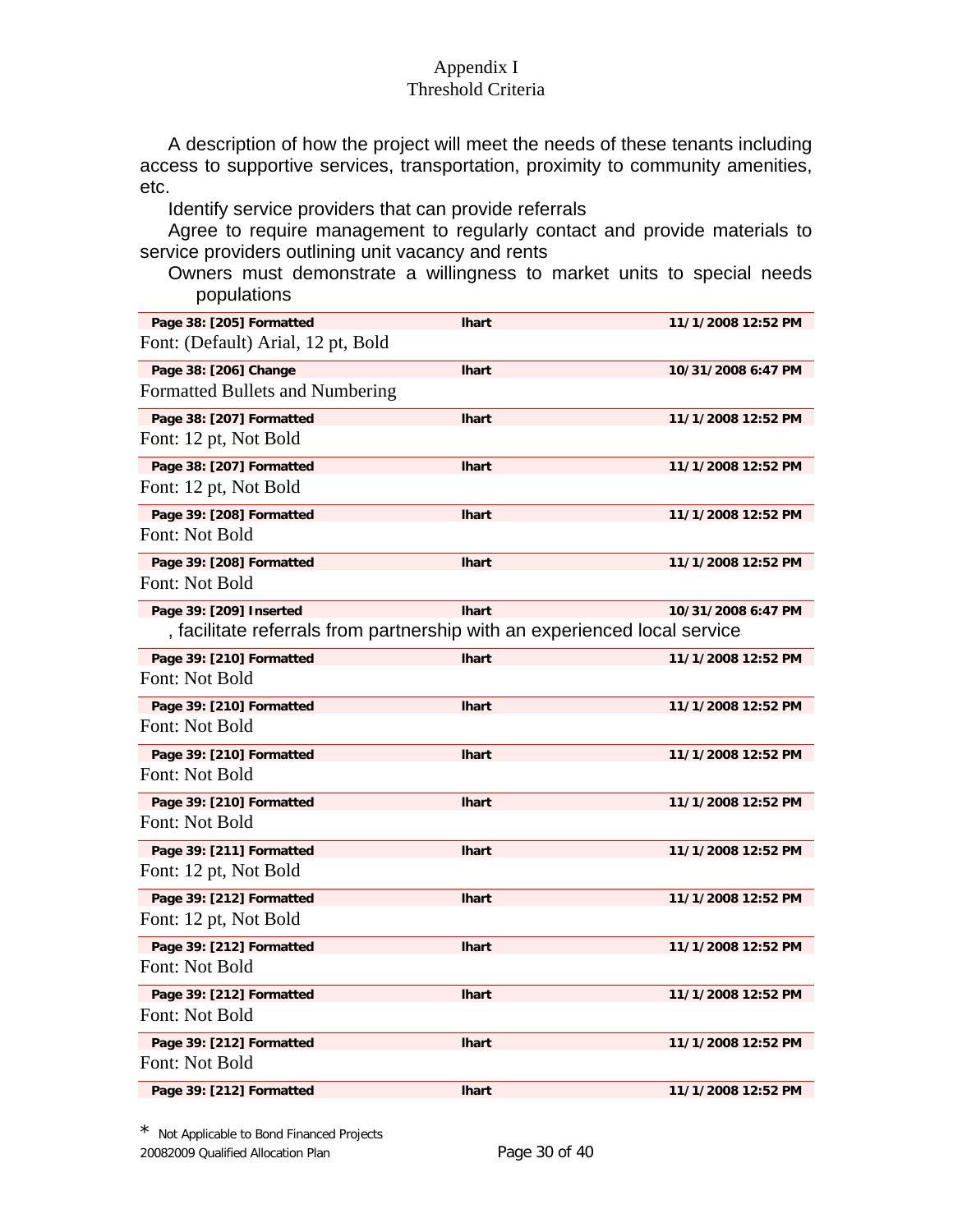Appendix I
Threshold Criteria

A description of how the project will meet the needs of these tenants including access to supportive services, transportation, proximity to community amenities, etc.

Identify service providers that can provide referrals

Agree to require management to regularly contact and provide materials to service providers outlining unit vacancy and rents

Owners must demonstrate a willingness to market units to special needs populations

| Page 38: [205] Formatted | lhart | 11/1/2008 12:52 PM |
|---|---|---|

Font: (Default) Arial, 12 pt, Bold

| Page 38: [206] Change | lhart | 10/31/2008 6:47 PM |
|---|---|---|

Formatted Bullets and Numbering

| Page 38: [207] Formatted | lhart | 11/1/2008 12:52 PM |
|---|---|---|

Font: 12 pt, Not Bold

| Page 38: [207] Formatted | lhart | 11/1/2008 12:52 PM |
|---|---|---|

Font: 12 pt, Not Bold

| Page 39: [208] Formatted | lhart | 11/1/2008 12:52 PM |
|---|---|---|

Font: Not Bold

| Page 39: [208] Formatted | lhart | 11/1/2008 12:52 PM |
|---|---|---|

Font: Not Bold

| Page 39: [209] Inserted | lhart | 10/31/2008 6:47 PM |
|---|---|---|

, facilitate referrals from partnership with an experienced local service

| Page 39: [210] Formatted | lhart | 11/1/2008 12:52 PM |
|---|---|---|

Font: Not Bold

| Page 39: [210] Formatted | lhart | 11/1/2008 12:52 PM |
|---|---|---|

Font: Not Bold

| Page 39: [210] Formatted | lhart | 11/1/2008 12:52 PM |
|---|---|---|

Font: Not Bold

| Page 39: [210] Formatted | lhart | 11/1/2008 12:52 PM |
|---|---|---|

Font: Not Bold

| Page 39: [211] Formatted | lhart | 11/1/2008 12:52 PM |
|---|---|---|

Font: 12 pt, Not Bold

| Page 39: [212] Formatted | lhart | 11/1/2008 12:52 PM |
|---|---|---|

Font: 12 pt, Not Bold

| Page 39: [212] Formatted | lhart | 11/1/2008 12:52 PM |
|---|---|---|

Font: Not Bold

| Page 39: [212] Formatted | lhart | 11/1/2008 12:52 PM |
|---|---|---|

Font: Not Bold

| Page 39: [212] Formatted | lhart | 11/1/2008 12:52 PM |
|---|---|---|

Font: Not Bold

| Page 39: [212] Formatted | lhart | 11/1/2008 12:52 PM |
|---|---|---|

* Not Applicable to Bond Financed Projects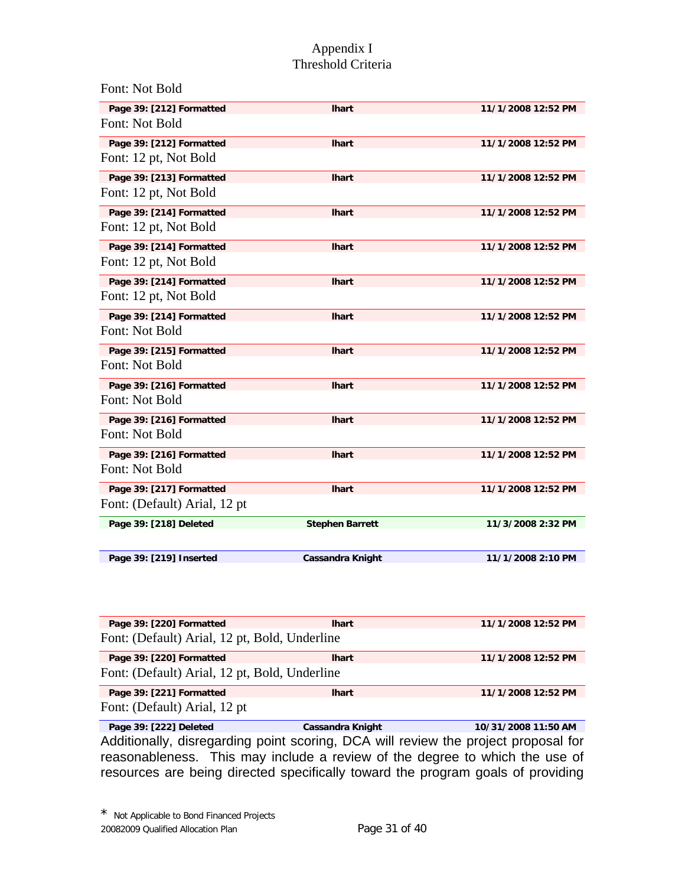Appendix I
Threshold Criteria

Font: Not Bold

| Page 39: [212] Formatted | lhart | 11/1/2008 12:52 PM |
|---|---|---|

Font: Not Bold

| Page 39: [212] Formatted | lhart | 11/1/2008 12:52 PM |
|---|---|---|

Font: 12 pt, Not Bold

| Page 39: [213] Formatted | lhart | 11/1/2008 12:52 PM |
|---|---|---|

Font: 12 pt, Not Bold

| Page 39: [214] Formatted | lhart | 11/1/2008 12:52 PM |
|---|---|---|

Font: 12 pt, Not Bold

| Page 39: [214] Formatted | lhart | 11/1/2008 12:52 PM |
|---|---|---|

Font: 12 pt, Not Bold

| Page 39: [214] Formatted | lhart | 11/1/2008 12:52 PM |
|---|---|---|

Font: 12 pt, Not Bold

| Page 39: [214] Formatted | lhart | 11/1/2008 12:52 PM |
|---|---|---|

Font: Not Bold

| Page 39: [215] Formatted | lhart | 11/1/2008 12:52 PM |
|---|---|---|

Font: Not Bold

| Page 39: [216] Formatted | lhart | 11/1/2008 12:52 PM |
|---|---|---|

Font: Not Bold

| Page 39: [216] Formatted | lhart | 11/1/2008 12:52 PM |
|---|---|---|

Font: Not Bold

| Page 39: [216] Formatted | lhart | 11/1/2008 12:52 PM |
|---|---|---|

Font: Not Bold

| Page 39: [217] Formatted | lhart | 11/1/2008 12:52 PM |
|---|---|---|

Font: (Default) Arial, 12 pt

| Page 39: [218] Deleted | Stephen Barrett | 11/3/2008 2:32 PM |
|---|---|---|

| Page 39: [219] Inserted | Cassandra Knight | 11/1/2008 2:10 PM |
|---|---|---|

| Page 39: [220] Formatted | lhart | 11/1/2008 12:52 PM |
|---|---|---|

Font: (Default) Arial, 12 pt, Bold, Underline

| Page 39: [220] Formatted | lhart | 11/1/2008 12:52 PM |
|---|---|---|

Font: (Default) Arial, 12 pt, Bold, Underline

| Page 39: [221] Formatted | lhart | 11/1/2008 12:52 PM |
|---|---|---|

Font: (Default) Arial, 12 pt

| Page 39: [222] Deleted | Cassandra Knight | 10/31/2008 11:50 AM |
|---|---|---|

Additionally, disregarding point scoring, DCA will review the project proposal for reasonableness. This may include a review of the degree to which the use of resources are being directed specifically toward the program goals of providing

\* Not Applicable to Bond Financed Projects
20082009 Qualified Allocation Plan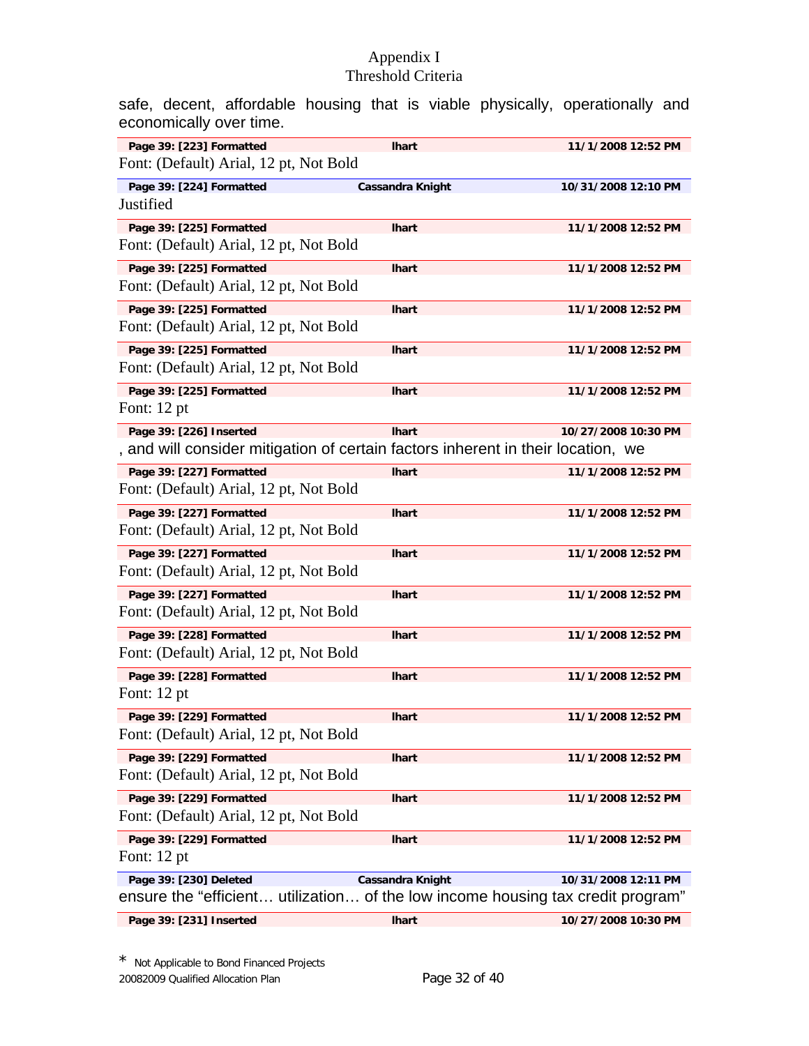safe, decent, affordable housing that is viable physically, operationally and economically over time.

| Page 39: [223] Formatted | lhart | 11/1/2008 12:52 PM |
|---|---|---|

Font: (Default) Arial, 12 pt, Not Bold

| Page 39: [224] Formatted | Cassandra Knight | 10/31/2008 12:10 PM |
|---|---|---|

Justified

| Page 39: [225] Formatted | lhart | 11/1/2008 12:52 PM |
|---|---|---|

Font: (Default) Arial, 12 pt, Not Bold

| Page 39: [225] Formatted | lhart | 11/1/2008 12:52 PM |
|---|---|---|

Font: (Default) Arial, 12 pt, Not Bold

| Page 39: [225] Formatted | lhart | 11/1/2008 12:52 PM |
|---|---|---|

Font: (Default) Arial, 12 pt, Not Bold

| Page 39: [225] Formatted | lhart | 11/1/2008 12:52 PM |
|---|---|---|

Font: (Default) Arial, 12 pt, Not Bold

| Page 39: [225] Formatted | lhart | 11/1/2008 12:52 PM |
|---|---|---|

Font: 12 pt

| Page 39: [226] Inserted | lhart | 10/27/2008 10:30 PM |
|---|---|---|

, and will consider mitigation of certain factors inherent in their location, we

| Page 39: [227] Formatted | lhart | 11/1/2008 12:52 PM |
|---|---|---|

Font: (Default) Arial, 12 pt, Not Bold

| Page 39: [227] Formatted | lhart | 11/1/2008 12:52 PM |
|---|---|---|

Font: (Default) Arial, 12 pt, Not Bold

| Page 39: [227] Formatted | lhart | 11/1/2008 12:52 PM |
|---|---|---|

Font: (Default) Arial, 12 pt, Not Bold

| Page 39: [227] Formatted | lhart | 11/1/2008 12:52 PM |
|---|---|---|

Font: (Default) Arial, 12 pt, Not Bold

| Page 39: [228] Formatted | lhart | 11/1/2008 12:52 PM |
|---|---|---|

Font: (Default) Arial, 12 pt, Not Bold

| Page 39: [228] Formatted | lhart | 11/1/2008 12:52 PM |
|---|---|---|

Font: 12 pt

| Page 39: [229] Formatted | lhart | 11/1/2008 12:52 PM |
|---|---|---|

Font: (Default) Arial, 12 pt, Not Bold

| Page 39: [229] Formatted | lhart | 11/1/2008 12:52 PM |
|---|---|---|

Font: (Default) Arial, 12 pt, Not Bold

| Page 39: [229] Formatted | lhart | 11/1/2008 12:52 PM |
|---|---|---|

Font: (Default) Arial, 12 pt, Not Bold

| Page 39: [229] Formatted | lhart | 11/1/2008 12:52 PM |
|---|---|---|

Font: 12 pt

| Page 39: [230] Deleted | Cassandra Knight | 10/31/2008 12:11 PM |
|---|---|---|

ensure the "efficient… utilization… of the low income housing tax credit program"

| Page 39: [231] Inserted | lhart | 10/27/2008 10:30 PM |
|---|---|---|

* Not Applicable to Bond Financed Projects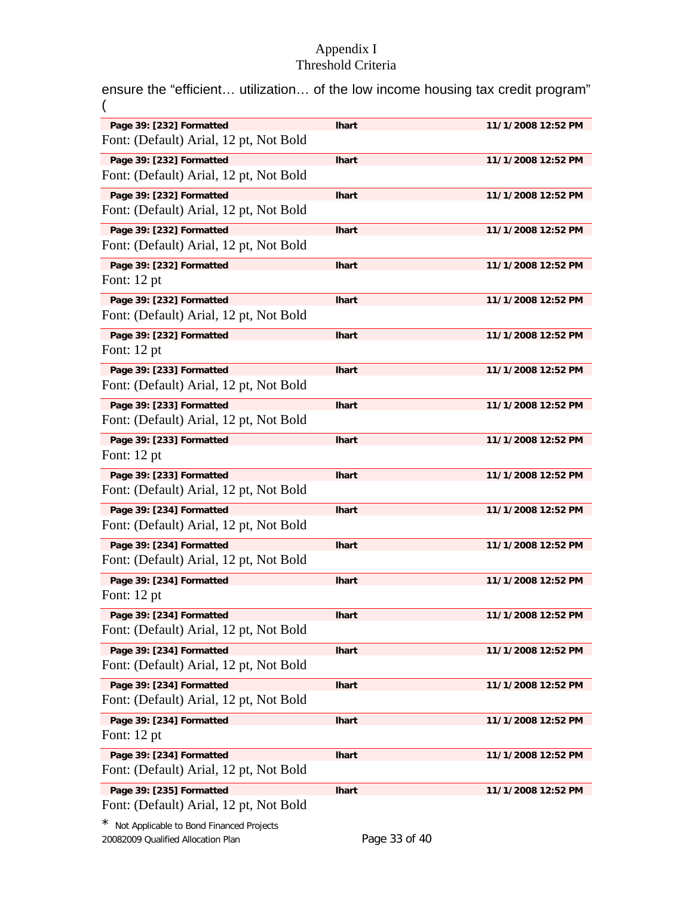ensure the "efficient… utilization… of the low income housing tax credit program" (

| Page 39: [232] Formatted | lhart | 11/1/2008 12:52 PM |
|---|---|---|

Font: (Default) Arial, 12 pt, Not Bold

| Page 39: [232] Formatted | lhart | 11/1/2008 12:52 PM |
|---|---|---|

Font: (Default) Arial, 12 pt, Not Bold

| Page 39: [232] Formatted | lhart | 11/1/2008 12:52 PM |
|---|---|---|

Font: (Default) Arial, 12 pt, Not Bold

| Page 39: [232] Formatted | lhart | 11/1/2008 12:52 PM |
|---|---|---|

Font: (Default) Arial, 12 pt, Not Bold

| Page 39: [232] Formatted | lhart | 11/1/2008 12:52 PM |
|---|---|---|

Font: 12 pt

| Page 39: [232] Formatted | lhart | 11/1/2008 12:52 PM |
|---|---|---|

Font: (Default) Arial, 12 pt, Not Bold

| Page 39: [232] Formatted | lhart | 11/1/2008 12:52 PM |
|---|---|---|

Font: 12 pt

| Page 39: [233] Formatted | lhart | 11/1/2008 12:52 PM |
|---|---|---|

Font: (Default) Arial, 12 pt, Not Bold

| Page 39: [233] Formatted | lhart | 11/1/2008 12:52 PM |
|---|---|---|

Font: (Default) Arial, 12 pt, Not Bold

| Page 39: [233] Formatted | lhart | 11/1/2008 12:52 PM |
|---|---|---|

Font: 12 pt

| Page 39: [233] Formatted | lhart | 11/1/2008 12:52 PM |
|---|---|---|

Font: (Default) Arial, 12 pt, Not Bold

| Page 39: [234] Formatted | lhart | 11/1/2008 12:52 PM |
|---|---|---|

Font: (Default) Arial, 12 pt, Not Bold

| Page 39: [234] Formatted | lhart | 11/1/2008 12:52 PM |
|---|---|---|

Font: (Default) Arial, 12 pt, Not Bold

| Page 39: [234] Formatted | lhart | 11/1/2008 12:52 PM |
|---|---|---|

Font: 12 pt

| Page 39: [234] Formatted | lhart | 11/1/2008 12:52 PM |
|---|---|---|

Font: (Default) Arial, 12 pt, Not Bold

| Page 39: [234] Formatted | lhart | 11/1/2008 12:52 PM |
|---|---|---|

Font: (Default) Arial, 12 pt, Not Bold

| Page 39: [234] Formatted | lhart | 11/1/2008 12:52 PM |
|---|---|---|

Font: (Default) Arial, 12 pt, Not Bold

| Page 39: [234] Formatted | lhart | 11/1/2008 12:52 PM |
|---|---|---|

Font: 12 pt

| Page 39: [234] Formatted | lhart | 11/1/2008 12:52 PM |
|---|---|---|

Font: (Default) Arial, 12 pt, Not Bold

| Page 39: [235] Formatted | lhart | 11/1/2008 12:52 PM |
|---|---|---|

Font: (Default) Arial, 12 pt, Not Bold

* Not Applicable to Bond Financed Projects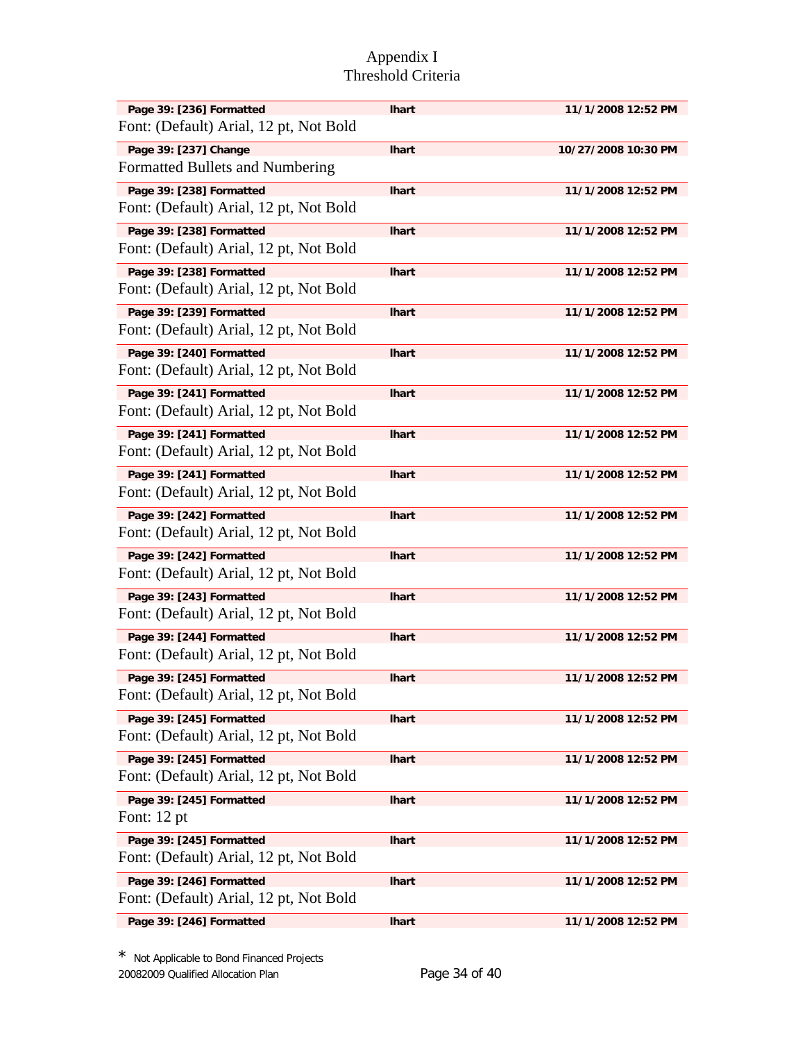Appendix I
Threshold Criteria

| Page 39: [236] Formatted | lhart | 11/1/2008 12:52 PM |
|---|---|---|

Font: (Default) Arial, 12 pt, Not Bold

| Page 39: [237] Change | lhart | 10/27/2008 10:30 PM |
|---|---|---|

Formatted Bullets and Numbering

| Page 39: [238] Formatted | lhart | 11/1/2008 12:52 PM |
|---|---|---|

Font: (Default) Arial, 12 pt, Not Bold

| Page 39: [238] Formatted | lhart | 11/1/2008 12:52 PM |
|---|---|---|

Font: (Default) Arial, 12 pt, Not Bold

| Page 39: [238] Formatted | lhart | 11/1/2008 12:52 PM |
|---|---|---|

Font: (Default) Arial, 12 pt, Not Bold

| Page 39: [239] Formatted | lhart | 11/1/2008 12:52 PM |
|---|---|---|

Font: (Default) Arial, 12 pt, Not Bold

| Page 39: [240] Formatted | lhart | 11/1/2008 12:52 PM |
|---|---|---|

Font: (Default) Arial, 12 pt, Not Bold

| Page 39: [241] Formatted | lhart | 11/1/2008 12:52 PM |
|---|---|---|

Font: (Default) Arial, 12 pt, Not Bold

| Page 39: [241] Formatted | lhart | 11/1/2008 12:52 PM |
|---|---|---|

Font: (Default) Arial, 12 pt, Not Bold

| Page 39: [241] Formatted | lhart | 11/1/2008 12:52 PM |
|---|---|---|

Font: (Default) Arial, 12 pt, Not Bold

| Page 39: [242] Formatted | lhart | 11/1/2008 12:52 PM |
|---|---|---|

Font: (Default) Arial, 12 pt, Not Bold

| Page 39: [242] Formatted | lhart | 11/1/2008 12:52 PM |
|---|---|---|

Font: (Default) Arial, 12 pt, Not Bold

| Page 39: [243] Formatted | lhart | 11/1/2008 12:52 PM |
|---|---|---|

Font: (Default) Arial, 12 pt, Not Bold

| Page 39: [244] Formatted | lhart | 11/1/2008 12:52 PM |
|---|---|---|

Font: (Default) Arial, 12 pt, Not Bold

| Page 39: [245] Formatted | lhart | 11/1/2008 12:52 PM |
|---|---|---|

Font: (Default) Arial, 12 pt, Not Bold

| Page 39: [245] Formatted | lhart | 11/1/2008 12:52 PM |
|---|---|---|

Font: (Default) Arial, 12 pt, Not Bold

| Page 39: [245] Formatted | lhart | 11/1/2008 12:52 PM |
|---|---|---|

Font: (Default) Arial, 12 pt, Not Bold

| Page 39: [245] Formatted | lhart | 11/1/2008 12:52 PM |
|---|---|---|

Font: 12 pt

| Page 39: [245] Formatted | lhart | 11/1/2008 12:52 PM |
|---|---|---|

Font: (Default) Arial, 12 pt, Not Bold

| Page 39: [246] Formatted | lhart | 11/1/2008 12:52 PM |
|---|---|---|

Font: (Default) Arial, 12 pt, Not Bold

| Page 39: [246] Formatted | lhart | 11/1/2008 12:52 PM |
|---|---|---|

* Not Applicable to Bond Financed Projects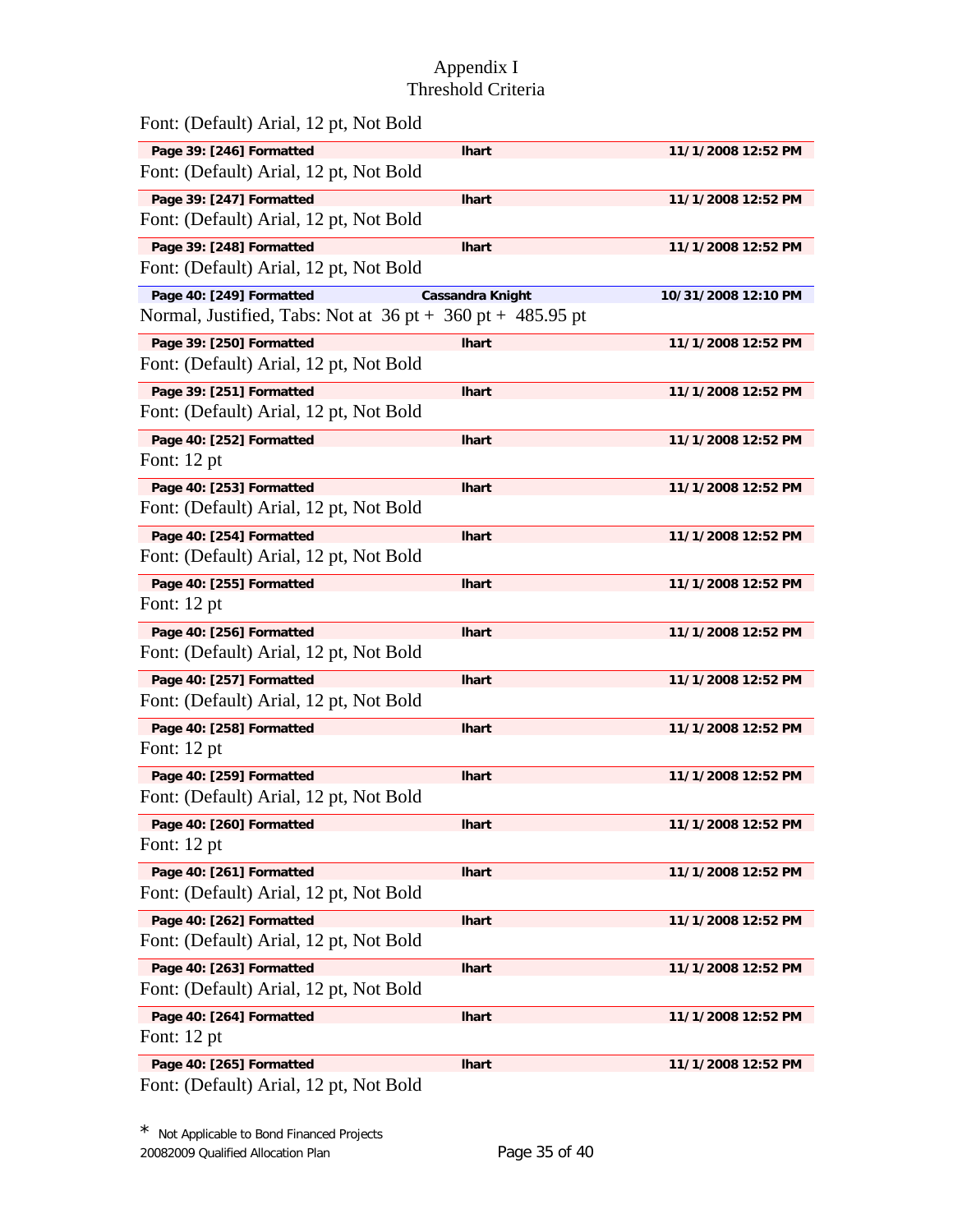Appendix I
Threshold Criteria

Font: (Default) Arial, 12 pt, Not Bold

| Page 39: [246] Formatted | lhart | 11/1/2008 12:52 PM |
|---|---|---|

Font: (Default) Arial, 12 pt, Not Bold

| Page 39: [247] Formatted | lhart | 11/1/2008 12:52 PM |
|---|---|---|

Font: (Default) Arial, 12 pt, Not Bold

| Page 39: [248] Formatted | lhart | 11/1/2008 12:52 PM |
|---|---|---|

Font: (Default) Arial, 12 pt, Not Bold

| Page 40: [249] Formatted | Cassandra Knight | 10/31/2008 12:10 PM |
|---|---|---|

Normal, Justified, Tabs: Not at 36 pt + 360 pt + 485.95 pt

| Page 39: [250] Formatted | lhart | 11/1/2008 12:52 PM |
|---|---|---|

Font: (Default) Arial, 12 pt, Not Bold

| Page 39: [251] Formatted | lhart | 11/1/2008 12:52 PM |
|---|---|---|

Font: (Default) Arial, 12 pt, Not Bold

| Page 40: [252] Formatted | lhart | 11/1/2008 12:52 PM |
|---|---|---|

Font: 12 pt

| Page 40: [253] Formatted | lhart | 11/1/2008 12:52 PM |
|---|---|---|

Font: (Default) Arial, 12 pt, Not Bold

| Page 40: [254] Formatted | lhart | 11/1/2008 12:52 PM |
|---|---|---|

Font: (Default) Arial, 12 pt, Not Bold

| Page 40: [255] Formatted | lhart | 11/1/2008 12:52 PM |
|---|---|---|

Font: 12 pt

| Page 40: [256] Formatted | lhart | 11/1/2008 12:52 PM |
|---|---|---|

Font: (Default) Arial, 12 pt, Not Bold

| Page 40: [257] Formatted | lhart | 11/1/2008 12:52 PM |
|---|---|---|

Font: (Default) Arial, 12 pt, Not Bold

| Page 40: [258] Formatted | lhart | 11/1/2008 12:52 PM |
|---|---|---|

Font: 12 pt

| Page 40: [259] Formatted | lhart | 11/1/2008 12:52 PM |
|---|---|---|

Font: (Default) Arial, 12 pt, Not Bold

| Page 40: [260] Formatted | lhart | 11/1/2008 12:52 PM |
|---|---|---|

Font: 12 pt

| Page 40: [261] Formatted | lhart | 11/1/2008 12:52 PM |
|---|---|---|

Font: (Default) Arial, 12 pt, Not Bold

| Page 40: [262] Formatted | lhart | 11/1/2008 12:52 PM |
|---|---|---|

Font: (Default) Arial, 12 pt, Not Bold

| Page 40: [263] Formatted | lhart | 11/1/2008 12:52 PM |
|---|---|---|

Font: (Default) Arial, 12 pt, Not Bold

| Page 40: [264] Formatted | lhart | 11/1/2008 12:52 PM |
|---|---|---|

Font: 12 pt

| Page 40: [265] Formatted | lhart | 11/1/2008 12:52 PM |
|---|---|---|

Font: (Default) Arial, 12 pt, Not Bold

* Not Applicable to Bond Financed Projects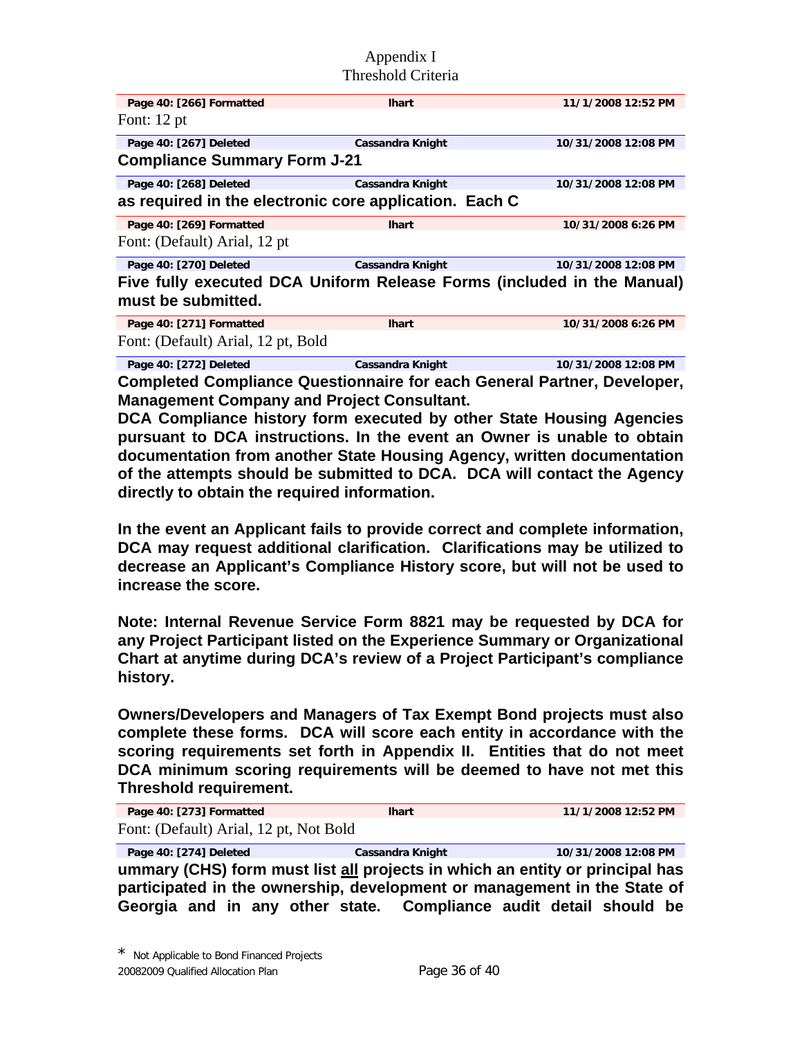| Page 40: [266] Formatted | lhart | 11/1/2008 12:52 PM |
|---|---|---|

Font: 12 pt

| Page 40: [267] Deleted | Cassandra Knight | 10/31/2008 12:08 PM |
|---|---|---|

**Compliance Summary Form J-21**

| Page 40: [268] Deleted | Cassandra Knight | 10/31/2008 12:08 PM |
|---|---|---|

**as required in the electronic core application. Each C**

| Page 40: [269] Formatted | lhart | 10/31/2008 6:26 PM |
|---|---|---|

Font: (Default) Arial, 12 pt

| Page 40: [270] Deleted | Cassandra Knight | 10/31/2008 12:08 PM |
|---|---|---|

**Five fully executed DCA Uniform Release Forms (included in the Manual) must be submitted.**

| Page 40: [271] Formatted | lhart | 10/31/2008 6:26 PM |
|---|---|---|

Font: (Default) Arial, 12 pt, Bold

| Page 40: [272] Deleted | Cassandra Knight | 10/31/2008 12:08 PM |
|---|---|---|

**Completed Compliance Questionnaire for each General Partner, Developer, Management Company and Project Consultant.**

**DCA Compliance history form executed by other State Housing Agencies pursuant to DCA instructions. In the event an Owner is unable to obtain documentation from another State Housing Agency, written documentation of the attempts should be submitted to DCA. DCA will contact the Agency directly to obtain the required information.**

**In the event an Applicant fails to provide correct and complete information, DCA may request additional clarification. Clarifications may be utilized to decrease an Applicant's Compliance History score, but will not be used to increase the score.**

**Note: Internal Revenue Service Form 8821 may be requested by DCA for any Project Participant listed on the Experience Summary or Organizational Chart at anytime during DCA's review of a Project Participant's compliance history.**

**Owners/Developers and Managers of Tax Exempt Bond projects must also complete these forms. DCA will score each entity in accordance with the scoring requirements set forth in Appendix II. Entities that do not meet DCA minimum scoring requirements will be deemed to have not met this Threshold requirement.**

| Page 40: [273] Formatted | lhart | 11/1/2008 12:52 PM |
|---|---|---|

Font: (Default) Arial, 12 pt, Not Bold

| Page 40: [274] Deleted | Cassandra Knight | 10/31/2008 12:08 PM |
|---|---|---|

**ummary (CHS) form must list <u>all</u> projects in which an entity or principal has participated in the ownership, development or management in the State of Georgia and in any other state. Compliance audit detail should be**

* Not Applicable to Bond Financed Projects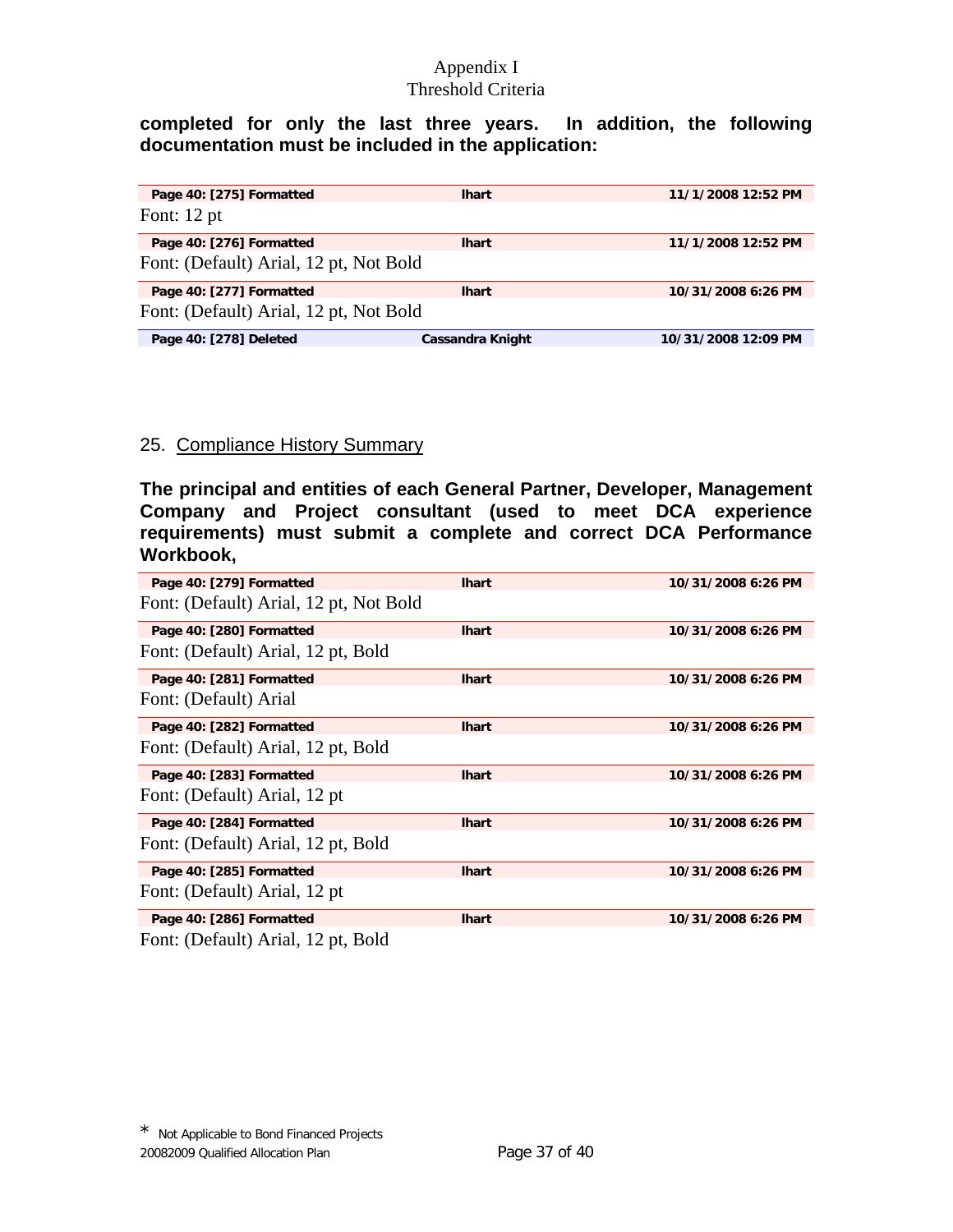**completed for only the last three years. In addition, the following documentation must be included in the application:**

| Page 40: [275] Formatted | lhart | 11/1/2008 12:52 PM |
|---|---|---|

Font: 12 pt

| Page 40: [276] Formatted | lhart | 11/1/2008 12:52 PM |
|---|---|---|

Font: (Default) Arial, 12 pt, Not Bold

| Page 40: [277] Formatted | lhart | 10/31/2008 6:26 PM |
|---|---|---|

Font: (Default) Arial, 12 pt, Not Bold

| Page 40: [278] Deleted | Cassandra Knight | 10/31/2008 12:09 PM |
|---|---|---|

25. Compliance History Summary

**The principal and entities of each General Partner, Developer, Management Company and Project consultant (used to meet DCA experience requirements) must submit a complete and correct DCA Performance Workbook,**

| Page 40: [279] Formatted | lhart | 10/31/2008 6:26 PM |
|---|---|---|

Font: (Default) Arial, 12 pt, Not Bold

| Page 40: [280] Formatted | lhart | 10/31/2008 6:26 PM |
|---|---|---|

Font: (Default) Arial, 12 pt, Bold

| Page 40: [281] Formatted | lhart | 10/31/2008 6:26 PM |
|---|---|---|

Font: (Default) Arial

| Page 40: [282] Formatted | lhart | 10/31/2008 6:26 PM |
|---|---|---|

Font: (Default) Arial, 12 pt, Bold

| Page 40: [283] Formatted | lhart | 10/31/2008 6:26 PM |
|---|---|---|

Font: (Default) Arial, 12 pt

| Page 40: [284] Formatted | lhart | 10/31/2008 6:26 PM |
|---|---|---|

Font: (Default) Arial, 12 pt, Bold

| Page 40: [285] Formatted | lhart | 10/31/2008 6:26 PM |
|---|---|---|

Font: (Default) Arial, 12 pt

| Page 40: [286] Formatted | lhart | 10/31/2008 6:26 PM |
|---|---|---|

Font: (Default) Arial, 12 pt, Bold

\* Not Applicable to Bond Financed Projects